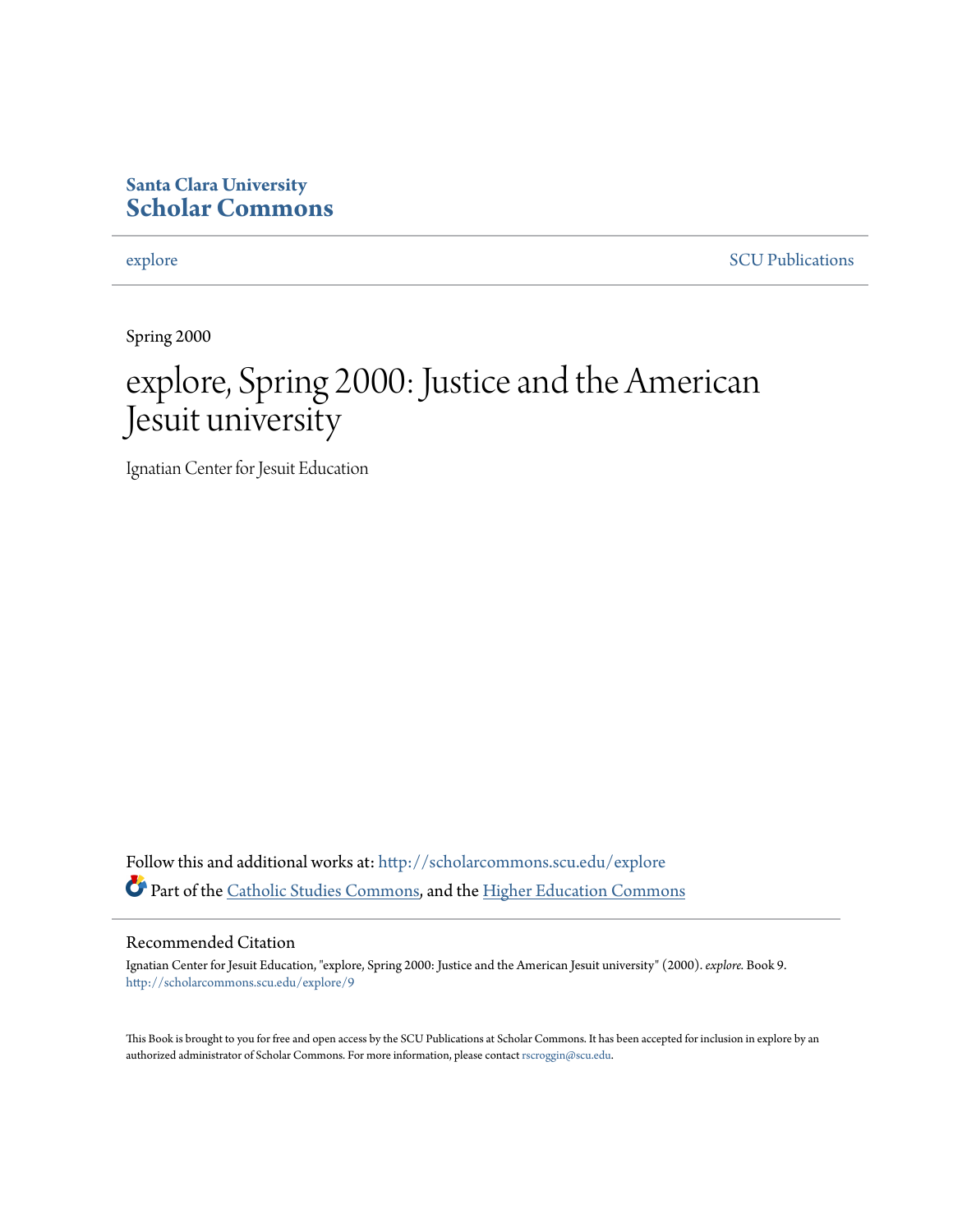**Santa Clara University**
**Scholar Commons**

explore | SCU Publications

Spring 2000

# explore, Spring 2000: Justice and the American Jesuit university

Ignatian Center for Jesuit Education

Follow this and additional works at: http://scholarcommons.scu.edu/explore

Part of the Catholic Studies Commons, and the Higher Education Commons

## Recommended Citation

Ignatian Center for Jesuit Education, "explore, Spring 2000: Justice and the American Jesuit university" (2000). *explore.* Book 9.
http://scholarcommons.scu.edu/explore/9

This Book is brought to you for free and open access by the SCU Publications at Scholar Commons. It has been accepted for inclusion in explore by an authorized administrator of Scholar Commons. For more information, please contact rscroggin@scu.edu.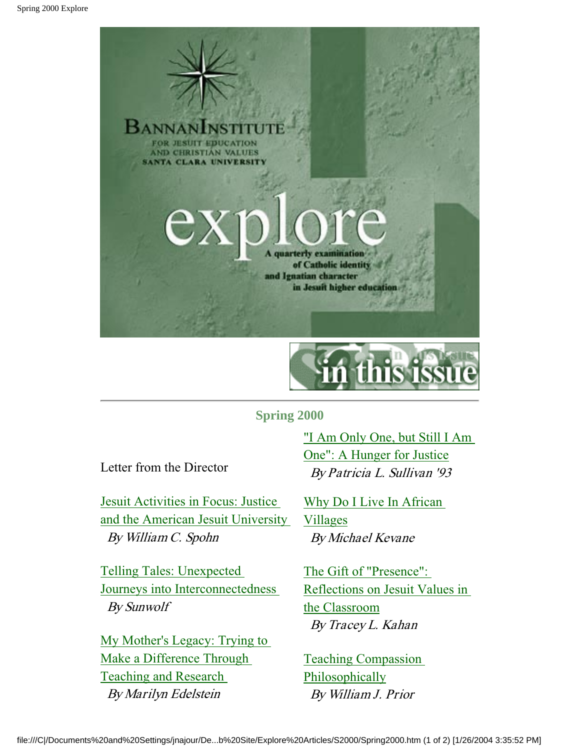# BANNAN INSTITUTE

FOR JESUIT EDUCATION AND CHRISTIAN VALUES
SANTA CLARA UNIVERSITY

# explore

A quarterly examination of Catholic identity and Ignatian character in Jesuit higher education

## in this issue

### Spring 2000

Letter from the Director

Jesuit Activities in Focus: Justice and the American Jesuit University
*By William C. Spohn*

Telling Tales: Unexpected Journeys into Interconnectedness
*By Sunwolf*

My Mother's Legacy: Trying to Make a Difference Through Teaching and Research
*By Marilyn Edelstein*

"I Am Only One, but Still I Am One": A Hunger for Justice
*By Patricia L. Sullivan '93*

Why Do I Live In African Villages
*By Michael Kevane*

The Gift of "Presence": Reflections on Jesuit Values in the Classroom
*By Tracey L. Kahan*

Teaching Compassion Philosophically
*By William J. Prior*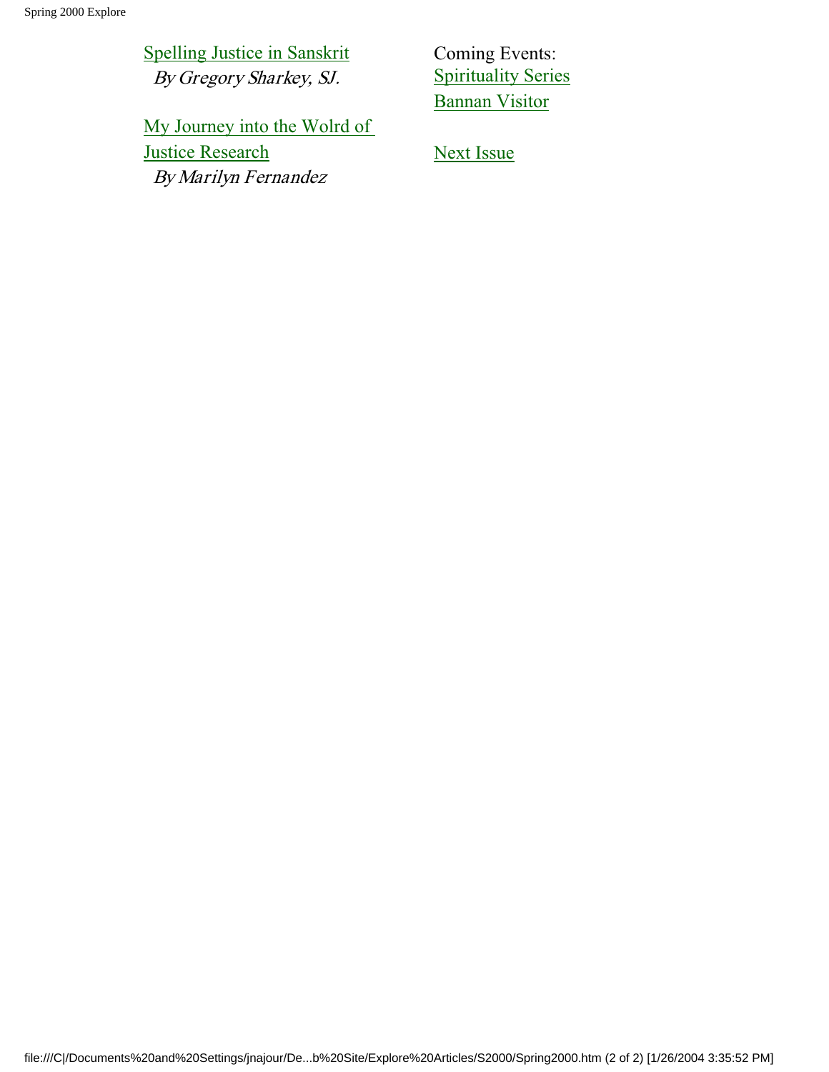Spelling Justice in Sanskrit
*By Gregory Sharkey, SJ.*

My Journey into the Wolrd of Justice Research
*By Marilyn Fernandez*

Coming Events:
Spirituality Series
Bannan Visitor

Next Issue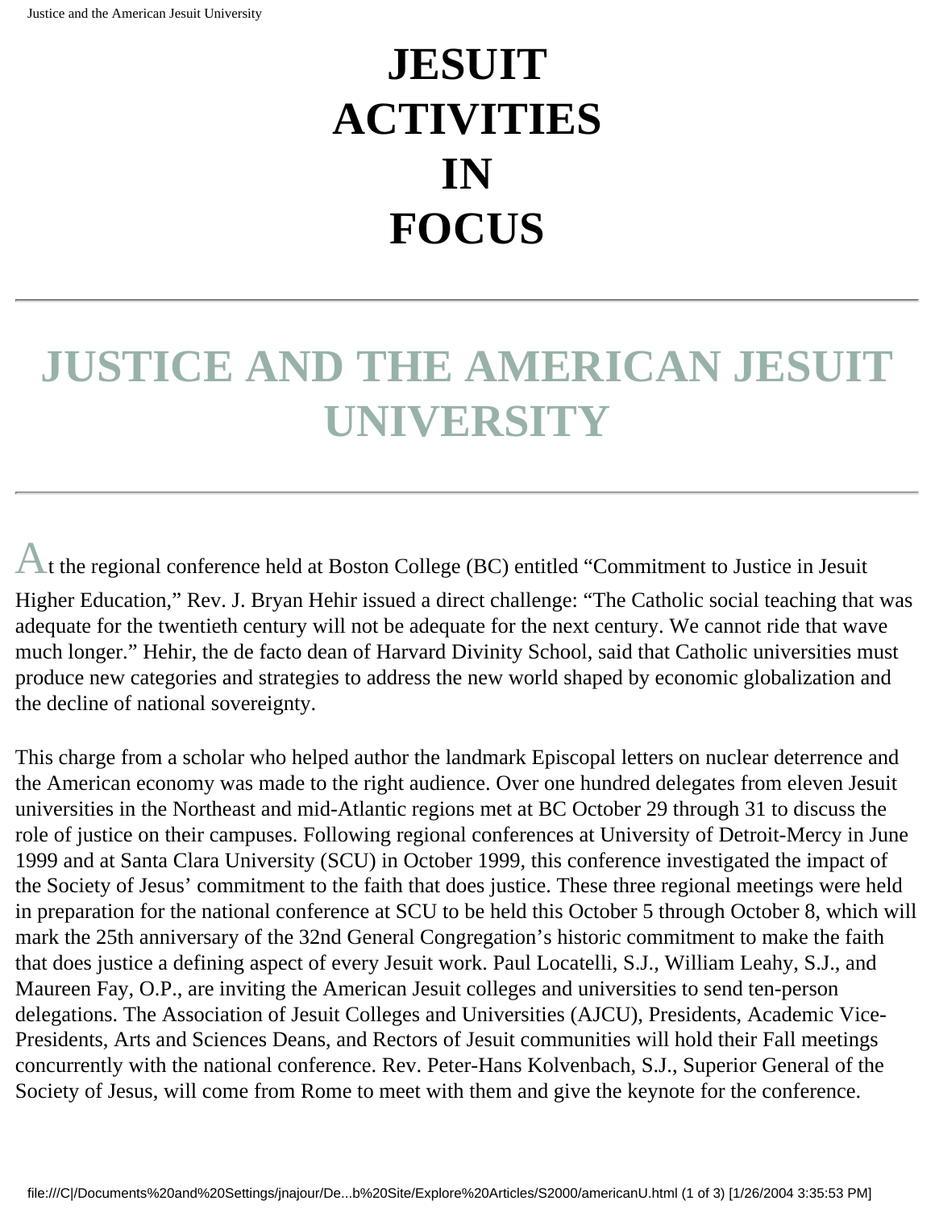# JESUIT ACTIVITIES IN FOCUS

## JUSTICE AND THE AMERICAN JESUIT UNIVERSITY

At the regional conference held at Boston College (BC) entitled "Commitment to Justice in Jesuit Higher Education," Rev. J. Bryan Hehir issued a direct challenge: "The Catholic social teaching that was adequate for the twentieth century will not be adequate for the next century. We cannot ride that wave much longer." Hehir, the de facto dean of Harvard Divinity School, said that Catholic universities must produce new categories and strategies to address the new world shaped by economic globalization and the decline of national sovereignty.

This charge from a scholar who helped author the landmark Episcopal letters on nuclear deterrence and the American economy was made to the right audience. Over one hundred delegates from eleven Jesuit universities in the Northeast and mid-Atlantic regions met at BC October 29 through 31 to discuss the role of justice on their campuses. Following regional conferences at University of Detroit-Mercy in June 1999 and at Santa Clara University (SCU) in October 1999, this conference investigated the impact of the Society of Jesus' commitment to the faith that does justice. These three regional meetings were held in preparation for the national conference at SCU to be held this October 5 through October 8, which will mark the 25th anniversary of the 32nd General Congregation's historic commitment to make the faith that does justice a defining aspect of every Jesuit work. Paul Locatelli, S.J., William Leahy, S.J., and Maureen Fay, O.P., are inviting the American Jesuit colleges and universities to send ten-person delegations. The Association of Jesuit Colleges and Universities (AJCU), Presidents, Academic Vice-Presidents, Arts and Sciences Deans, and Rectors of Jesuit communities will hold their Fall meetings concurrently with the national conference. Rev. Peter-Hans Kolvenbach, S.J., Superior General of the Society of Jesus, will come from Rome to meet with them and give the keynote for the conference.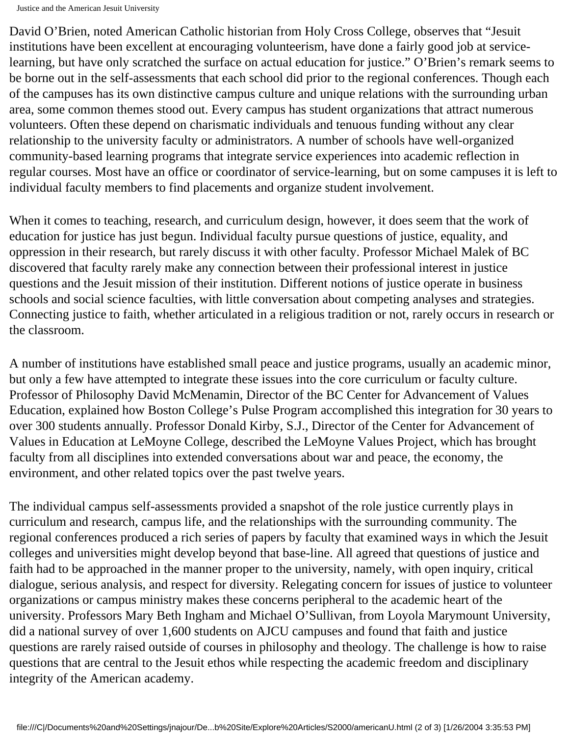David O'Brien, noted American Catholic historian from Holy Cross College, observes that "Jesuit institutions have been excellent at encouraging volunteerism, have done a fairly good job at service-learning, but have only scratched the surface on actual education for justice." O'Brien's remark seems to be borne out in the self-assessments that each school did prior to the regional conferences. Though each of the campuses has its own distinctive campus culture and unique relations with the surrounding urban area, some common themes stood out. Every campus has student organizations that attract numerous volunteers. Often these depend on charismatic individuals and tenuous funding without any clear relationship to the university faculty or administrators. A number of schools have well-organized community-based learning programs that integrate service experiences into academic reflection in regular courses. Most have an office or coordinator of service-learning, but on some campuses it is left to individual faculty members to find placements and organize student involvement.

When it comes to teaching, research, and curriculum design, however, it does seem that the work of education for justice has just begun. Individual faculty pursue questions of justice, equality, and oppression in their research, but rarely discuss it with other faculty. Professor Michael Malek of BC discovered that faculty rarely make any connection between their professional interest in justice questions and the Jesuit mission of their institution. Different notions of justice operate in business schools and social science faculties, with little conversation about competing analyses and strategies. Connecting justice to faith, whether articulated in a religious tradition or not, rarely occurs in research or the classroom.

A number of institutions have established small peace and justice programs, usually an academic minor, but only a few have attempted to integrate these issues into the core curriculum or faculty culture. Professor of Philosophy David McMenamin, Director of the BC Center for Advancement of Values Education, explained how Boston College's Pulse Program accomplished this integration for 30 years to over 300 students annually. Professor Donald Kirby, S.J., Director of the Center for Advancement of Values in Education at LeMoyne College, described the LeMoyne Values Project, which has brought faculty from all disciplines into extended conversations about war and peace, the economy, the environment, and other related topics over the past twelve years.

The individual campus self-assessments provided a snapshot of the role justice currently plays in curriculum and research, campus life, and the relationships with the surrounding community. The regional conferences produced a rich series of papers by faculty that examined ways in which the Jesuit colleges and universities might develop beyond that base-line. All agreed that questions of justice and faith had to be approached in the manner proper to the university, namely, with open inquiry, critical dialogue, serious analysis, and respect for diversity. Relegating concern for issues of justice to volunteer organizations or campus ministry makes these concerns peripheral to the academic heart of the university. Professors Mary Beth Ingham and Michael O'Sullivan, from Loyola Marymount University, did a national survey of over 1,600 students on AJCU campuses and found that faith and justice questions are rarely raised outside of courses in philosophy and theology. The challenge is how to raise questions that are central to the Jesuit ethos while respecting the academic freedom and disciplinary integrity of the American academy.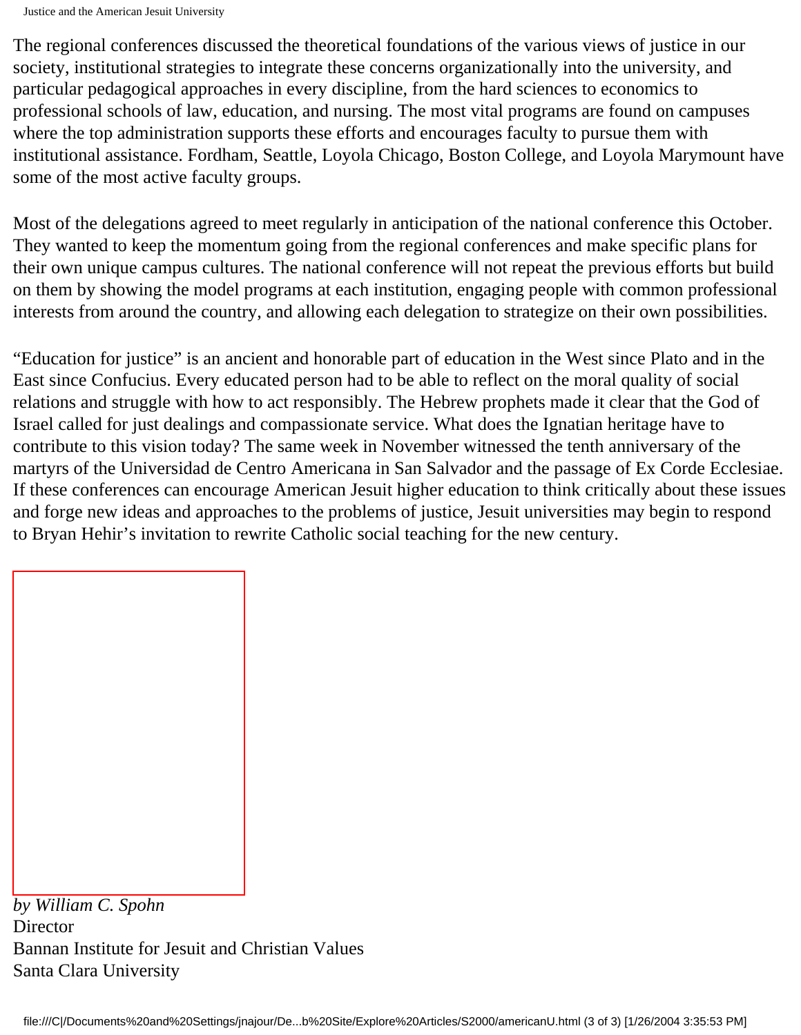The regional conferences discussed the theoretical foundations of the various views of justice in our society, institutional strategies to integrate these concerns organizationally into the university, and particular pedagogical approaches in every discipline, from the hard sciences to economics to professional schools of law, education, and nursing. The most vital programs are found on campuses where the top administration supports these efforts and encourages faculty to pursue them with institutional assistance. Fordham, Seattle, Loyola Chicago, Boston College, and Loyola Marymount have some of the most active faculty groups.

Most of the delegations agreed to meet regularly in anticipation of the national conference this October. They wanted to keep the momentum going from the regional conferences and make specific plans for their own unique campus cultures. The national conference will not repeat the previous efforts but build on them by showing the model programs at each institution, engaging people with common professional interests from around the country, and allowing each delegation to strategize on their own possibilities.

"Education for justice" is an ancient and honorable part of education in the West since Plato and in the East since Confucius. Every educated person had to be able to reflect on the moral quality of social relations and struggle with how to act responsibly. The Hebrew prophets made it clear that the God of Israel called for just dealings and compassionate service. What does the Ignatian heritage have to contribute to this vision today? The same week in November witnessed the tenth anniversary of the martyrs of the Universidad de Centro Americana in San Salvador and the passage of Ex Corde Ecclesiae. If these conferences can encourage American Jesuit higher education to think critically about these issues and forge new ideas and approaches to the problems of justice, Jesuit universities may begin to respond to Bryan Hehir's invitation to rewrite Catholic social teaching for the new century.

*by William C. Spohn*
Director
Bannan Institute for Jesuit and Christian Values
Santa Clara University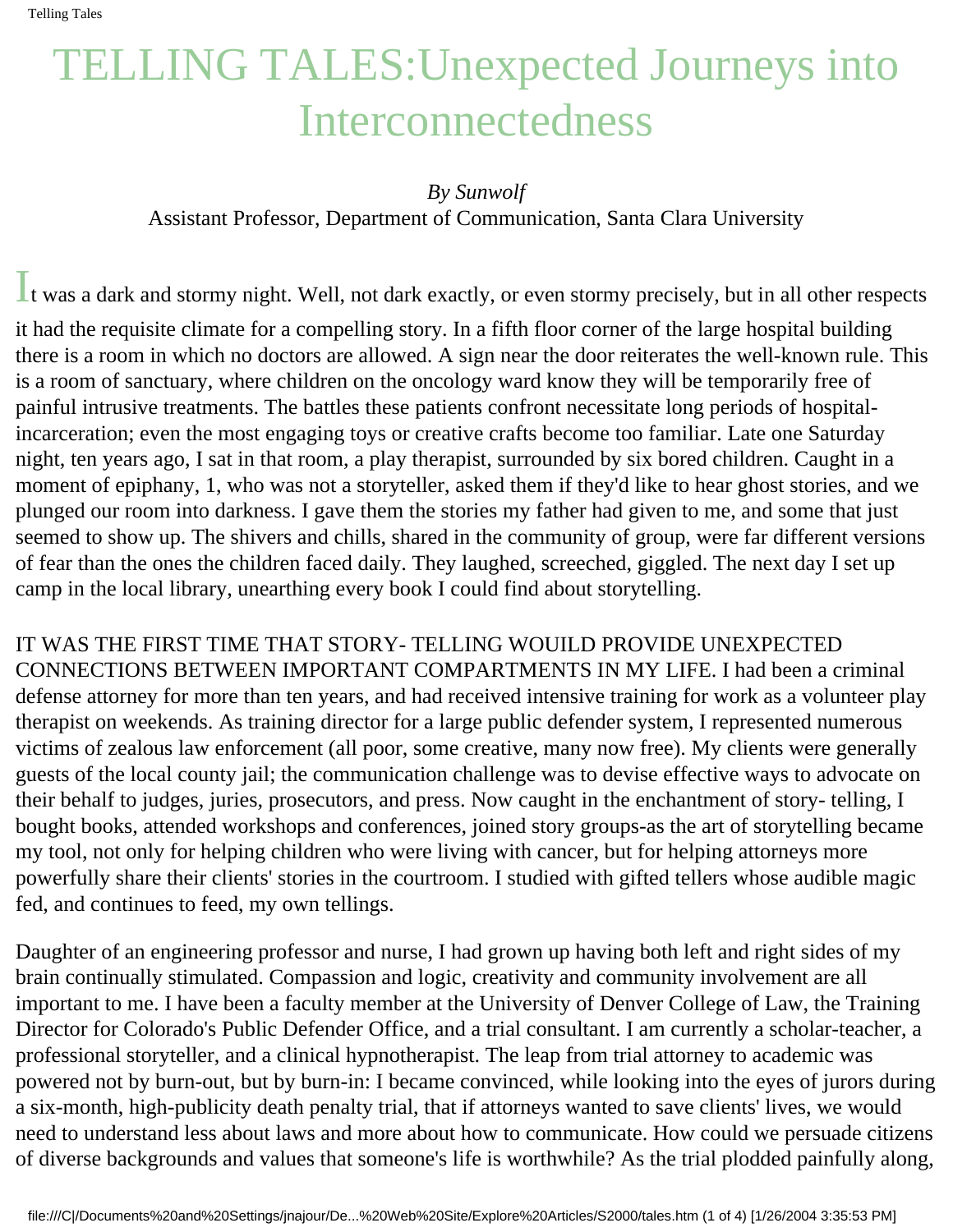# TELLING TALES:Unexpected Journeys into Interconnectedness

*By Sunwolf*
Assistant Professor, Department of Communication, Santa Clara University

It was a dark and stormy night. Well, not dark exactly, or even stormy precisely, but in all other respects it had the requisite climate for a compelling story. In a fifth floor corner of the large hospital building there is a room in which no doctors are allowed. A sign near the door reiterates the well-known rule. This is a room of sanctuary, where children on the oncology ward know they will be temporarily free of painful intrusive treatments. The battles these patients confront necessitate long periods of hospital-incarceration; even the most engaging toys or creative crafts become too familiar. Late one Saturday night, ten years ago, I sat in that room, a play therapist, surrounded by six bored children. Caught in a moment of epiphany, 1, who was not a storyteller, asked them if they'd like to hear ghost stories, and we plunged our room into darkness. I gave them the stories my father had given to me, and some that just seemed to show up. The shivers and chills, shared in the community of group, were far different versions of fear than the ones the children faced daily. They laughed, screeched, giggled. The next day I set up camp in the local library, unearthing every book I could find about storytelling.

IT WAS THE FIRST TIME THAT STORY- TELLING WOUILD PROVIDE UNEXPECTED CONNECTIONS BETWEEN IMPORTANT COMPARTMENTS IN MY LIFE. I had been a criminal defense attorney for more than ten years, and had received intensive training for work as a volunteer play therapist on weekends. As training director for a large public defender system, I represented numerous victims of zealous law enforcement (all poor, some creative, many now free). My clients were generally guests of the local county jail; the communication challenge was to devise effective ways to advocate on their behalf to judges, juries, prosecutors, and press. Now caught in the enchantment of story- telling, I bought books, attended workshops and conferences, joined story groups-as the art of storytelling became my tool, not only for helping children who were living with cancer, but for helping attorneys more powerfully share their clients' stories in the courtroom. I studied with gifted tellers whose audible magic fed, and continues to feed, my own tellings.

Daughter of an engineering professor and nurse, I had grown up having both left and right sides of my brain continually stimulated. Compassion and logic, creativity and community involvement are all important to me. I have been a faculty member at the University of Denver College of Law, the Training Director for Colorado's Public Defender Office, and a trial consultant. I am currently a scholar-teacher, a professional storyteller, and a clinical hypnotherapist. The leap from trial attorney to academic was powered not by burn-out, but by burn-in: I became convinced, while looking into the eyes of jurors during a six-month, high-publicity death penalty trial, that if attorneys wanted to save clients' lives, we would need to understand less about laws and more about how to communicate. How could we persuade citizens of diverse backgrounds and values that someone's life is worthwhile? As the trial plodded painfully along,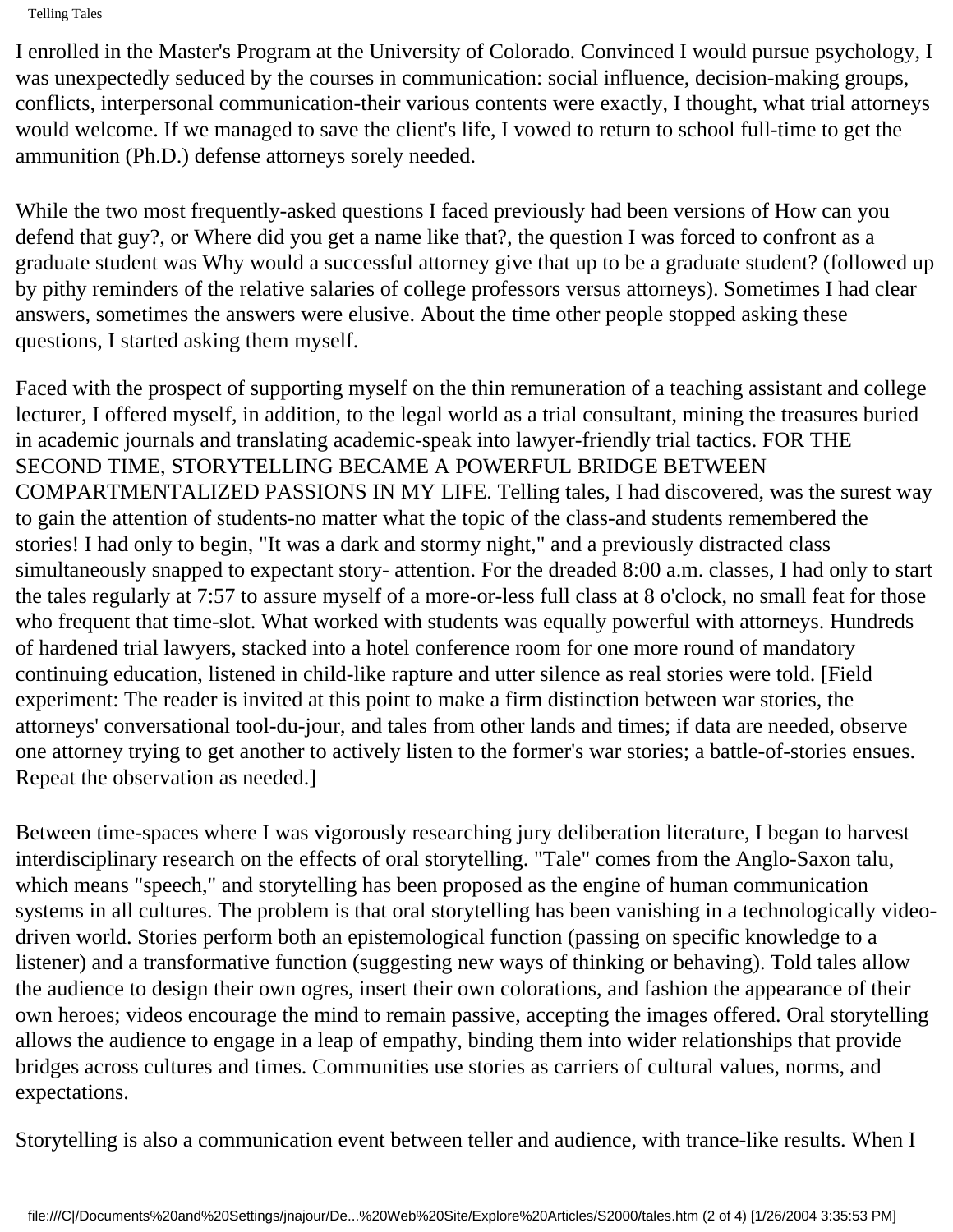I enrolled in the Master's Program at the University of Colorado. Convinced I would pursue psychology, I was unexpectedly seduced by the courses in communication: social influence, decision-making groups, conflicts, interpersonal communication-their various contents were exactly, I thought, what trial attorneys would welcome. If we managed to save the client's life, I vowed to return to school full-time to get the ammunition (Ph.D.) defense attorneys sorely needed.

While the two most frequently-asked questions I faced previously had been versions of How can you defend that guy?, or Where did you get a name like that?, the question I was forced to confront as a graduate student was Why would a successful attorney give that up to be a graduate student? (followed up by pithy reminders of the relative salaries of college professors versus attorneys). Sometimes I had clear answers, sometimes the answers were elusive. About the time other people stopped asking these questions, I started asking them myself.

Faced with the prospect of supporting myself on the thin remuneration of a teaching assistant and college lecturer, I offered myself, in addition, to the legal world as a trial consultant, mining the treasures buried in academic journals and translating academic-speak into lawyer-friendly trial tactics. FOR THE SECOND TIME, STORYTELLING BECAME A POWERFUL BRIDGE BETWEEN COMPARTMENTALIZED PASSIONS IN MY LIFE. Telling tales, I had discovered, was the surest way to gain the attention of students-no matter what the topic of the class-and students remembered the stories! I had only to begin, "It was a dark and stormy night," and a previously distracted class simultaneously snapped to expectant story- attention. For the dreaded 8:00 a.m. classes, I had only to start the tales regularly at 7:57 to assure myself of a more-or-less full class at 8 o'clock, no small feat for those who frequent that time-slot. What worked with students was equally powerful with attorneys. Hundreds of hardened trial lawyers, stacked into a hotel conference room for one more round of mandatory continuing education, listened in child-like rapture and utter silence as real stories were told. [Field experiment: The reader is invited at this point to make a firm distinction between war stories, the attorneys' conversational tool-du-jour, and tales from other lands and times; if data are needed, observe one attorney trying to get another to actively listen to the former's war stories; a battle-of-stories ensues. Repeat the observation as needed.]

Between time-spaces where I was vigorously researching jury deliberation literature, I began to harvest interdisciplinary research on the effects of oral storytelling. "Tale" comes from the Anglo-Saxon talu, which means "speech," and storytelling has been proposed as the engine of human communication systems in all cultures. The problem is that oral storytelling has been vanishing in a technologically video-driven world. Stories perform both an epistemological function (passing on specific knowledge to a listener) and a transformative function (suggesting new ways of thinking or behaving). Told tales allow the audience to design their own ogres, insert their own colorations, and fashion the appearance of their own heroes; videos encourage the mind to remain passive, accepting the images offered. Oral storytelling allows the audience to engage in a leap of empathy, binding them into wider relationships that provide bridges across cultures and times. Communities use stories as carriers of cultural values, norms, and expectations.

Storytelling is also a communication event between teller and audience, with trance-like results. When I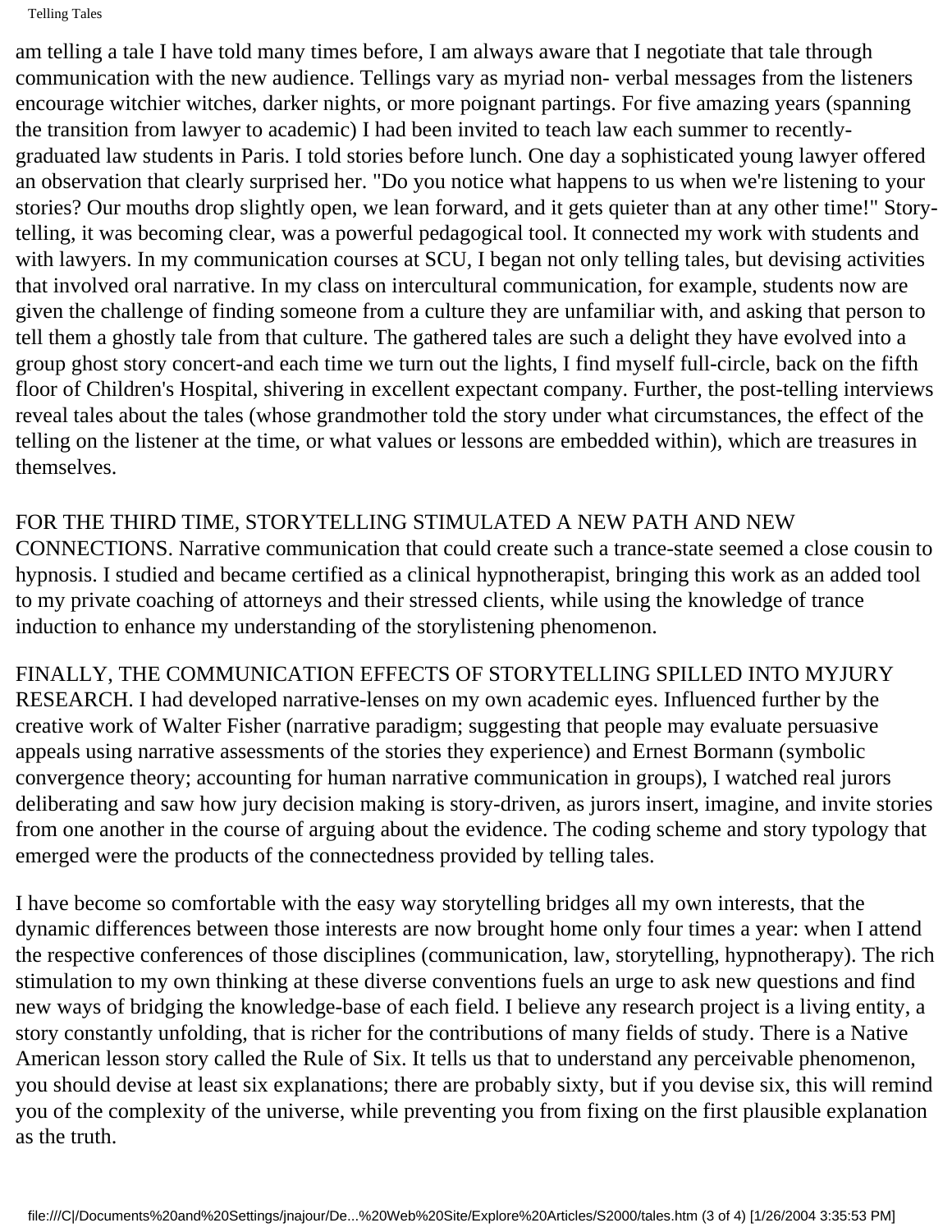am telling a tale I have told many times before, I am always aware that I negotiate that tale through communication with the new audience. Tellings vary as myriad non- verbal messages from the listeners encourage witchier witches, darker nights, or more poignant partings. For five amazing years (spanning the transition from lawyer to academic) I had been invited to teach law each summer to recently-graduated law students in Paris. I told stories before lunch. One day a sophisticated young lawyer offered an observation that clearly surprised her. "Do you notice what happens to us when we're listening to your stories? Our mouths drop slightly open, we lean forward, and it gets quieter than at any other time!" Story-telling, it was becoming clear, was a powerful pedagogical tool. It connected my work with students and with lawyers. In my communication courses at SCU, I began not only telling tales, but devising activities that involved oral narrative. In my class on intercultural communication, for example, students now are given the challenge of finding someone from a culture they are unfamiliar with, and asking that person to tell them a ghostly tale from that culture. The gathered tales are such a delight they have evolved into a group ghost story concert-and each time we turn out the lights, I find myself full-circle, back on the fifth floor of Children's Hospital, shivering in excellent expectant company. Further, the post-telling interviews reveal tales about the tales (whose grandmother told the story under what circumstances, the effect of the telling on the listener at the time, or what values or lessons are embedded within), which are treasures in themselves.

FOR THE THIRD TIME, STORYTELLING STIMULATED A NEW PATH AND NEW CONNECTIONS. Narrative communication that could create such a trance-state seemed a close cousin to hypnosis. I studied and became certified as a clinical hypnotherapist, bringing this work as an added tool to my private coaching of attorneys and their stressed clients, while using the knowledge of trance induction to enhance my understanding of the storylistening phenomenon.

FINALLY, THE COMMUNICATION EFFECTS OF STORYTELLING SPILLED INTO MYJURY RESEARCH. I had developed narrative-lenses on my own academic eyes. Influenced further by the creative work of Walter Fisher (narrative paradigm; suggesting that people may evaluate persuasive appeals using narrative assessments of the stories they experience) and Ernest Bormann (symbolic convergence theory; accounting for human narrative communication in groups), I watched real jurors deliberating and saw how jury decision making is story-driven, as jurors insert, imagine, and invite stories from one another in the course of arguing about the evidence. The coding scheme and story typology that emerged were the products of the connectedness provided by telling tales.

I have become so comfortable with the easy way storytelling bridges all my own interests, that the dynamic differences between those interests are now brought home only four times a year: when I attend the respective conferences of those disciplines (communication, law, storytelling, hypnotherapy). The rich stimulation to my own thinking at these diverse conventions fuels an urge to ask new questions and find new ways of bridging the knowledge-base of each field. I believe any research project is a living entity, a story constantly unfolding, that is richer for the contributions of many fields of study. There is a Native American lesson story called the Rule of Six. It tells us that to understand any perceivable phenomenon, you should devise at least six explanations; there are probably sixty, but if you devise six, this will remind you of the complexity of the universe, while preventing you from fixing on the first plausible explanation as the truth.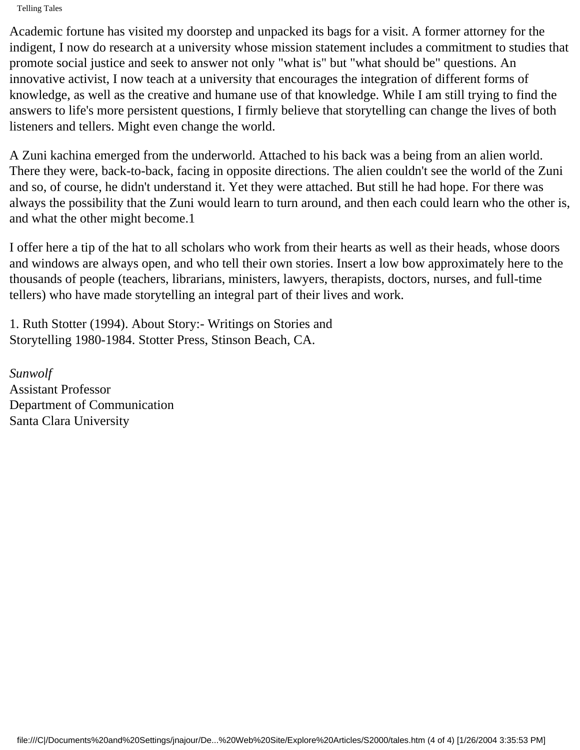Academic fortune has visited my doorstep and unpacked its bags for a visit. A former attorney for the indigent, I now do research at a university whose mission statement includes a commitment to studies that promote social justice and seek to answer not only "what is" but "what should be" questions. An innovative activist, I now teach at a university that encourages the integration of different forms of knowledge, as well as the creative and humane use of that knowledge. While I am still trying to find the answers to life's more persistent questions, I firmly believe that storytelling can change the lives of both listeners and tellers. Might even change the world.

A Zuni kachina emerged from the underworld. Attached to his back was a being from an alien world. There they were, back-to-back, facing in opposite directions. The alien couldn't see the world of the Zuni and so, of course, he didn't understand it. Yet they were attached. But still he had hope. For there was always the possibility that the Zuni would learn to turn around, and then each could learn who the other is, and what the other might become.[1]

I offer here a tip of the hat to all scholars who work from their hearts as well as their heads, whose doors and windows are always open, and who tell their own stories. Insert a low bow approximately here to the thousands of people (teachers, librarians, ministers, lawyers, therapists, doctors, nurses, and full-time tellers) who have made storytelling an integral part of their lives and work.

1. Ruth Stotter (1994). About Story:- Writings on Stories and Storytelling 1980-1984. Stotter Press, Stinson Beach, CA.

*Sunwolf*
Assistant Professor
Department of Communication
Santa Clara University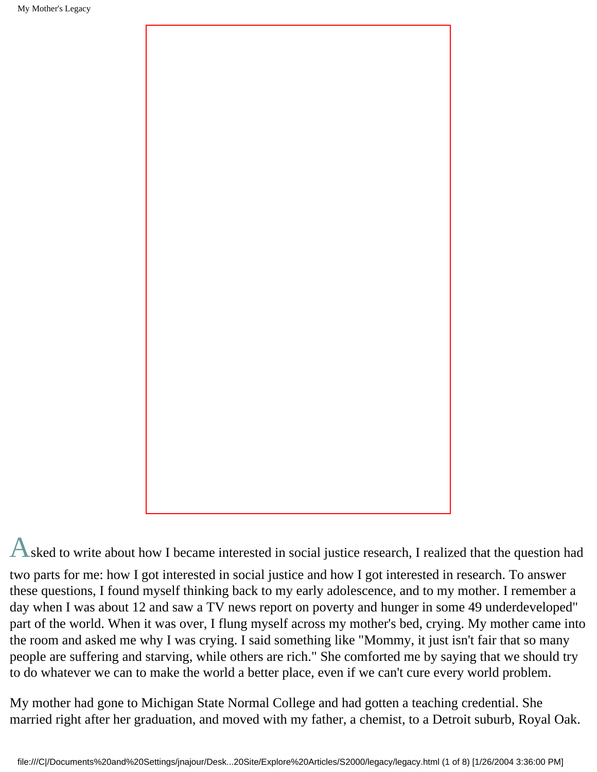Asked to write about how I became interested in social justice research, I realized that the question had two parts for me: how I got interested in social justice and how I got interested in research. To answer these questions, I found myself thinking back to my early adolescence, and to my mother. I remember a day when I was about 12 and saw a TV news report on poverty and hunger in some 49 underdeveloped" part of the world. When it was over, I flung myself across my mother's bed, crying. My mother came into the room and asked me why I was crying. I said something like "Mommy, it just isn't fair that so many people are suffering and starving, while others are rich." She comforted me by saying that we should try to do whatever we can to make the world a better place, even if we can't cure every world problem.

My mother had gone to Michigan State Normal College and had gotten a teaching credential. She married right after her graduation, and moved with my father, a chemist, to a Detroit suburb, Royal Oak.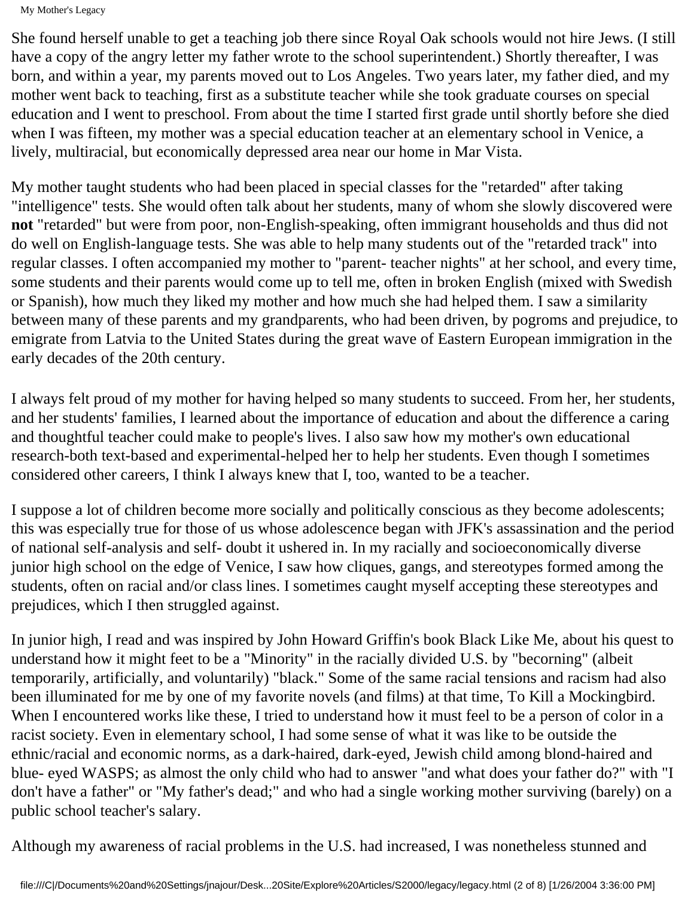She found herself unable to get a teaching job there since Royal Oak schools would not hire Jews. (I still have a copy of the angry letter my father wrote to the school superintendent.) Shortly thereafter, I was born, and within a year, my parents moved out to Los Angeles. Two years later, my father died, and my mother went back to teaching, first as a substitute teacher while she took graduate courses on special education and I went to preschool. From about the time I started first grade until shortly before she died when I was fifteen, my mother was a special education teacher at an elementary school in Venice, a lively, multiracial, but economically depressed area near our home in Mar Vista.

My mother taught students who had been placed in special classes for the "retarded" after taking "intelligence" tests. She would often talk about her students, many of whom she slowly discovered were **not** "retarded" but were from poor, non-English-speaking, often immigrant households and thus did not do well on English-language tests. She was able to help many students out of the "retarded track" into regular classes. I often accompanied my mother to "parent- teacher nights" at her school, and every time, some students and their parents would come up to tell me, often in broken English (mixed with Swedish or Spanish), how much they liked my mother and how much she had helped them. I saw a similarity between many of these parents and my grandparents, who had been driven, by pogroms and prejudice, to emigrate from Latvia to the United States during the great wave of Eastern European immigration in the early decades of the 20th century.

I always felt proud of my mother for having helped so many students to succeed. From her, her students, and her students' families, I learned about the importance of education and about the difference a caring and thoughtful teacher could make to people's lives. I also saw how my mother's own educational research-both text-based and experimental-helped her to help her students. Even though I sometimes considered other careers, I think I always knew that I, too, wanted to be a teacher.

I suppose a lot of children become more socially and politically conscious as they become adolescents; this was especially true for those of us whose adolescence began with JFK's assassination and the period of national self-analysis and self- doubt it ushered in. In my racially and socioeconomically diverse junior high school on the edge of Venice, I saw how cliques, gangs, and stereotypes formed among the students, often on racial and/or class lines. I sometimes caught myself accepting these stereotypes and prejudices, which I then struggled against.

In junior high, I read and was inspired by John Howard Griffin's book Black Like Me, about his quest to understand how it might feet to be a "Minority" in the racially divided U.S. by "becorning" (albeit temporarily, artificially, and voluntarily) "black." Some of the same racial tensions and racism had also been illuminated for me by one of my favorite novels (and films) at that time, To Kill a Mockingbird. When I encountered works like these, I tried to understand how it must feel to be a person of color in a racist society. Even in elementary school, I had some sense of what it was like to be outside the ethnic/racial and economic norms, as a dark-haired, dark-eyed, Jewish child among blond-haired and blue- eyed WASPS; as almost the only child who had to answer "and what does your father do?" with "I don't have a father" or "My father's dead;" and who had a single working mother surviving (barely) on a public school teacher's salary.

Although my awareness of racial problems in the U.S. had increased, I was nonetheless stunned and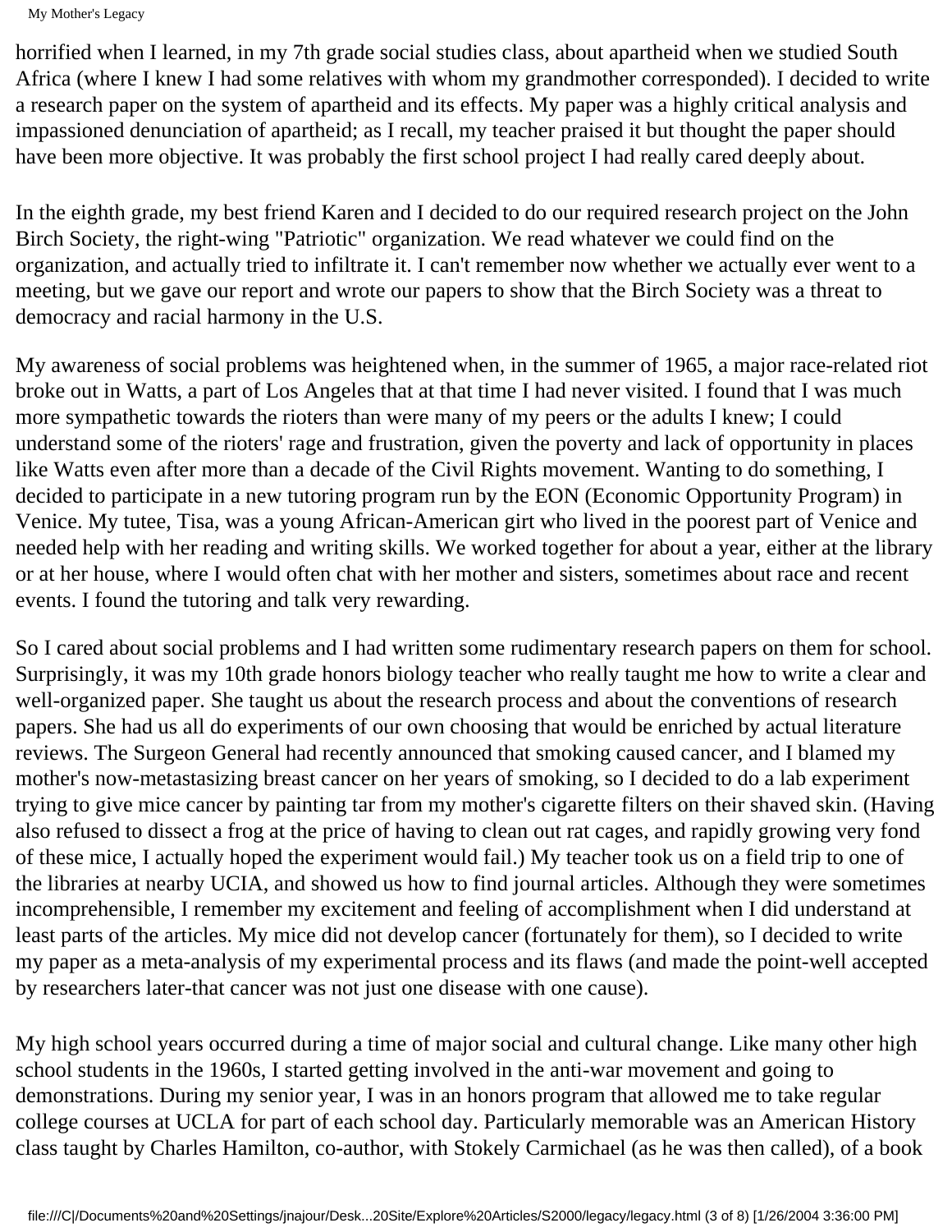horrified when I learned, in my 7th grade social studies class, about apartheid when we studied South Africa (where I knew I had some relatives with whom my grandmother corresponded). I decided to write a research paper on the system of apartheid and its effects. My paper was a highly critical analysis and impassioned denunciation of apartheid; as I recall, my teacher praised it but thought the paper should have been more objective. It was probably the first school project I had really cared deeply about.

In the eighth grade, my best friend Karen and I decided to do our required research project on the John Birch Society, the right-wing "Patriotic" organization. We read whatever we could find on the organization, and actually tried to infiltrate it. I can't remember now whether we actually ever went to a meeting, but we gave our report and wrote our papers to show that the Birch Society was a threat to democracy and racial harmony in the U.S.

My awareness of social problems was heightened when, in the summer of 1965, a major race-related riot broke out in Watts, a part of Los Angeles that at that time I had never visited. I found that I was much more sympathetic towards the rioters than were many of my peers or the adults I knew; I could understand some of the rioters' rage and frustration, given the poverty and lack of opportunity in places like Watts even after more than a decade of the Civil Rights movement. Wanting to do something, I decided to participate in a new tutoring program run by the EON (Economic Opportunity Program) in Venice. My tutee, Tisa, was a young African-American girl who lived in the poorest part of Venice and needed help with her reading and writing skills. We worked together for about a year, either at the library or at her house, where I would often chat with her mother and sisters, sometimes about race and recent events. I found the tutoring and talk very rewarding.

So I cared about social problems and I had written some rudimentary research papers on them for school. Surprisingly, it was my 10th grade honors biology teacher who really taught me how to write a clear and well-organized paper. She taught us about the research process and about the conventions of research papers. She had us all do experiments of our own choosing that would be enriched by actual literature reviews. The Surgeon General had recently announced that smoking caused cancer, and I blamed my mother's now-metastasizing breast cancer on her years of smoking, so I decided to do a lab experiment trying to give mice cancer by painting tar from my mother's cigarette filters on their shaved skin. (Having also refused to dissect a frog at the price of having to clean out rat cages, and rapidly growing very fond of these mice, I actually hoped the experiment would fail.) My teacher took us on a field trip to one of the libraries at nearby UCIA, and showed us how to find journal articles. Although they were sometimes incomprehensible, I remember my excitement and feeling of accomplishment when I did understand at least parts of the articles. My mice did not develop cancer (fortunately for them), so I decided to write my paper as a meta-analysis of my experimental process and its flaws (and made the point-well accepted by researchers later-that cancer was not just one disease with one cause).

My high school years occurred during a time of major social and cultural change. Like many other high school students in the 1960s, I started getting involved in the anti-war movement and going to demonstrations. During my senior year, I was in an honors program that allowed me to take regular college courses at UCLA for part of each school day. Particularly memorable was an American History class taught by Charles Hamilton, co-author, with Stokely Carmichael (as he was then called), of a book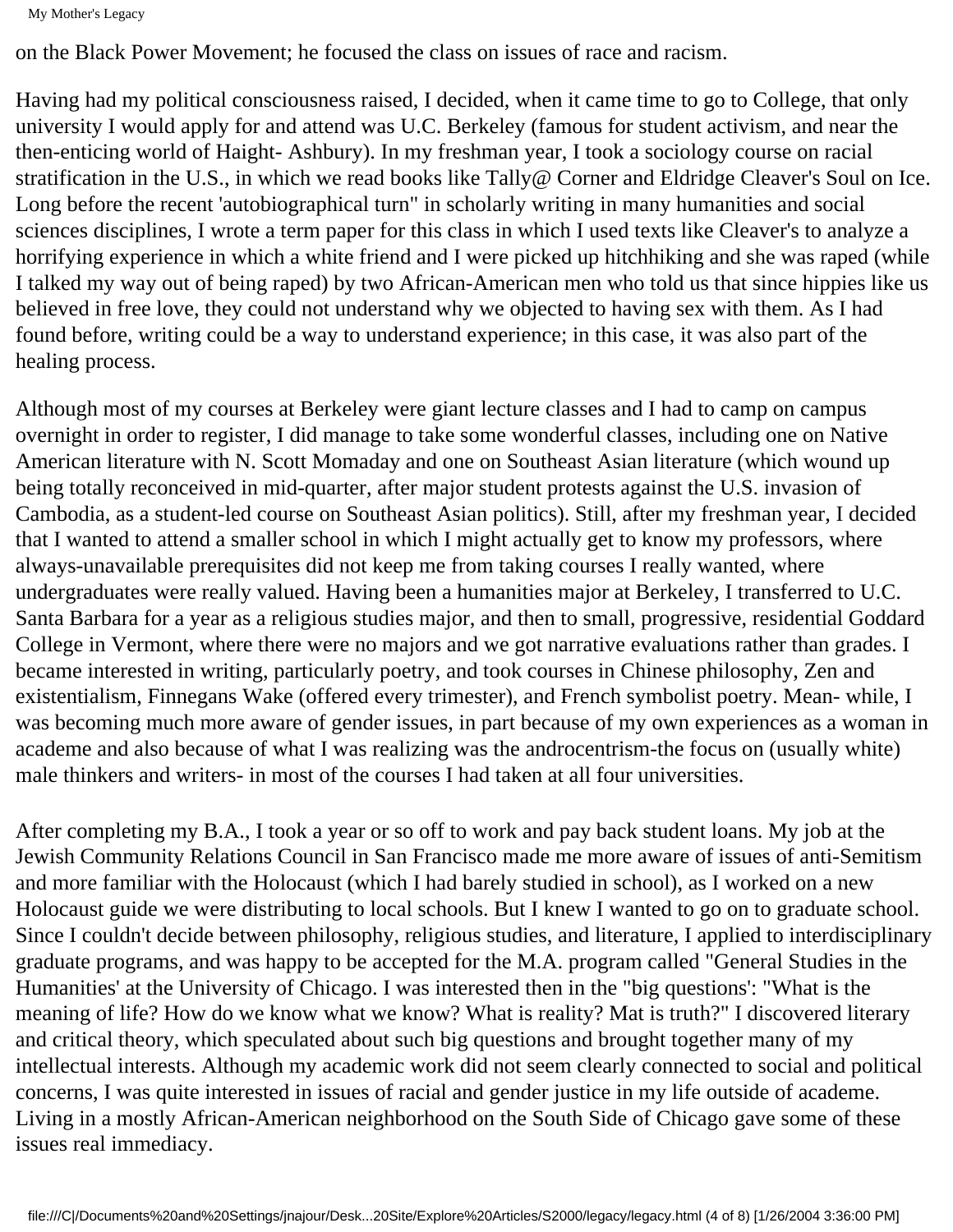on the Black Power Movement; he focused the class on issues of race and racism.

Having had my political consciousness raised, I decided, when it came time to go to College, that only university I would apply for and attend was U.C. Berkeley (famous for student activism, and near the then-enticing world of Haight- Ashbury). In my freshman year, I took a sociology course on racial stratification in the U.S., in which we read books like Tally@ Corner and Eldridge Cleaver's Soul on Ice. Long before the recent 'autobiographical turn" in scholarly writing in many humanities and social sciences disciplines, I wrote a term paper for this class in which I used texts like Cleaver's to analyze a horrifying experience in which a white friend and I were picked up hitchhiking and she was raped (while I talked my way out of being raped) by two African-American men who told us that since hippies like us believed in free love, they could not understand why we objected to having sex with them. As I had found before, writing could be a way to understand experience; in this case, it was also part of the healing process.

Although most of my courses at Berkeley were giant lecture classes and I had to camp on campus overnight in order to register, I did manage to take some wonderful classes, including one on Native American literature with N. Scott Momaday and one on Southeast Asian literature (which wound up being totally reconceived in mid-quarter, after major student protests against the U.S. invasion of Cambodia, as a student-led course on Southeast Asian politics). Still, after my freshman year, I decided that I wanted to attend a smaller school in which I might actually get to know my professors, where always-unavailable prerequisites did not keep me from taking courses I really wanted, where undergraduates were really valued. Having been a humanities major at Berkeley, I transferred to U.C. Santa Barbara for a year as a religious studies major, and then to small, progressive, residential Goddard College in Vermont, where there were no majors and we got narrative evaluations rather than grades. I became interested in writing, particularly poetry, and took courses in Chinese philosophy, Zen and existentialism, Finnegans Wake (offered every trimester), and French symbolist poetry. Mean- while, I was becoming much more aware of gender issues, in part because of my own experiences as a woman in academe and also because of what I was realizing was the androcentrism-the focus on (usually white) male thinkers and writers- in most of the courses I had taken at all four universities.

After completing my B.A., I took a year or so off to work and pay back student loans. My job at the Jewish Community Relations Council in San Francisco made me more aware of issues of anti-Semitism and more familiar with the Holocaust (which I had barely studied in school), as I worked on a new Holocaust guide we were distributing to local schools. But I knew I wanted to go on to graduate school. Since I couldn't decide between philosophy, religious studies, and literature, I applied to interdisciplinary graduate programs, and was happy to be accepted for the M.A. program called "General Studies in the Humanities' at the University of Chicago. I was interested then in the "big questions': "What is the meaning of life? How do we know what we know? What is reality? Mat is truth?" I discovered literary and critical theory, which speculated about such big questions and brought together many of my intellectual interests. Although my academic work did not seem clearly connected to social and political concerns, I was quite interested in issues of racial and gender justice in my life outside of academe. Living in a mostly African-American neighborhood on the South Side of Chicago gave some of these issues real immediacy.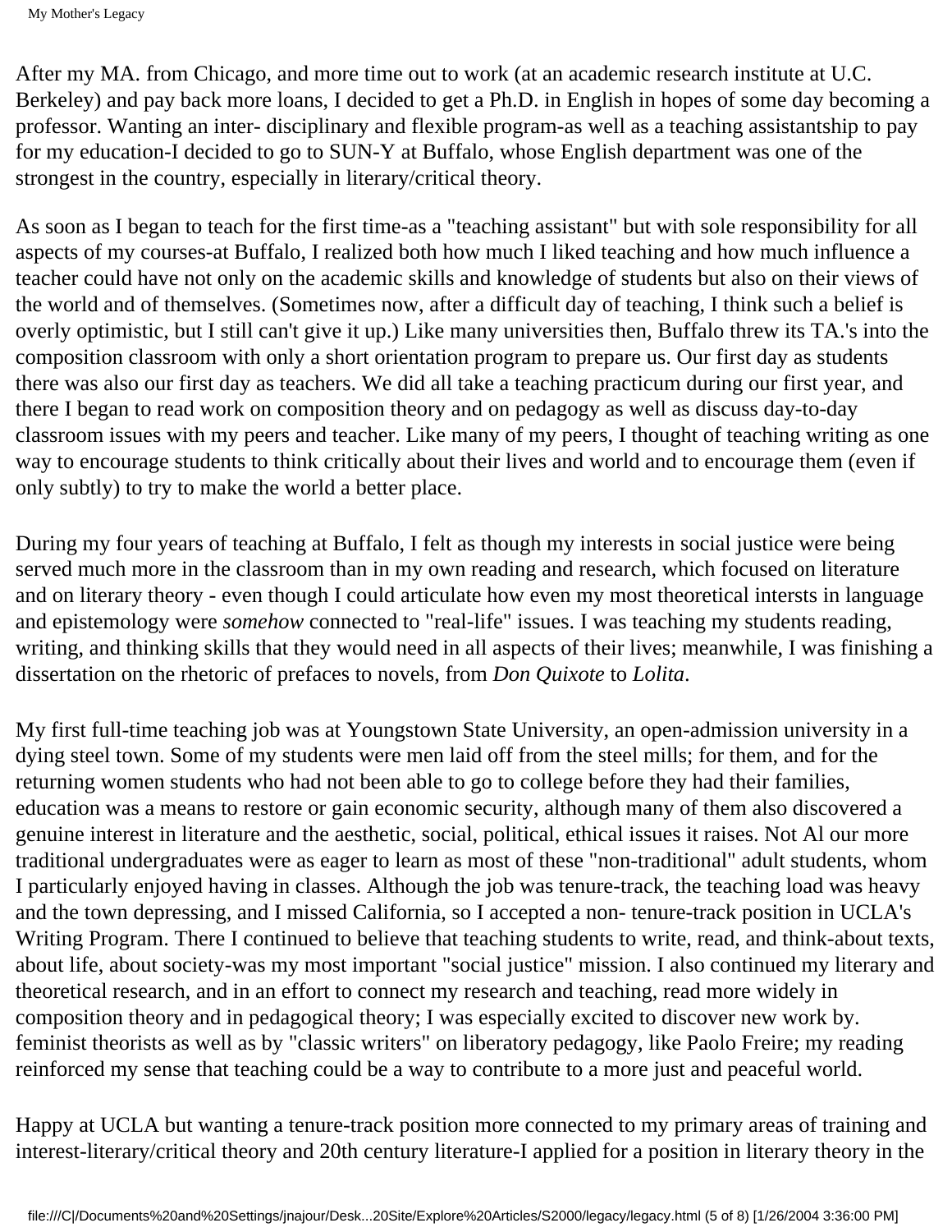After my MA. from Chicago, and more time out to work (at an academic research institute at U.C. Berkeley) and pay back more loans, I decided to get a Ph.D. in English in hopes of some day becoming a professor. Wanting an inter- disciplinary and flexible program-as well as a teaching assistantship to pay for my education-I decided to go to SUN-Y at Buffalo, whose English department was one of the strongest in the country, especially in literary/critical theory.

As soon as I began to teach for the first time-as a "teaching assistant" but with sole responsibility for all aspects of my courses-at Buffalo, I realized both how much I liked teaching and how much influence a teacher could have not only on the academic skills and knowledge of students but also on their views of the world and of themselves. (Sometimes now, after a difficult day of teaching, I think such a belief is overly optimistic, but I still can't give it up.) Like many universities then, Buffalo threw its TA.'s into the composition classroom with only a short orientation program to prepare us. Our first day as students there was also our first day as teachers. We did all take a teaching practicum during our first year, and there I began to read work on composition theory and on pedagogy as well as discuss day-to-day classroom issues with my peers and teacher. Like many of my peers, I thought of teaching writing as one way to encourage students to think critically about their lives and world and to encourage them (even if only subtly) to try to make the world a better place.

During my four years of teaching at Buffalo, I felt as though my interests in social justice were being served much more in the classroom than in my own reading and research, which focused on literature and on literary theory - even though I could articulate how even my most theoretical intersts in language and epistemology were *somehow* connected to "real-life" issues. I was teaching my students reading, writing, and thinking skills that they would need in all aspects of their lives; meanwhile, I was finishing a dissertation on the rhetoric of prefaces to novels, from *Don Quixote* to *Lolita*.

My first full-time teaching job was at Youngstown State University, an open-admission university in a dying steel town. Some of my students were men laid off from the steel mills; for them, and for the returning women students who had not been able to go to college before they had their families, education was a means to restore or gain economic security, although many of them also discovered a genuine interest in literature and the aesthetic, social, political, ethical issues it raises. Not Al our more traditional undergraduates were as eager to learn as most of these "non-traditional" adult students, whom I particularly enjoyed having in classes. Although the job was tenure-track, the teaching load was heavy and the town depressing, and I missed California, so I accepted a non- tenure-track position in UCLA's Writing Program. There I continued to believe that teaching students to write, read, and think-about texts, about life, about society-was my most important "social justice" mission. I also continued my literary and theoretical research, and in an effort to connect my research and teaching, read more widely in composition theory and in pedagogical theory; I was especially excited to discover new work by. feminist theorists as well as by "classic writers" on liberatory pedagogy, like Paolo Freire; my reading reinforced my sense that teaching could be a way to contribute to a more just and peaceful world.

Happy at UCLA but wanting a tenure-track position more connected to my primary areas of training and interest-literary/critical theory and 20th century literature-I applied for a position in literary theory in the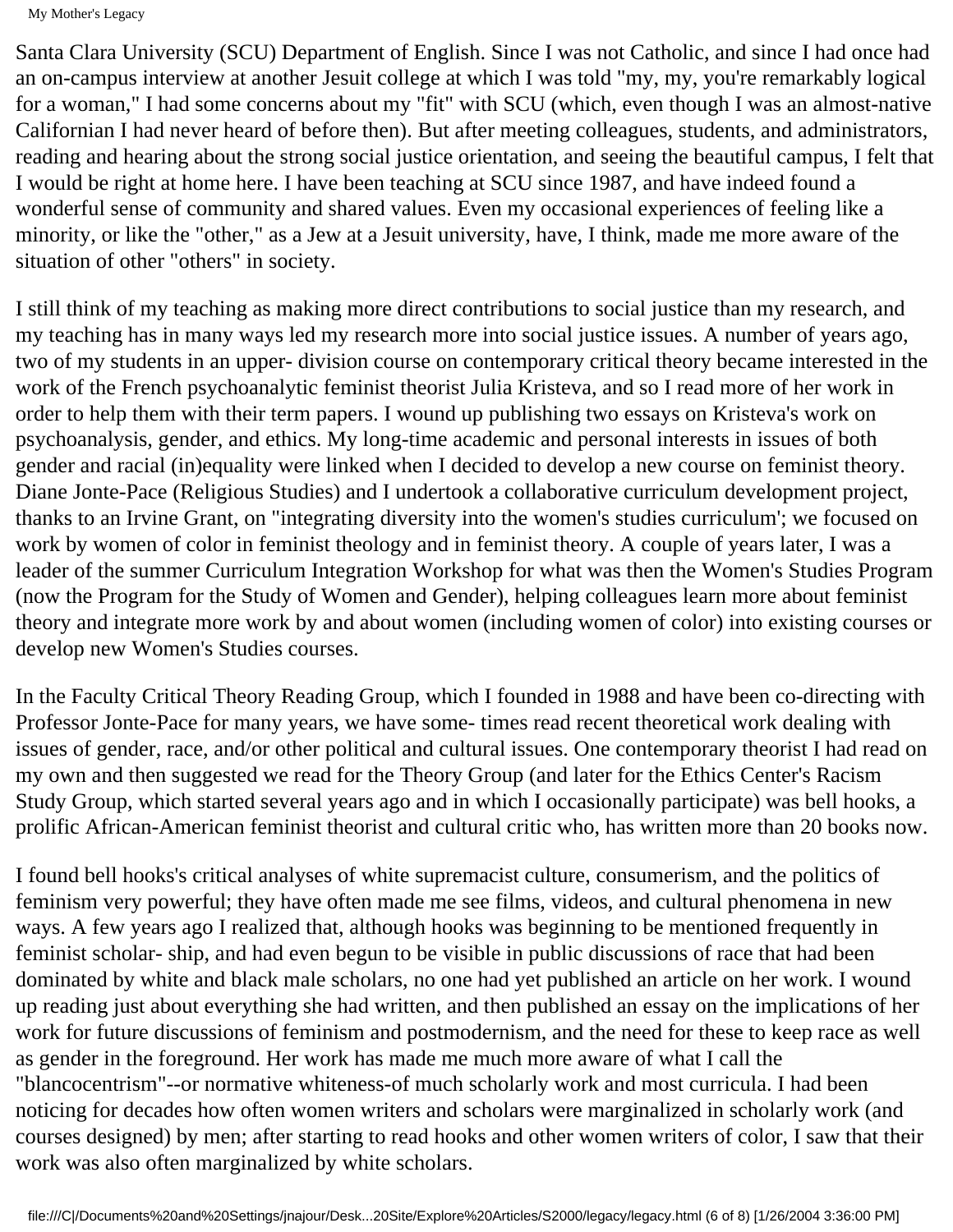Santa Clara University (SCU) Department of English. Since I was not Catholic, and since I had once had an on-campus interview at another Jesuit college at which I was told "my, my, you're remarkably logical for a woman," I had some concerns about my "fit" with SCU (which, even though I was an almost-native Californian I had never heard of before then). But after meeting colleagues, students, and administrators, reading and hearing about the strong social justice orientation, and seeing the beautiful campus, I felt that I would be right at home here. I have been teaching at SCU since 1987, and have indeed found a wonderful sense of community and shared values. Even my occasional experiences of feeling like a minority, or like the "other," as a Jew at a Jesuit university, have, I think, made me more aware of the situation of other "others" in society.

I still think of my teaching as making more direct contributions to social justice than my research, and my teaching has in many ways led my research more into social justice issues. A number of years ago, two of my students in an upper- division course on contemporary critical theory became interested in the work of the French psychoanalytic feminist theorist Julia Kristeva, and so I read more of her work in order to help them with their term papers. I wound up publishing two essays on Kristeva's work on psychoanalysis, gender, and ethics. My long-time academic and personal interests in issues of both gender and racial (in)equality were linked when I decided to develop a new course on feminist theory. Diane Jonte-Pace (Religious Studies) and I undertook a collaborative curriculum development project, thanks to an Irvine Grant, on "integrating diversity into the women's studies curriculum'; we focused on work by women of color in feminist theology and in feminist theory. A couple of years later, I was a leader of the summer Curriculum Integration Workshop for what was then the Women's Studies Program (now the Program for the Study of Women and Gender), helping colleagues learn more about feminist theory and integrate more work by and about women (including women of color) into existing courses or develop new Women's Studies courses.

In the Faculty Critical Theory Reading Group, which I founded in 1988 and have been co-directing with Professor Jonte-Pace for many years, we have some- times read recent theoretical work dealing with issues of gender, race, and/or other political and cultural issues. One contemporary theorist I had read on my own and then suggested we read for the Theory Group (and later for the Ethics Center's Racism Study Group, which started several years ago and in which I occasionally participate) was bell hooks, a prolific African-American feminist theorist and cultural critic who, has written more than 20 books now.

I found bell hooks's critical analyses of white supremacist culture, consumerism, and the politics of feminism very powerful; they have often made me see films, videos, and cultural phenomena in new ways. A few years ago I realized that, although hooks was beginning to be mentioned frequently in feminist scholar- ship, and had even begun to be visible in public discussions of race that had been dominated by white and black male scholars, no one had yet published an article on her work. I wound up reading just about everything she had written, and then published an essay on the implications of her work for future discussions of feminism and postmodernism, and the need for these to keep race as well as gender in the foreground. Her work has made me much more aware of what I call the "blancocentrism"--or normative whiteness-of much scholarly work and most curricula. I had been noticing for decades how often women writers and scholars were marginalized in scholarly work (and courses designed) by men; after starting to read hooks and other women writers of color, I saw that their work was also often marginalized by white scholars.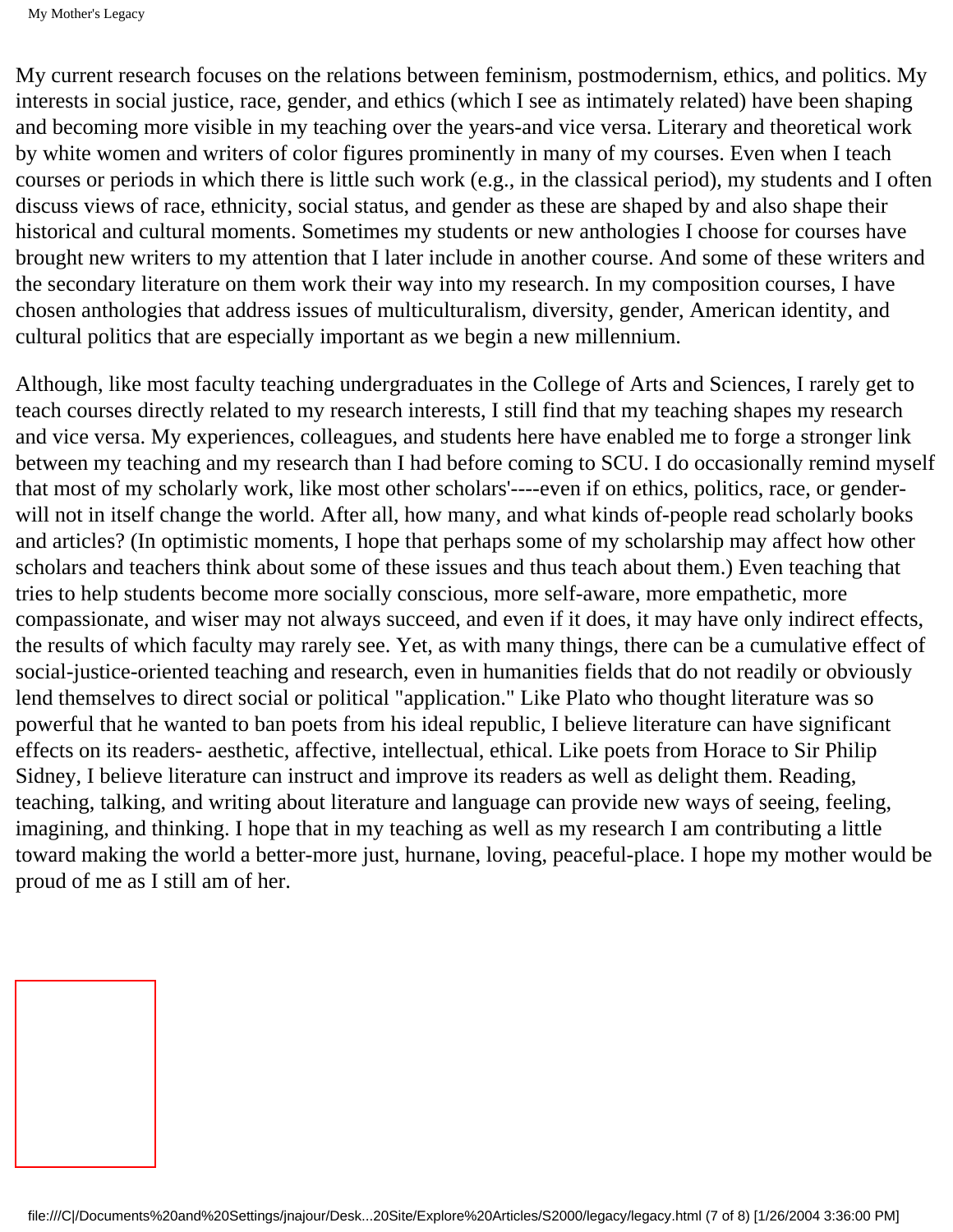My current research focuses on the relations between feminism, postmodernism, ethics, and politics. My interests in social justice, race, gender, and ethics (which I see as intimately related) have been shaping and becoming more visible in my teaching over the years-and vice versa. Literary and theoretical work by white women and writers of color figures prominently in many of my courses. Even when I teach courses or periods in which there is little such work (e.g., in the classical period), my students and I often discuss views of race, ethnicity, social status, and gender as these are shaped by and also shape their historical and cultural moments. Sometimes my students or new anthologies I choose for courses have brought new writers to my attention that I later include in another course. And some of these writers and the secondary literature on them work their way into my research. In my composition courses, I have chosen anthologies that address issues of multiculturalism, diversity, gender, American identity, and cultural politics that are especially important as we begin a new millennium.

Although, like most faculty teaching undergraduates in the College of Arts and Sciences, I rarely get to teach courses directly related to my research interests, I still find that my teaching shapes my research and vice versa. My experiences, colleagues, and students here have enabled me to forge a stronger link between my teaching and my research than I had before coming to SCU. I do occasionally remind myself that most of my scholarly work, like most other scholars'----even if on ethics, politics, race, or gender-will not in itself change the world. After all, how many, and what kinds of-people read scholarly books and articles? (In optimistic moments, I hope that perhaps some of my scholarship may affect how other scholars and teachers think about some of these issues and thus teach about them.) Even teaching that tries to help students become more socially conscious, more self-aware, more empathetic, more compassionate, and wiser may not always succeed, and even if it does, it may have only indirect effects, the results of which faculty may rarely see. Yet, as with many things, there can be a cumulative effect of social-justice-oriented teaching and research, even in humanities fields that do not readily or obviously lend themselves to direct social or political "application." Like Plato who thought literature was so powerful that he wanted to ban poets from his ideal republic, I believe literature can have significant effects on its readers- aesthetic, affective, intellectual, ethical. Like poets from Horace to Sir Philip Sidney, I believe literature can instruct and improve its readers as well as delight them. Reading, teaching, talking, and writing about literature and language can provide new ways of seeing, feeling, imagining, and thinking. I hope that in my teaching as well as my research I am contributing a little toward making the world a better-more just, hurnane, loving, peaceful-place. I hope my mother would be proud of me as I still am of her.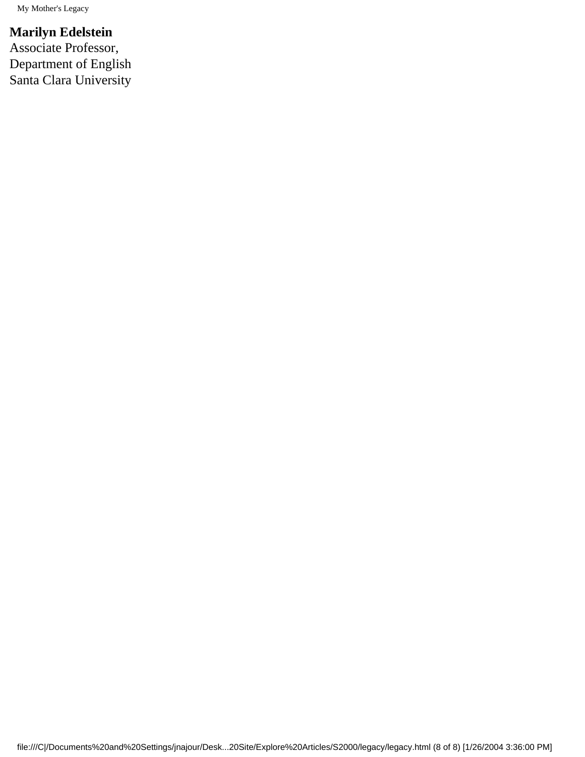**Marilyn Edelstein**
Associate Professor,
Department of English
Santa Clara University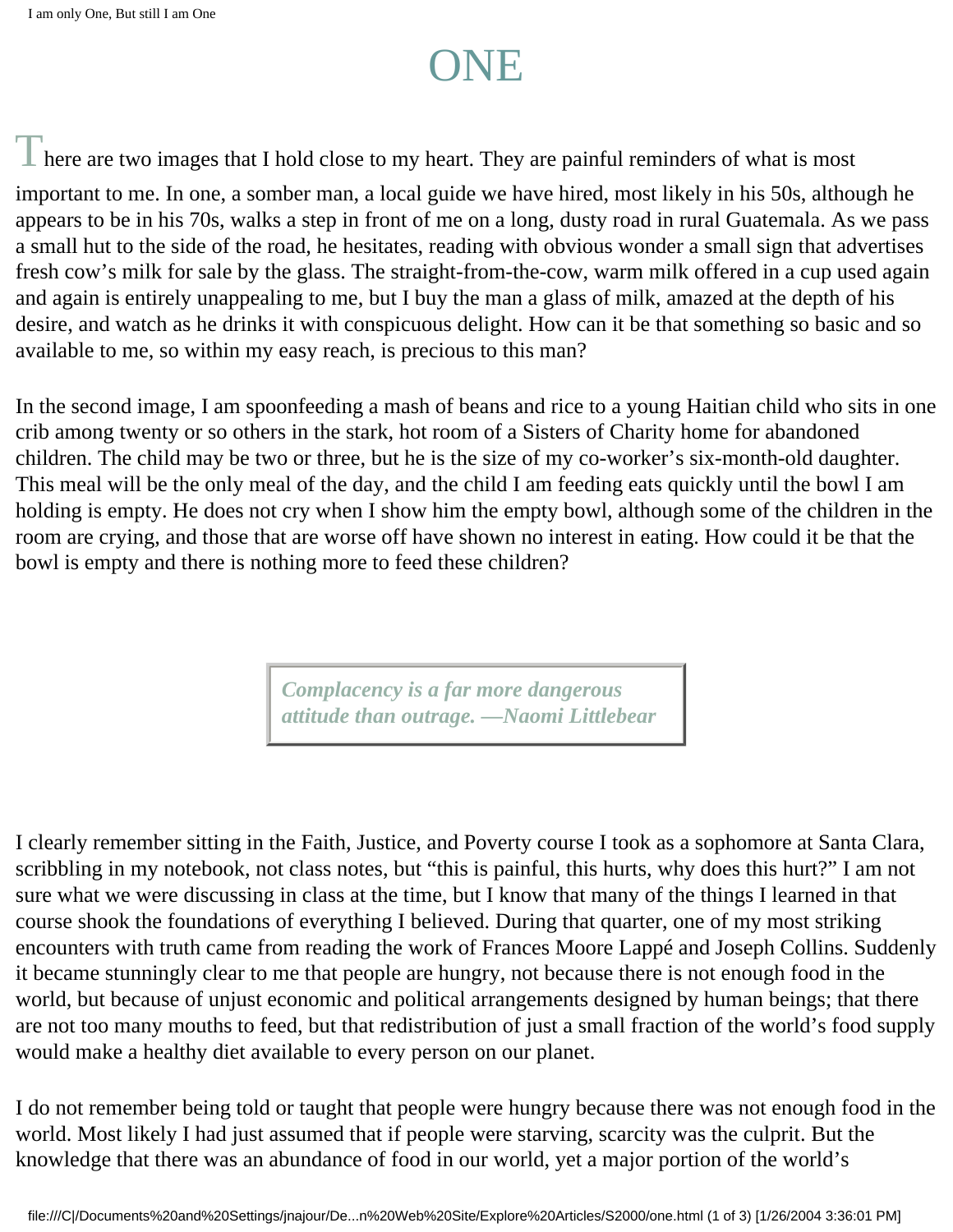# ONE

There are two images that I hold close to my heart. They are painful reminders of what is most important to me. In one, a somber man, a local guide we have hired, most likely in his 50s, although he appears to be in his 70s, walks a step in front of me on a long, dusty road in rural Guatemala. As we pass a small hut to the side of the road, he hesitates, reading with obvious wonder a small sign that advertises fresh cow's milk for sale by the glass. The straight-from-the-cow, warm milk offered in a cup used again and again is entirely unappealing to me, but I buy the man a glass of milk, amazed at the depth of his desire, and watch as he drinks it with conspicuous delight. How can it be that something so basic and so available to me, so within my easy reach, is precious to this man?

In the second image, I am spoonfeeding a mash of beans and rice to a young Haitian child who sits in one crib among twenty or so others in the stark, hot room of a Sisters of Charity home for abandoned children. The child may be two or three, but he is the size of my co-worker's six-month-old daughter. This meal will be the only meal of the day, and the child I am feeding eats quickly until the bowl I am holding is empty. He does not cry when I show him the empty bowl, although some of the children in the room are crying, and those that are worse off have shown no interest in eating. How could it be that the bowl is empty and there is nothing more to feed these children?

> ***Complacency is a far more dangerous attitude than outrage. —Naomi Littlebear***

I clearly remember sitting in the Faith, Justice, and Poverty course I took as a sophomore at Santa Clara, scribbling in my notebook, not class notes, but "this is painful, this hurts, why does this hurt?" I am not sure what we were discussing in class at the time, but I know that many of the things I learned in that course shook the foundations of everything I believed. During that quarter, one of my most striking encounters with truth came from reading the work of Frances Moore Lappé and Joseph Collins. Suddenly it became stunningly clear to me that people are hungry, not because there is not enough food in the world, but because of unjust economic and political arrangements designed by human beings; that there are not too many mouths to feed, but that redistribution of just a small fraction of the world's food supply would make a healthy diet available to every person on our planet.

I do not remember being told or taught that people were hungry because there was not enough food in the world. Most likely I had just assumed that if people were starving, scarcity was the culprit. But the knowledge that there was an abundance of food in our world, yet a major portion of the world's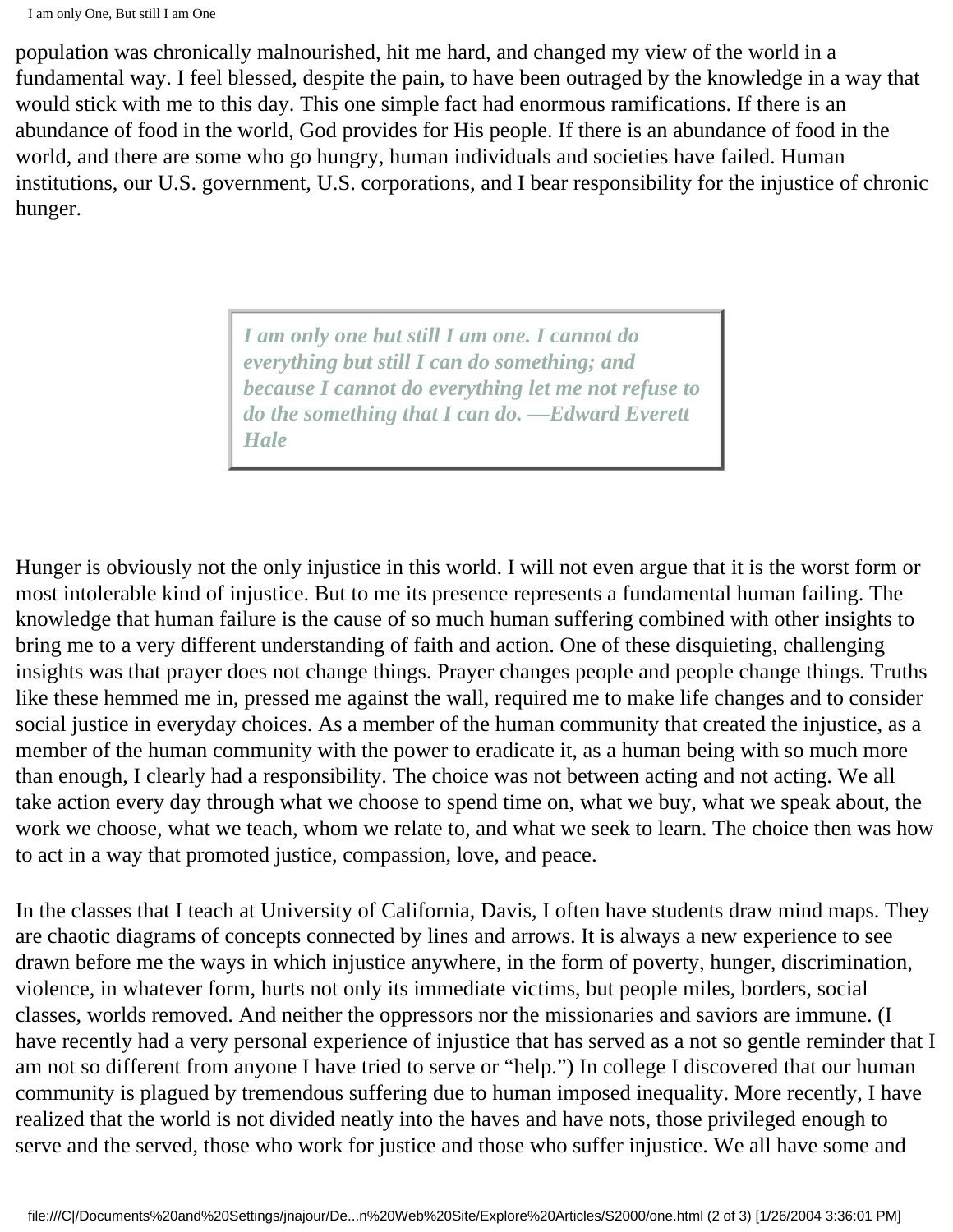population was chronically malnourished, hit me hard, and changed my view of the world in a fundamental way. I feel blessed, despite the pain, to have been outraged by the knowledge in a way that would stick with me to this day. This one simple fact had enormous ramifications. If there is an abundance of food in the world, God provides for His people. If there is an abundance of food in the world, and there are some who go hungry, human individuals and societies have failed. Human institutions, our U.S. government, U.S. corporations, and I bear responsibility for the injustice of chronic hunger.

> ***I am only one but still I am one. I cannot do everything but still I can do something; and because I cannot do everything let me not refuse to do the something that I can do. —Edward Everett Hale***

Hunger is obviously not the only injustice in this world. I will not even argue that it is the worst form or most intolerable kind of injustice. But to me its presence represents a fundamental human failing. The knowledge that human failure is the cause of so much human suffering combined with other insights to bring me to a very different understanding of faith and action. One of these disquieting, challenging insights was that prayer does not change things. Prayer changes people and people change things. Truths like these hemmed me in, pressed me against the wall, required me to make life changes and to consider social justice in everyday choices. As a member of the human community that created the injustice, as a member of the human community with the power to eradicate it, as a human being with so much more than enough, I clearly had a responsibility. The choice was not between acting and not acting. We all take action every day through what we choose to spend time on, what we buy, what we speak about, the work we choose, what we teach, whom we relate to, and what we seek to learn. The choice then was how to act in a way that promoted justice, compassion, love, and peace.

In the classes that I teach at University of California, Davis, I often have students draw mind maps. They are chaotic diagrams of concepts connected by lines and arrows. It is always a new experience to see drawn before me the ways in which injustice anywhere, in the form of poverty, hunger, discrimination, violence, in whatever form, hurts not only its immediate victims, but people miles, borders, social classes, worlds removed. And neither the oppressors nor the missionaries and saviors are immune. (I have recently had a very personal experience of injustice that has served as a not so gentle reminder that I am not so different from anyone I have tried to serve or "help.") In college I discovered that our human community is plagued by tremendous suffering due to human imposed inequality. More recently, I have realized that the world is not divided neatly into the haves and have nots, those privileged enough to serve and the served, those who work for justice and those who suffer injustice. We all have some and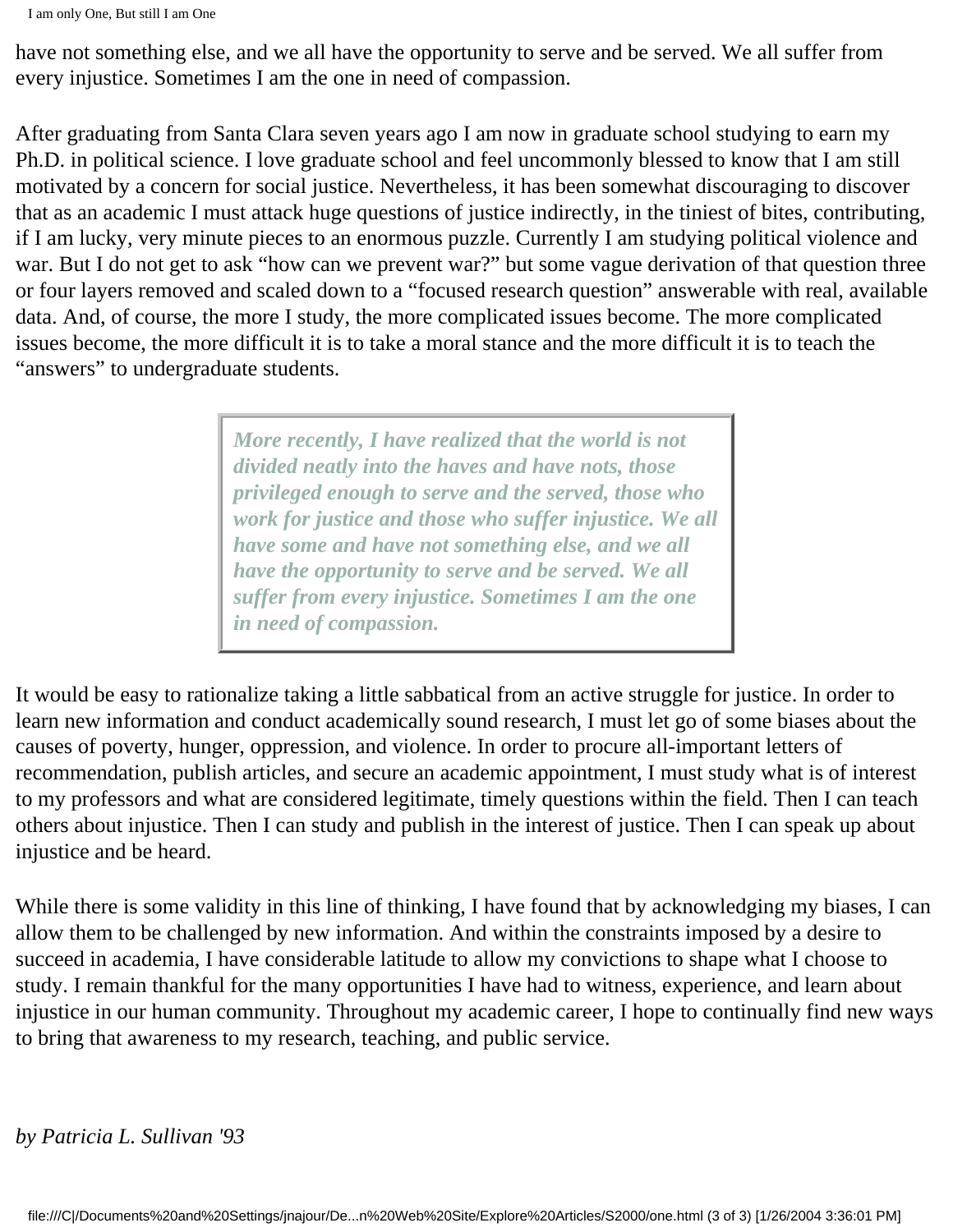have not something else, and we all have the opportunity to serve and be served. We all suffer from every injustice. Sometimes I am the one in need of compassion.

After graduating from Santa Clara seven years ago I am now in graduate school studying to earn my Ph.D. in political science. I love graduate school and feel uncommonly blessed to know that I am still motivated by a concern for social justice. Nevertheless, it has been somewhat discouraging to discover that as an academic I must attack huge questions of justice indirectly, in the tiniest of bites, contributing, if I am lucky, very minute pieces to an enormous puzzle. Currently I am studying political violence and war. But I do not get to ask "how can we prevent war?" but some vague derivation of that question three or four layers removed and scaled down to a "focused research question" answerable with real, available data. And, of course, the more I study, the more complicated issues become. The more complicated issues become, the more difficult it is to take a moral stance and the more difficult it is to teach the "answers" to undergraduate students.

> ***More recently, I have realized that the world is not divided neatly into the haves and have nots, those privileged enough to serve and the served, those who work for justice and those who suffer injustice. We all have some and have not something else, and we all have the opportunity to serve and be served. We all suffer from every injustice. Sometimes I am the one in need of compassion.***

It would be easy to rationalize taking a little sabbatical from an active struggle for justice. In order to learn new information and conduct academically sound research, I must let go of some biases about the causes of poverty, hunger, oppression, and violence. In order to procure all-important letters of recommendation, publish articles, and secure an academic appointment, I must study what is of interest to my professors and what are considered legitimate, timely questions within the field. Then I can teach others about injustice. Then I can study and publish in the interest of justice. Then I can speak up about injustice and be heard.

While there is some validity in this line of thinking, I have found that by acknowledging my biases, I can allow them to be challenged by new information. And within the constraints imposed by a desire to succeed in academia, I have considerable latitude to allow my convictions to shape what I choose to study. I remain thankful for the many opportunities I have had to witness, experience, and learn about injustice in our human community. Throughout my academic career, I hope to continually find new ways to bring that awareness to my research, teaching, and public service.

*by Patricia L. Sullivan '93*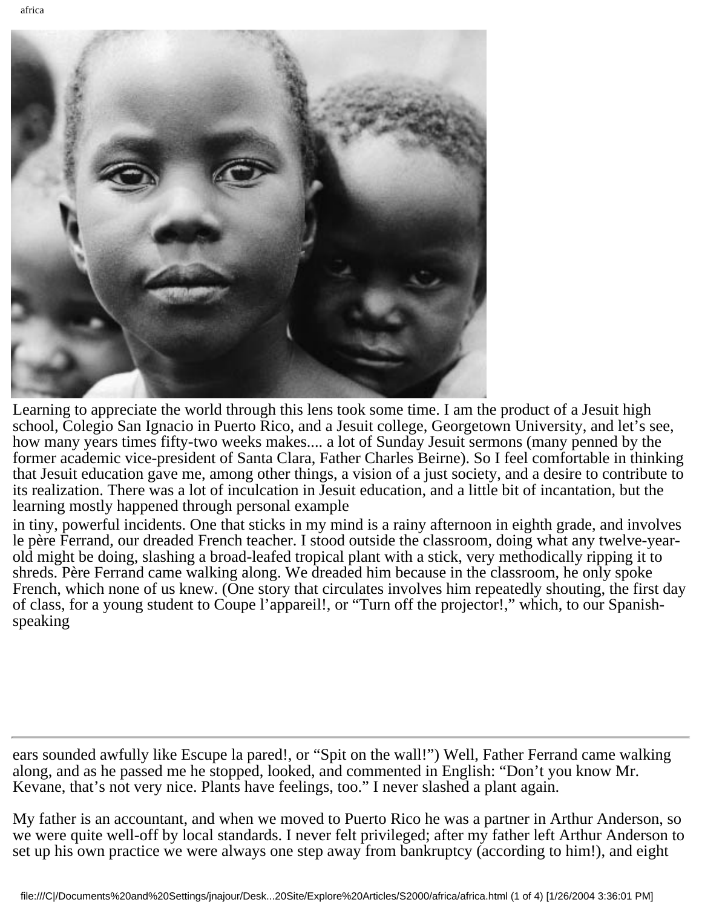Learning to appreciate the world through this lens took some time. I am the product of a Jesuit high school, Colegio San Ignacio in Puerto Rico, and a Jesuit college, Georgetown University, and let's see, how many years times fifty-two weeks makes.... a lot of Sunday Jesuit sermons (many penned by the former academic vice-president of Santa Clara, Father Charles Beirne). So I feel comfortable in thinking that Jesuit education gave me, among other things, a vision of a just society, and a desire to contribute to its realization. There was a lot of inculcation in Jesuit education, and a little bit of incantation, but the learning mostly happened through personal example in tiny, powerful incidents. One that sticks in my mind is a rainy afternoon in eighth grade, and involves le père Ferrand, our dreaded French teacher. I stood outside the classroom, doing what any twelve-year-old might be doing, slashing a broad-leafed tropical plant with a stick, very methodically ripping it to shreds. Père Ferrand came walking along. We dreaded him because in the classroom, he only spoke French, which none of us knew. (One story that circulates involves him repeatedly shouting, the first day of class, for a young student to Coupe l'appareil!, or "Turn off the projector!," which, to our Spanish-speaking ears sounded awfully like Escupe la pared!, or "Spit on the wall!") Well, Father Ferrand came walking along, and as he passed me he stopped, looked, and commented in English: "Don't you know Mr. Kevane, that's not very nice. Plants have feelings, too." I never slashed a plant again.

My father is an accountant, and when we moved to Puerto Rico he was a partner in Arthur Anderson, so we were quite well-off by local standards. I never felt privileged; after my father left Arthur Anderson to set up his own practice we were always one step away from bankruptcy (according to him!), and eight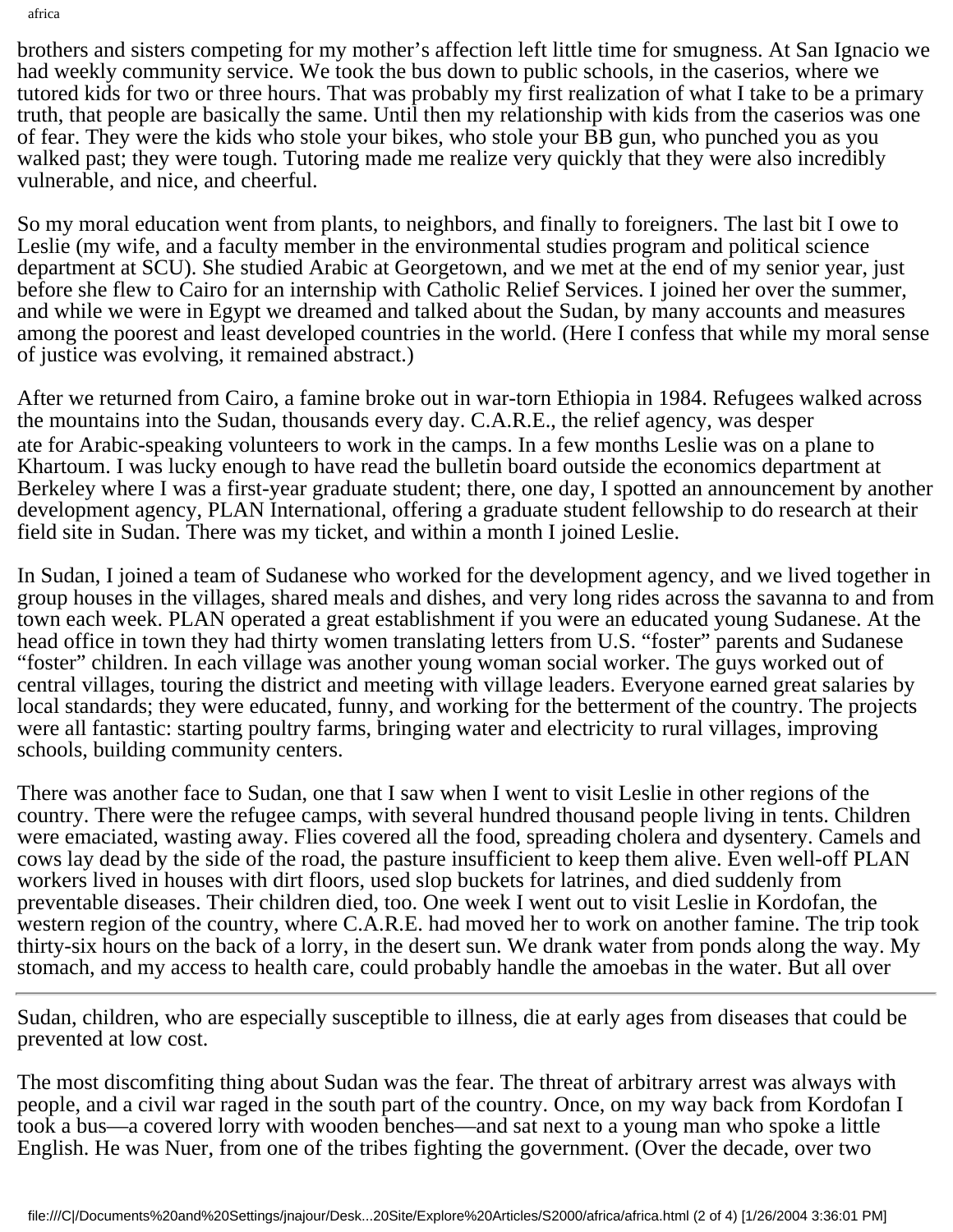brothers and sisters competing for my mother's affection left little time for smugness. At San Ignacio we had weekly community service. We took the bus down to public schools, in the caserios, where we tutored kids for two or three hours. That was probably my first realization of what I take to be a primary truth, that people are basically the same. Until then my relationship with kids from the caserios was one of fear. They were the kids who stole your bikes, who stole your BB gun, who punched you as you walked past; they were tough. Tutoring made me realize very quickly that they were also incredibly vulnerable, and nice, and cheerful.

So my moral education went from plants, to neighbors, and finally to foreigners. The last bit I owe to Leslie (my wife, and a faculty member in the environmental studies program and political science department at SCU). She studied Arabic at Georgetown, and we met at the end of my senior year, just before she flew to Cairo for an internship with Catholic Relief Services. I joined her over the summer, and while we were in Egypt we dreamed and talked about the Sudan, by many accounts and measures among the poorest and least developed countries in the world. (Here I confess that while my moral sense of justice was evolving, it remained abstract.)

After we returned from Cairo, a famine broke out in war-torn Ethiopia in 1984. Refugees walked across the mountains into the Sudan, thousands every day. C.A.R.E., the relief agency, was desperate for Arabic-speaking volunteers to work in the camps. In a few months Leslie was on a plane to Khartoum. I was lucky enough to have read the bulletin board outside the economics department at Berkeley where I was a first-year graduate student; there, one day, I spotted an announcement by another development agency, PLAN International, offering a graduate student fellowship to do research at their field site in Sudan. There was my ticket, and within a month I joined Leslie.

In Sudan, I joined a team of Sudanese who worked for the development agency, and we lived together in group houses in the villages, shared meals and dishes, and very long rides across the savanna to and from town each week. PLAN operated a great establishment if you were an educated young Sudanese. At the head office in town they had thirty women translating letters from U.S. "foster" parents and Sudanese "foster" children. In each village was another young woman social worker. The guys worked out of central villages, touring the district and meeting with village leaders. Everyone earned great salaries by local standards; they were educated, funny, and working for the betterment of the country. The projects were all fantastic: starting poultry farms, bringing water and electricity to rural villages, improving schools, building community centers.

There was another face to Sudan, one that I saw when I went to visit Leslie in other regions of the country. There were the refugee camps, with several hundred thousand people living in tents. Children were emaciated, wasting away. Flies covered all the food, spreading cholera and dysentery. Camels and cows lay dead by the side of the road, the pasture insufficient to keep them alive. Even well-off PLAN workers lived in houses with dirt floors, used slop buckets for latrines, and died suddenly from preventable diseases. Their children died, too. One week I went out to visit Leslie in Kordofan, the western region of the country, where C.A.R.E. had moved her to work on another famine. The trip took thirty-six hours on the back of a lorry, in the desert sun. We drank water from ponds along the way. My stomach, and my access to health care, could probably handle the amoebas in the water. But all over Sudan, children, who are especially susceptible to illness, die at early ages from diseases that could be prevented at low cost.

The most discomfiting thing about Sudan was the fear. The threat of arbitrary arrest was always with people, and a civil war raged in the south part of the country. Once, on my way back from Kordofan I took a bus—a covered lorry with wooden benches—and sat next to a young man who spoke a little English. He was Nuer, from one of the tribes fighting the government. (Over the decade, over two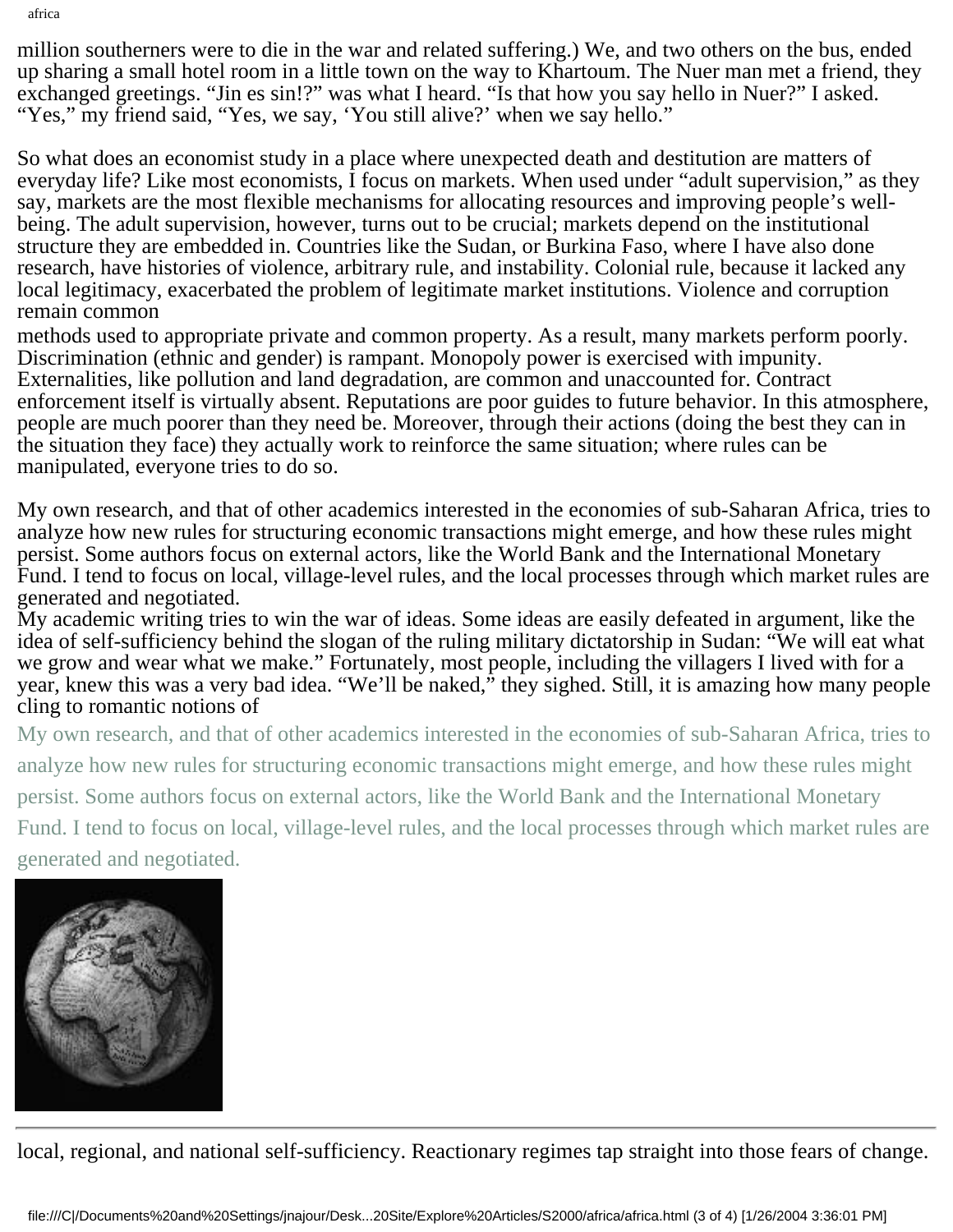million southerners were to die in the war and related suffering.) We, and two others on the bus, ended up sharing a small hotel room in a little town on the way to Khartoum. The Nuer man met a friend, they exchanged greetings. "Jin es sin!?" was what I heard. "Is that how you say hello in Nuer?" I asked. "Yes," my friend said, "Yes, we say, 'You still alive?' when we say hello."

So what does an economist study in a place where unexpected death and destitution are matters of everyday life? Like most economists, I focus on markets. When used under "adult supervision," as they say, markets are the most flexible mechanisms for allocating resources and improving people's well-being. The adult supervision, however, turns out to be crucial; markets depend on the institutional structure they are embedded in. Countries like the Sudan, or Burkina Faso, where I have also done research, have histories of violence, arbitrary rule, and instability. Colonial rule, because it lacked any local legitimacy, exacerbated the problem of legitimate market institutions. Violence and corruption remain common methods used to appropriate private and common property. As a result, many markets perform poorly. Discrimination (ethnic and gender) is rampant. Monopoly power is exercised with impunity. Externalities, like pollution and land degradation, are common and unaccounted for. Contract enforcement itself is virtually absent. Reputations are poor guides to future behavior. In this atmosphere, people are much poorer than they need be. Moreover, through their actions (doing the best they can in the situation they face) they actually work to reinforce the same situation; where rules can be manipulated, everyone tries to do so.

My own research, and that of other academics interested in the economies of sub-Saharan Africa, tries to analyze how new rules for structuring economic transactions might emerge, and how these rules might persist. Some authors focus on external actors, like the World Bank and the International Monetary Fund. I tend to focus on local, village-level rules, and the local processes through which market rules are generated and negotiated.

My academic writing tries to win the war of ideas. Some ideas are easily defeated in argument, like the idea of self-sufficiency behind the slogan of the ruling military dictatorship in Sudan: "We will eat what we grow and wear what we make." Fortunately, most people, including the villagers I lived with for a year, knew this was a very bad idea. "We'll be naked," they sighed. Still, it is amazing how many people cling to romantic notions of local, regional, and national self-sufficiency. Reactionary regimes tap straight into those fears of change.

My own research, and that of other academics interested in the economies of sub-Saharan Africa, tries to analyze how new rules for structuring economic transactions might emerge, and how these rules might persist. Some authors focus on external actors, like the World Bank and the International Monetary Fund. I tend to focus on local, village-level rules, and the local processes through which market rules are generated and negotiated.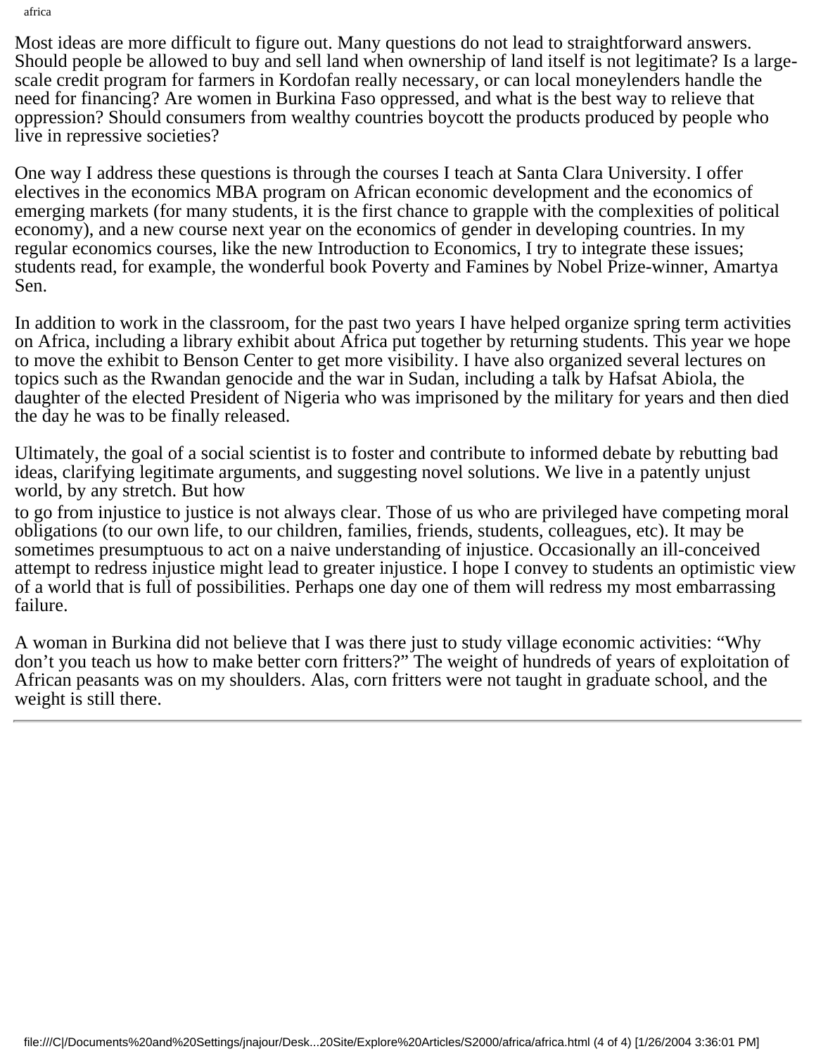Most ideas are more difficult to figure out. Many questions do not lead to straightforward answers. Should people be allowed to buy and sell land when ownership of land itself is not legitimate? Is a large-scale credit program for farmers in Kordofan really necessary, or can local moneylenders handle the need for financing? Are women in Burkina Faso oppressed, and what is the best way to relieve that oppression? Should consumers from wealthy countries boycott the products produced by people who live in repressive societies?

One way I address these questions is through the courses I teach at Santa Clara University. I offer electives in the economics MBA program on African economic development and the economics of emerging markets (for many students, it is the first chance to grapple with the complexities of political economy), and a new course next year on the economics of gender in developing countries. In my regular economics courses, like the new Introduction to Economics, I try to integrate these issues; students read, for example, the wonderful book Poverty and Famines by Nobel Prize-winner, Amartya Sen.

In addition to work in the classroom, for the past two years I have helped organize spring term activities on Africa, including a library exhibit about Africa put together by returning students. This year we hope to move the exhibit to Benson Center to get more visibility. I have also organized several lectures on topics such as the Rwandan genocide and the war in Sudan, including a talk by Hafsat Abiola, the daughter of the elected President of Nigeria who was imprisoned by the military for years and then died the day he was to be finally released.

Ultimately, the goal of a social scientist is to foster and contribute to informed debate by rebutting bad ideas, clarifying legitimate arguments, and suggesting novel solutions. We live in a patently unjust world, by any stretch. But how to go from injustice to justice is not always clear. Those of us who are privileged have competing moral obligations (to our own life, to our children, families, friends, students, colleagues, etc). It may be sometimes presumptuous to act on a naive understanding of injustice. Occasionally an ill-conceived attempt to redress injustice might lead to greater injustice. I hope I convey to students an optimistic view of a world that is full of possibilities. Perhaps one day one of them will redress my most embarrassing failure.

A woman in Burkina did not believe that I was there just to study village economic activities: "Why don't you teach us how to make better corn fritters?" The weight of hundreds of years of exploitation of African peasants was on my shoulders. Alas, corn fritters were not taught in graduate school, and the weight is still there.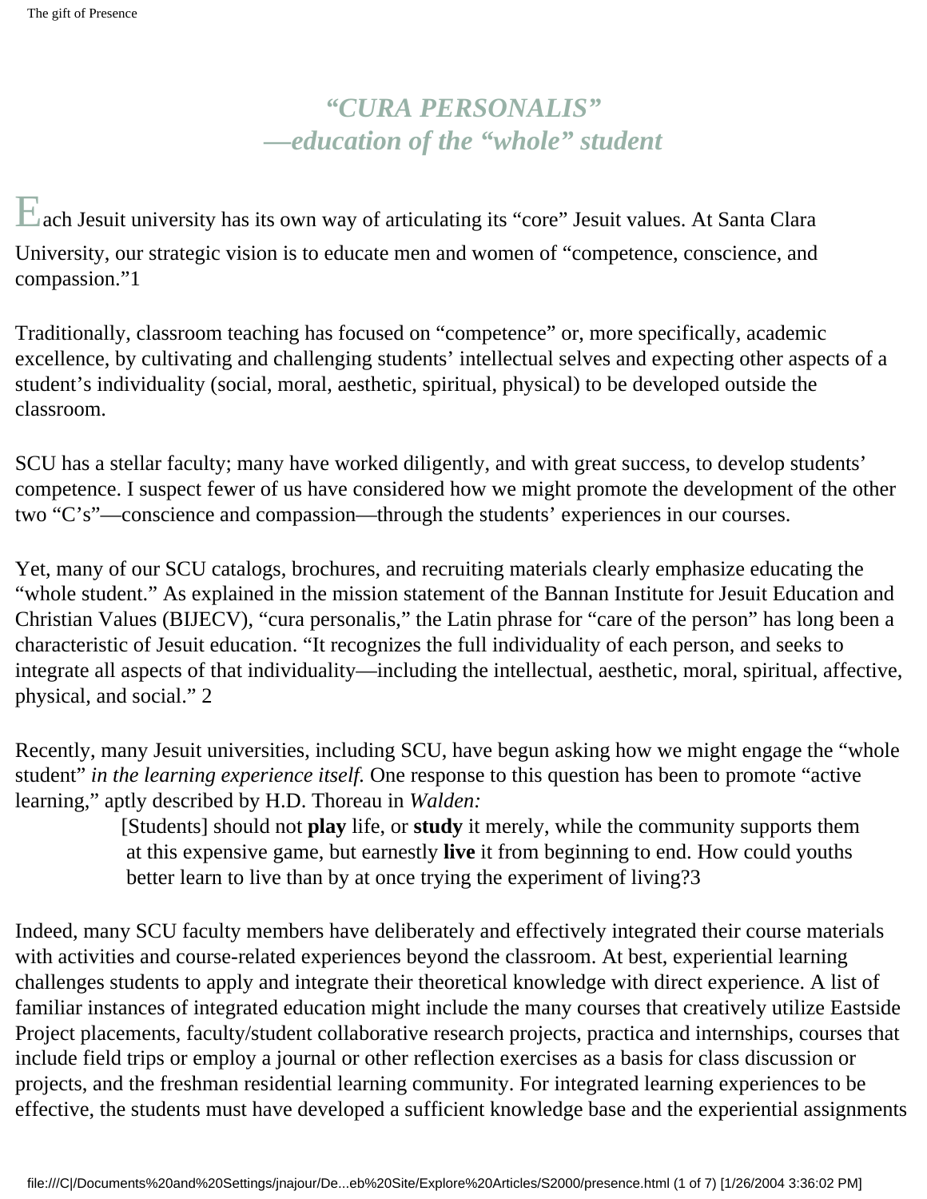# *"CURA PERSONALIS" —education of the "whole" student*

Each Jesuit university has its own way of articulating its "core" Jesuit values. At Santa Clara University, our strategic vision is to educate men and women of "competence, conscience, and compassion."1

Traditionally, classroom teaching has focused on "competence" or, more specifically, academic excellence, by cultivating and challenging students' intellectual selves and expecting other aspects of a student's individuality (social, moral, aesthetic, spiritual, physical) to be developed outside the classroom.

SCU has a stellar faculty; many have worked diligently, and with great success, to develop students' competence. I suspect fewer of us have considered how we might promote the development of the other two "C's"—conscience and compassion—through the students' experiences in our courses.

Yet, many of our SCU catalogs, brochures, and recruiting materials clearly emphasize educating the "whole student." As explained in the mission statement of the Bannan Institute for Jesuit Education and Christian Values (BIJECV), "cura personalis," the Latin phrase for "care of the person" has long been a characteristic of Jesuit education. "It recognizes the full individuality of each person, and seeks to integrate all aspects of that individuality—including the intellectual, aesthetic, moral, spiritual, affective, physical, and social." 2

Recently, many Jesuit universities, including SCU, have begun asking how we might engage the "whole student" *in the learning experience itself.* One response to this question has been to promote "active learning," aptly described by H.D. Thoreau in *Walden:*

> [Students] should not **play** life, or **study** it merely, while the community supports them at this expensive game, but earnestly **live** it from beginning to end. How could youths better learn to live than by at once trying the experiment of living?3

Indeed, many SCU faculty members have deliberately and effectively integrated their course materials with activities and course-related experiences beyond the classroom. At best, experiential learning challenges students to apply and integrate their theoretical knowledge with direct experience. A list of familiar instances of integrated education might include the many courses that creatively utilize Eastside Project placements, faculty/student collaborative research projects, practica and internships, courses that include field trips or employ a journal or other reflection exercises as a basis for class discussion or projects, and the freshman residential learning community. For integrated learning experiences to be effective, the students must have developed a sufficient knowledge base and the experiential assignments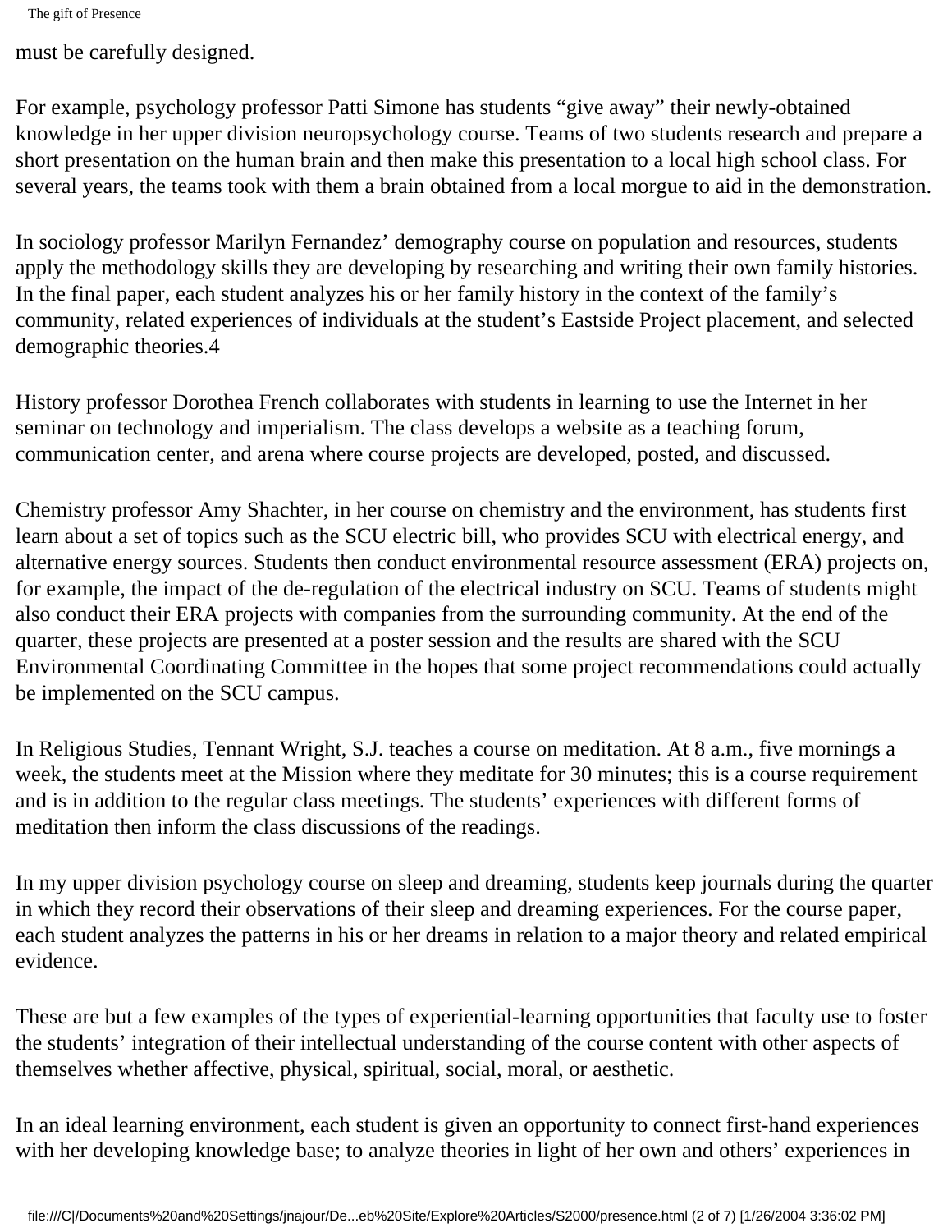must be carefully designed.

For example, psychology professor Patti Simone has students "give away" their newly-obtained knowledge in her upper division neuropsychology course. Teams of two students research and prepare a short presentation on the human brain and then make this presentation to a local high school class. For several years, the teams took with them a brain obtained from a local morgue to aid in the demonstration.

In sociology professor Marilyn Fernandez' demography course on population and resources, students apply the methodology skills they are developing by researching and writing their own family histories. In the final paper, each student analyzes his or her family history in the context of the family's community, related experiences of individuals at the student's Eastside Project placement, and selected demographic theories.[4]

History professor Dorothea French collaborates with students in learning to use the Internet in her seminar on technology and imperialism. The class develops a website as a teaching forum, communication center, and arena where course projects are developed, posted, and discussed.

Chemistry professor Amy Shachter, in her course on chemistry and the environment, has students first learn about a set of topics such as the SCU electric bill, who provides SCU with electrical energy, and alternative energy sources. Students then conduct environmental resource assessment (ERA) projects on, for example, the impact of the de-regulation of the electrical industry on SCU. Teams of students might also conduct their ERA projects with companies from the surrounding community. At the end of the quarter, these projects are presented at a poster session and the results are shared with the SCU Environmental Coordinating Committee in the hopes that some project recommendations could actually be implemented on the SCU campus.

In Religious Studies, Tennant Wright, S.J. teaches a course on meditation. At 8 a.m., five mornings a week, the students meet at the Mission where they meditate for 30 minutes; this is a course requirement and is in addition to the regular class meetings. The students' experiences with different forms of meditation then inform the class discussions of the readings.

In my upper division psychology course on sleep and dreaming, students keep journals during the quarter in which they record their observations of their sleep and dreaming experiences. For the course paper, each student analyzes the patterns in his or her dreams in relation to a major theory and related empirical evidence.

These are but a few examples of the types of experiential-learning opportunities that faculty use to foster the students' integration of their intellectual understanding of the course content with other aspects of themselves whether affective, physical, spiritual, social, moral, or aesthetic.

In an ideal learning environment, each student is given an opportunity to connect first-hand experiences with her developing knowledge base; to analyze theories in light of her own and others' experiences in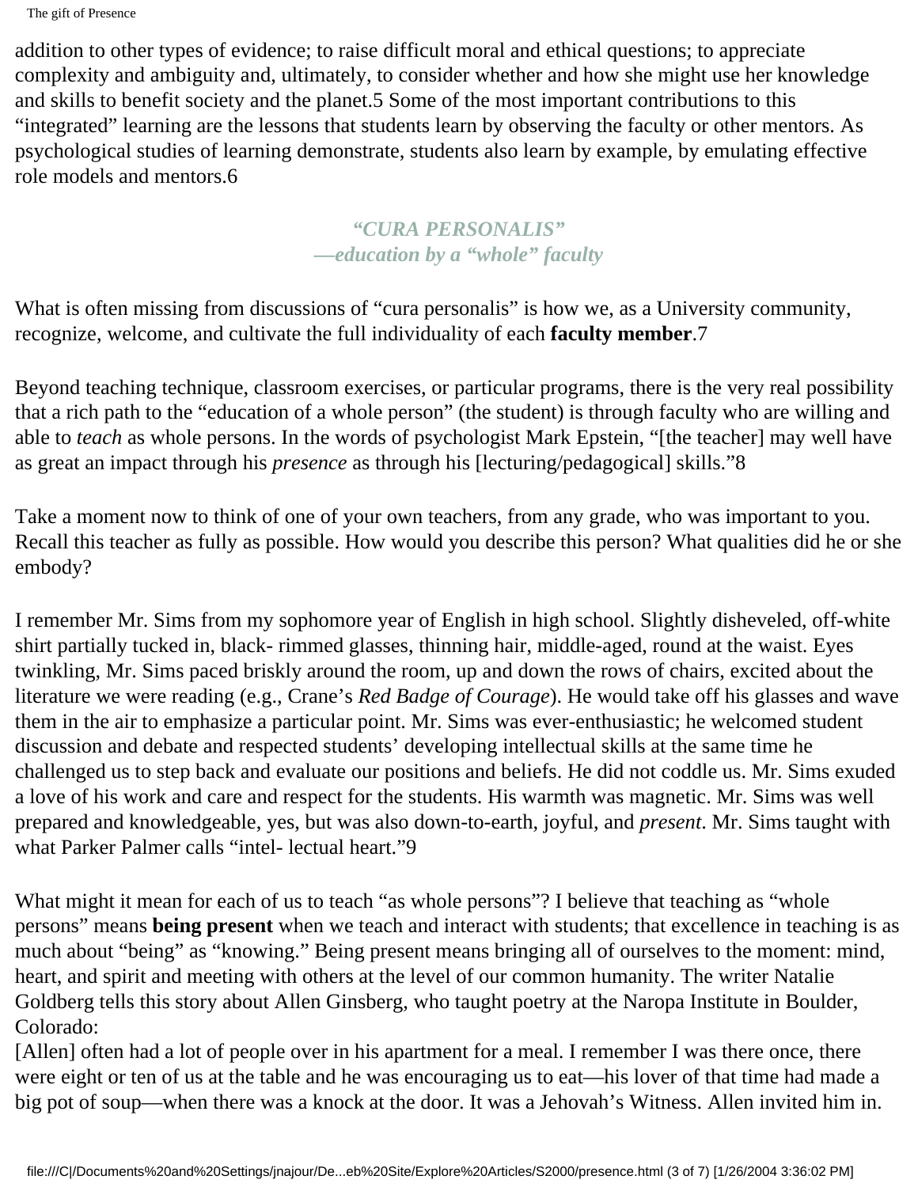addition to other types of evidence; to raise difficult moral and ethical questions; to appreciate complexity and ambiguity and, ultimately, to consider whether and how she might use her knowledge and skills to benefit society and the planet.[5] Some of the most important contributions to this "integrated" learning are the lessons that students learn by observing the faculty or other mentors. As psychological studies of learning demonstrate, students also learn by example, by emulating effective role models and mentors.[6]

### *"CURA PERSONALIS" —education by a "whole" faculty*

What is often missing from discussions of "cura personalis" is how we, as a University community, recognize, welcome, and cultivate the full individuality of each **faculty member**.[7]

Beyond teaching technique, classroom exercises, or particular programs, there is the very real possibility that a rich path to the "education of a whole person" (the student) is through faculty who are willing and able to *teach* as whole persons. In the words of psychologist Mark Epstein, "[the teacher] may well have as great an impact through his *presence* as through his [lecturing/pedagogical] skills."[8]

Take a moment now to think of one of your own teachers, from any grade, who was important to you. Recall this teacher as fully as possible. How would you describe this person? What qualities did he or she embody?

I remember Mr. Sims from my sophomore year of English in high school. Slightly disheveled, off-white shirt partially tucked in, black- rimmed glasses, thinning hair, middle-aged, round at the waist. Eyes twinkling, Mr. Sims paced briskly around the room, up and down the rows of chairs, excited about the literature we were reading (e.g., Crane's *Red Badge of Courage*). He would take off his glasses and wave them in the air to emphasize a particular point. Mr. Sims was ever-enthusiastic; he welcomed student discussion and debate and respected students' developing intellectual skills at the same time he challenged us to step back and evaluate our positions and beliefs. He did not coddle us. Mr. Sims exuded a love of his work and care and respect for the students. His warmth was magnetic. Mr. Sims was well prepared and knowledgeable, yes, but was also down-to-earth, joyful, and *present*. Mr. Sims taught with what Parker Palmer calls "intel- lectual heart."[9]

What might it mean for each of us to teach "as whole persons"? I believe that teaching as "whole persons" means **being present** when we teach and interact with students; that excellence in teaching is as much about "being" as "knowing." Being present means bringing all of ourselves to the moment: mind, heart, and spirit and meeting with others at the level of our common humanity. The writer Natalie Goldberg tells this story about Allen Ginsberg, who taught poetry at the Naropa Institute in Boulder, Colorado:

[Allen] often had a lot of people over in his apartment for a meal. I remember I was there once, there were eight or ten of us at the table and he was encouraging us to eat—his lover of that time had made a big pot of soup—when there was a knock at the door. It was a Jehovah's Witness. Allen invited him in.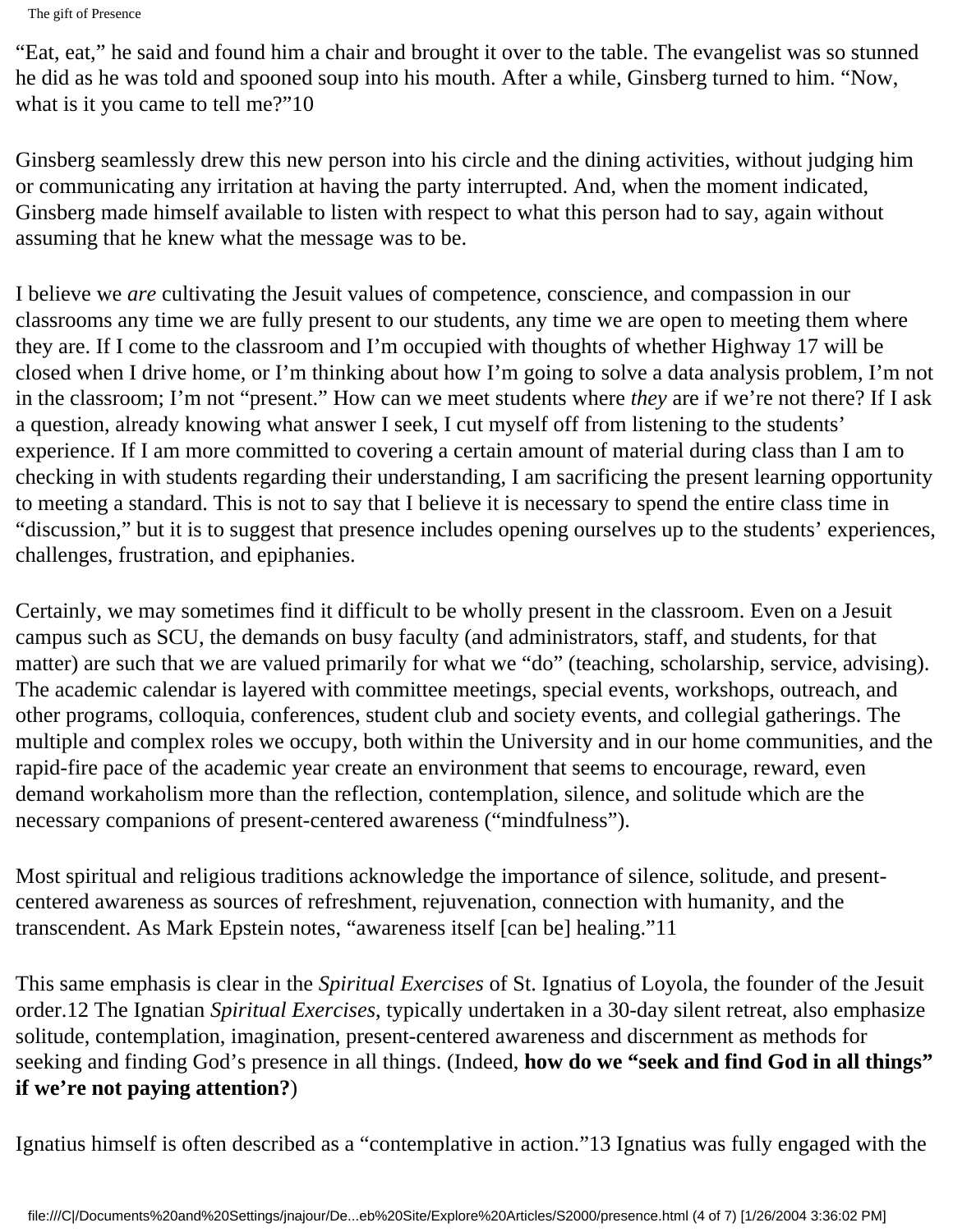"Eat, eat," he said and found him a chair and brought it over to the table. The evangelist was so stunned he did as he was told and spooned soup into his mouth. After a while, Ginsberg turned to him. "Now, what is it you came to tell me?"[10]

Ginsberg seamlessly drew this new person into his circle and the dining activities, without judging him or communicating any irritation at having the party interrupted. And, when the moment indicated, Ginsberg made himself available to listen with respect to what this person had to say, again without assuming that he knew what the message was to be.

I believe we *are* cultivating the Jesuit values of competence, conscience, and compassion in our classrooms any time we are fully present to our students, any time we are open to meeting them where they are. If I come to the classroom and I'm occupied with thoughts of whether Highway 17 will be closed when I drive home, or I'm thinking about how I'm going to solve a data analysis problem, I'm not in the classroom; I'm not "present." How can we meet students where *they* are if we're not there? If I ask a question, already knowing what answer I seek, I cut myself off from listening to the students' experience. If I am more committed to covering a certain amount of material during class than I am to checking in with students regarding their understanding, I am sacrificing the present learning opportunity to meeting a standard. This is not to say that I believe it is necessary to spend the entire class time in "discussion," but it is to suggest that presence includes opening ourselves up to the students' experiences, challenges, frustration, and epiphanies.

Certainly, we may sometimes find it difficult to be wholly present in the classroom. Even on a Jesuit campus such as SCU, the demands on busy faculty (and administrators, staff, and students, for that matter) are such that we are valued primarily for what we "do" (teaching, scholarship, service, advising). The academic calendar is layered with committee meetings, special events, workshops, outreach, and other programs, colloquia, conferences, student club and society events, and collegial gatherings. The multiple and complex roles we occupy, both within the University and in our home communities, and the rapid-fire pace of the academic year create an environment that seems to encourage, reward, even demand workaholism more than the reflection, contemplation, silence, and solitude which are the necessary companions of present-centered awareness ("mindfulness").

Most spiritual and religious traditions acknowledge the importance of silence, solitude, and present-centered awareness as sources of refreshment, rejuvenation, connection with humanity, and the transcendent. As Mark Epstein notes, "awareness itself [can be] healing."[11]

This same emphasis is clear in the *Spiritual Exercises* of St. Ignatius of Loyola, the founder of the Jesuit order.[12] The Ignatian *Spiritual Exercises*, typically undertaken in a 30-day silent retreat, also emphasize solitude, contemplation, imagination, present-centered awareness and discernment as methods for seeking and finding God's presence in all things. (Indeed, **how do we "seek and find God in all things" if we're not paying attention?**)

Ignatius himself is often described as a "contemplative in action."[13] Ignatius was fully engaged with the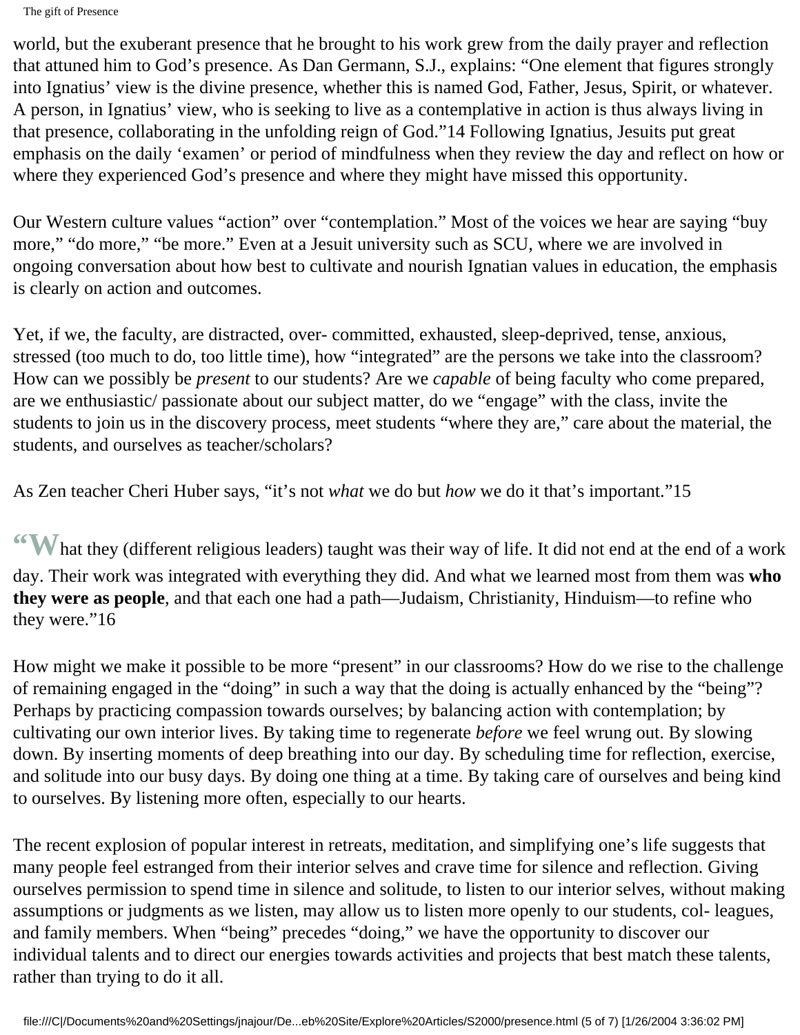world, but the exuberant presence that he brought to his work grew from the daily prayer and reflection that attuned him to God's presence. As Dan Germann, S.J., explains: "One element that figures strongly into Ignatius' view is the divine presence, whether this is named God, Father, Jesus, Spirit, or whatever. A person, in Ignatius' view, who is seeking to live as a contemplative in action is thus always living in that presence, collaborating in the unfolding reign of God."14 Following Ignatius, Jesuits put great emphasis on the daily 'examen' or period of mindfulness when they review the day and reflect on how or where they experienced God's presence and where they might have missed this opportunity.

Our Western culture values "action" over "contemplation." Most of the voices we hear are saying "buy more," "do more," "be more." Even at a Jesuit university such as SCU, where we are involved in ongoing conversation about how best to cultivate and nourish Ignatian values in education, the emphasis is clearly on action and outcomes.

Yet, if we, the faculty, are distracted, over- committed, exhausted, sleep-deprived, tense, anxious, stressed (too much to do, too little time), how "integrated" are the persons we take into the classroom? How can we possibly be *present* to our students? Are we *capable* of being faculty who come prepared, are we enthusiastic/ passionate about our subject matter, do we "engage" with the class, invite the students to join us in the discovery process, meet students "where they are," care about the material, the students, and ourselves as teacher/scholars?

As Zen teacher Cheri Huber says, "it's not *what* we do but *how* we do it that's important."15

"What they (different religious leaders) taught was their way of life. It did not end at the end of a work day. Their work was integrated with everything they did. And what we learned most from them was **who they were as people**, and that each one had a path—Judaism, Christianity, Hinduism—to refine who they were."16

How might we make it possible to be more "present" in our classrooms? How do we rise to the challenge of remaining engaged in the "doing" in such a way that the doing is actually enhanced by the "being"? Perhaps by practicing compassion towards ourselves; by balancing action with contemplation; by cultivating our own interior lives. By taking time to regenerate *before* we feel wrung out. By slowing down. By inserting moments of deep breathing into our day. By scheduling time for reflection, exercise, and solitude into our busy days. By doing one thing at a time. By taking care of ourselves and being kind to ourselves. By listening more often, especially to our hearts.

The recent explosion of popular interest in retreats, meditation, and simplifying one's life suggests that many people feel estranged from their interior selves and crave time for silence and reflection. Giving ourselves permission to spend time in silence and solitude, to listen to our interior selves, without making assumptions or judgments as we listen, may allow us to listen more openly to our students, col- leagues, and family members. When "being" precedes "doing," we have the opportunity to discover our individual talents and to direct our energies towards activities and projects that best match these talents, rather than trying to do it all.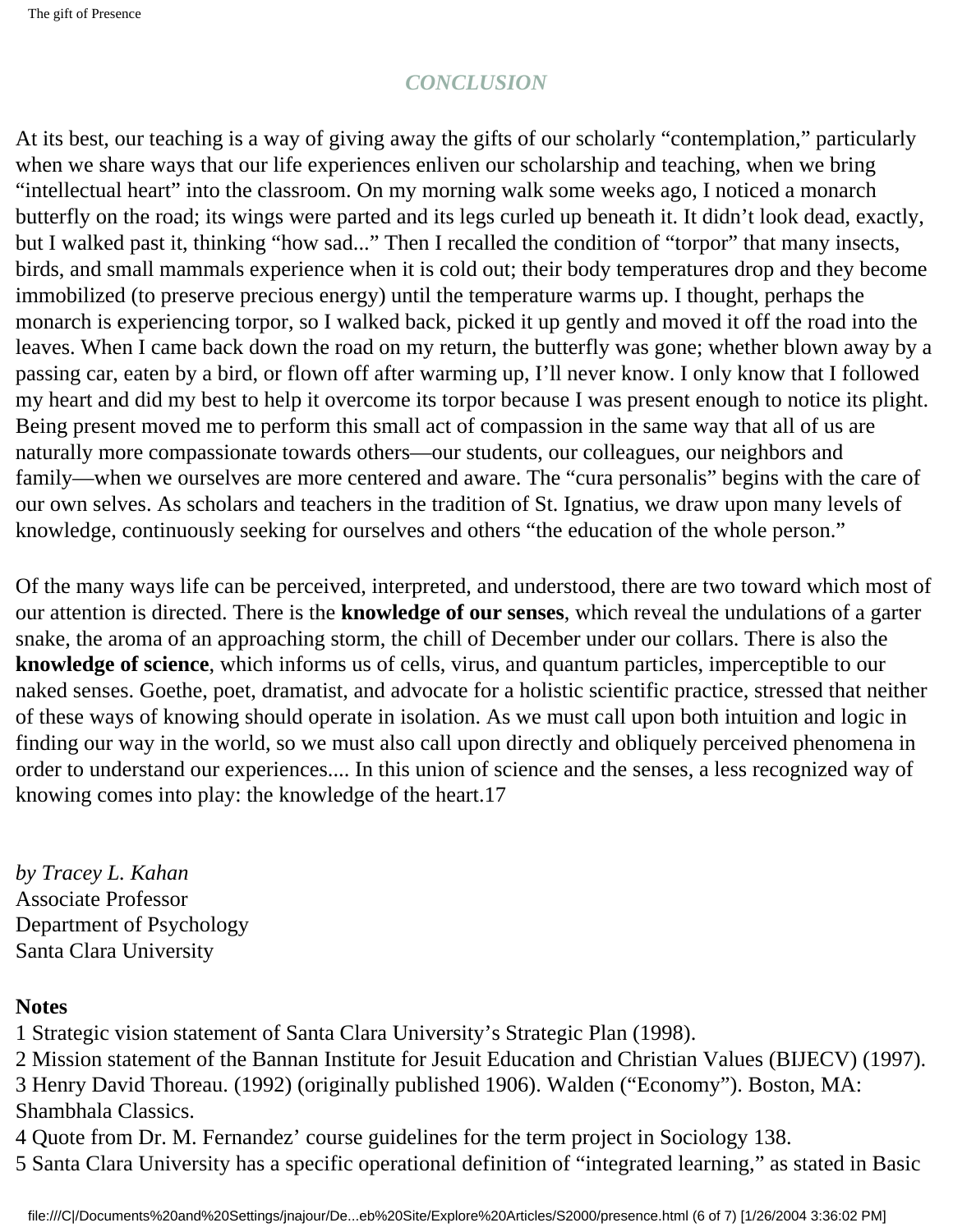## *CONCLUSION*

At its best, our teaching is a way of giving away the gifts of our scholarly "contemplation," particularly when we share ways that our life experiences enliven our scholarship and teaching, when we bring "intellectual heart" into the classroom. On my morning walk some weeks ago, I noticed a monarch butterfly on the road; its wings were parted and its legs curled up beneath it. It didn't look dead, exactly, but I walked past it, thinking "how sad..." Then I recalled the condition of "torpor" that many insects, birds, and small mammals experience when it is cold out; their body temperatures drop and they become immobilized (to preserve precious energy) until the temperature warms up. I thought, perhaps the monarch is experiencing torpor, so I walked back, picked it up gently and moved it off the road into the leaves. When I came back down the road on my return, the butterfly was gone; whether blown away by a passing car, eaten by a bird, or flown off after warming up, I'll never know. I only know that I followed my heart and did my best to help it overcome its torpor because I was present enough to notice its plight. Being present moved me to perform this small act of compassion in the same way that all of us are naturally more compassionate towards others—our students, our colleagues, our neighbors and family—when we ourselves are more centered and aware. The "cura personalis" begins with the care of our own selves. As scholars and teachers in the tradition of St. Ignatius, we draw upon many levels of knowledge, continuously seeking for ourselves and others "the education of the whole person."

Of the many ways life can be perceived, interpreted, and understood, there are two toward which most of our attention is directed. There is the **knowledge of our senses**, which reveal the undulations of a garter snake, the aroma of an approaching storm, the chill of December under our collars. There is also the **knowledge of science**, which informs us of cells, virus, and quantum particles, imperceptible to our naked senses. Goethe, poet, dramatist, and advocate for a holistic scientific practice, stressed that neither of these ways of knowing should operate in isolation. As we must call upon both intuition and logic in finding our way in the world, so we must also call upon directly and obliquely perceived phenomena in order to understand our experiences.... In this union of science and the senses, a less recognized way of knowing comes into play: the knowledge of the heart.17

*by Tracey L. Kahan*
Associate Professor
Department of Psychology
Santa Clara University

**Notes**

1 Strategic vision statement of Santa Clara University's Strategic Plan (1998).
2 Mission statement of the Bannan Institute for Jesuit Education and Christian Values (BIJECV) (1997).
3 Henry David Thoreau. (1992) (originally published 1906). Walden ("Economy"). Boston, MA: Shambhala Classics.
4 Quote from Dr. M. Fernandez' course guidelines for the term project in Sociology 138.
5 Santa Clara University has a specific operational definition of "integrated learning," as stated in Basic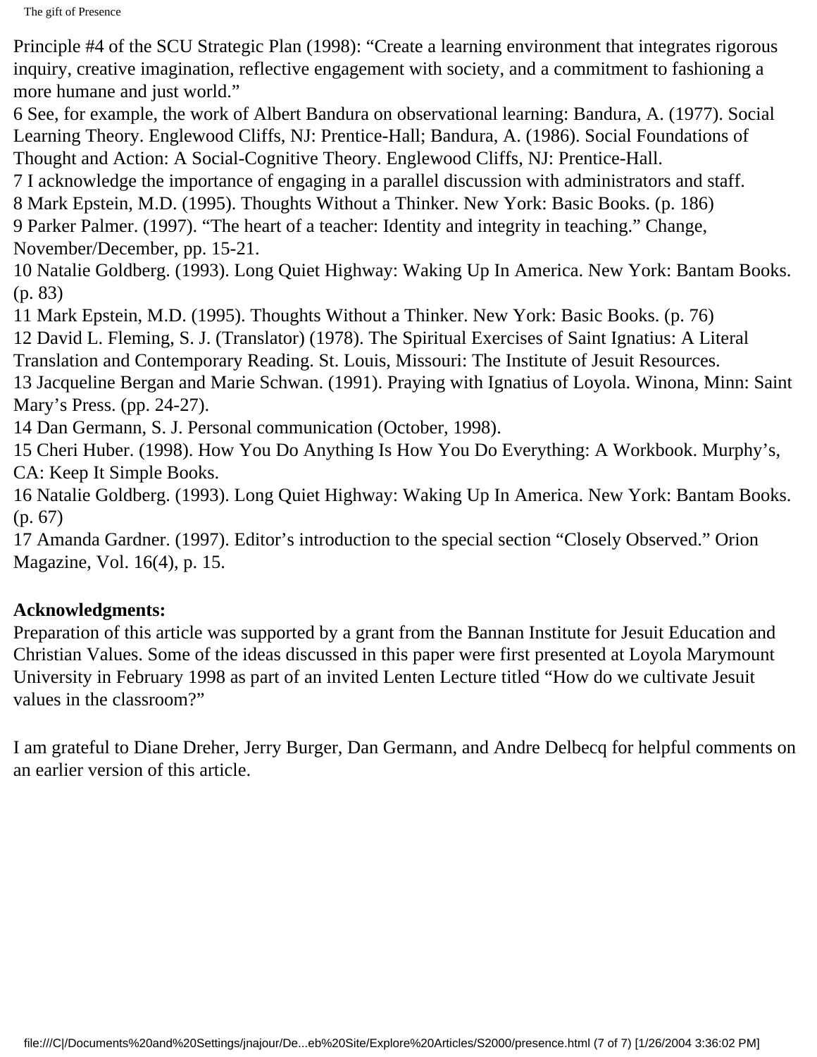Principle #4 of the SCU Strategic Plan (1998): "Create a learning environment that integrates rigorous inquiry, creative imagination, reflective engagement with society, and a commitment to fashioning a more humane and just world."

6 See, for example, the work of Albert Bandura on observational learning: Bandura, A. (1977). Social Learning Theory. Englewood Cliffs, NJ: Prentice-Hall; Bandura, A. (1986). Social Foundations of Thought and Action: A Social-Cognitive Theory. Englewood Cliffs, NJ: Prentice-Hall.

7 I acknowledge the importance of engaging in a parallel discussion with administrators and staff.

8 Mark Epstein, M.D. (1995). Thoughts Without a Thinker. New York: Basic Books. (p. 186)

9 Parker Palmer. (1997). "The heart of a teacher: Identity and integrity in teaching." Change, November/December, pp. 15-21.

10 Natalie Goldberg. (1993). Long Quiet Highway: Waking Up In America. New York: Bantam Books. (p. 83)

11 Mark Epstein, M.D. (1995). Thoughts Without a Thinker. New York: Basic Books. (p. 76)

12 David L. Fleming, S. J. (Translator) (1978). The Spiritual Exercises of Saint Ignatius: A Literal Translation and Contemporary Reading. St. Louis, Missouri: The Institute of Jesuit Resources.

13 Jacqueline Bergan and Marie Schwan. (1991). Praying with Ignatius of Loyola. Winona, Minn: Saint Mary's Press. (pp. 24-27).

14 Dan Germann, S. J. Personal communication (October, 1998).

15 Cheri Huber. (1998). How You Do Anything Is How You Do Everything: A Workbook. Murphy's, CA: Keep It Simple Books.

16 Natalie Goldberg. (1993). Long Quiet Highway: Waking Up In America. New York: Bantam Books. (p. 67)

17 Amanda Gardner. (1997). Editor's introduction to the special section "Closely Observed." Orion Magazine, Vol. 16(4), p. 15.

**Acknowledgments:**

Preparation of this article was supported by a grant from the Bannan Institute for Jesuit Education and Christian Values. Some of the ideas discussed in this paper were first presented at Loyola Marymount University in February 1998 as part of an invited Lenten Lecture titled "How do we cultivate Jesuit values in the classroom?"

I am grateful to Diane Dreher, Jerry Burger, Dan Germann, and Andre Delbecq for helpful comments on an earlier version of this article.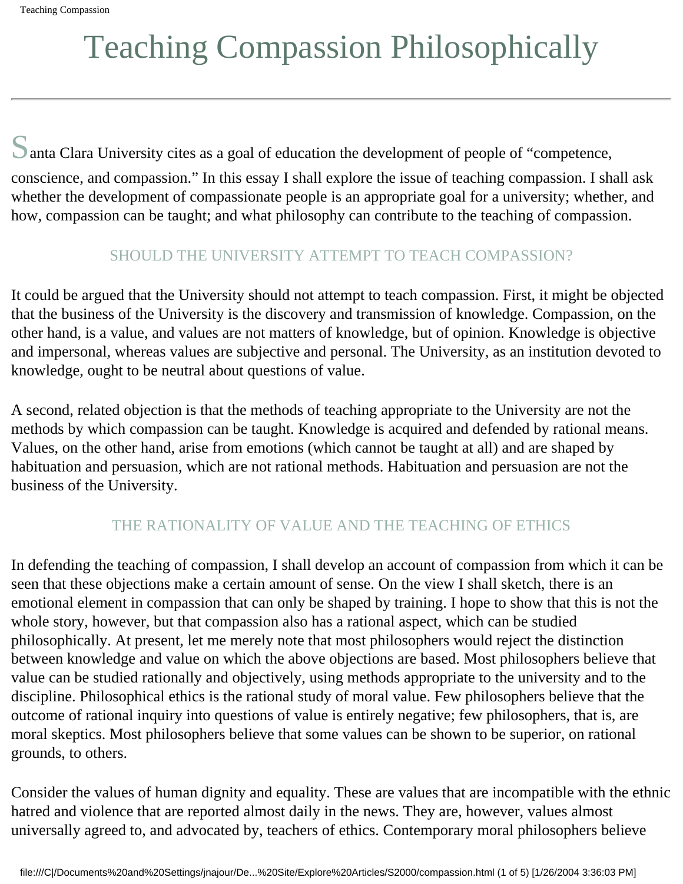# Teaching Compassion Philosophically

Santa Clara University cites as a goal of education the development of people of "competence, conscience, and compassion." In this essay I shall explore the issue of teaching compassion. I shall ask whether the development of compassionate people is an appropriate goal for a university; whether, and how, compassion can be taught; and what philosophy can contribute to the teaching of compassion.

## SHOULD THE UNIVERSITY ATTEMPT TO TEACH COMPASSION?

It could be argued that the University should not attempt to teach compassion. First, it might be objected that the business of the University is the discovery and transmission of knowledge. Compassion, on the other hand, is a value, and values are not matters of knowledge, but of opinion. Knowledge is objective and impersonal, whereas values are subjective and personal. The University, as an institution devoted to knowledge, ought to be neutral about questions of value.

A second, related objection is that the methods of teaching appropriate to the University are not the methods by which compassion can be taught. Knowledge is acquired and defended by rational means. Values, on the other hand, arise from emotions (which cannot be taught at all) and are shaped by habituation and persuasion, which are not rational methods. Habituation and persuasion are not the business of the University.

## THE RATIONALITY OF VALUE AND THE TEACHING OF ETHICS

In defending the teaching of compassion, I shall develop an account of compassion from which it can be seen that these objections make a certain amount of sense. On the view I shall sketch, there is an emotional element in compassion that can only be shaped by training. I hope to show that this is not the whole story, however, but that compassion also has a rational aspect, which can be studied philosophically. At present, let me merely note that most philosophers would reject the distinction between knowledge and value on which the above objections are based. Most philosophers believe that value can be studied rationally and objectively, using methods appropriate to the university and to the discipline. Philosophical ethics is the rational study of moral value. Few philosophers believe that the outcome of rational inquiry into questions of value is entirely negative; few philosophers, that is, are moral skeptics. Most philosophers believe that some values can be shown to be superior, on rational grounds, to others.

Consider the values of human dignity and equality. These are values that are incompatible with the ethnic hatred and violence that are reported almost daily in the news. They are, however, values almost universally agreed to, and advocated by, teachers of ethics. Contemporary moral philosophers believe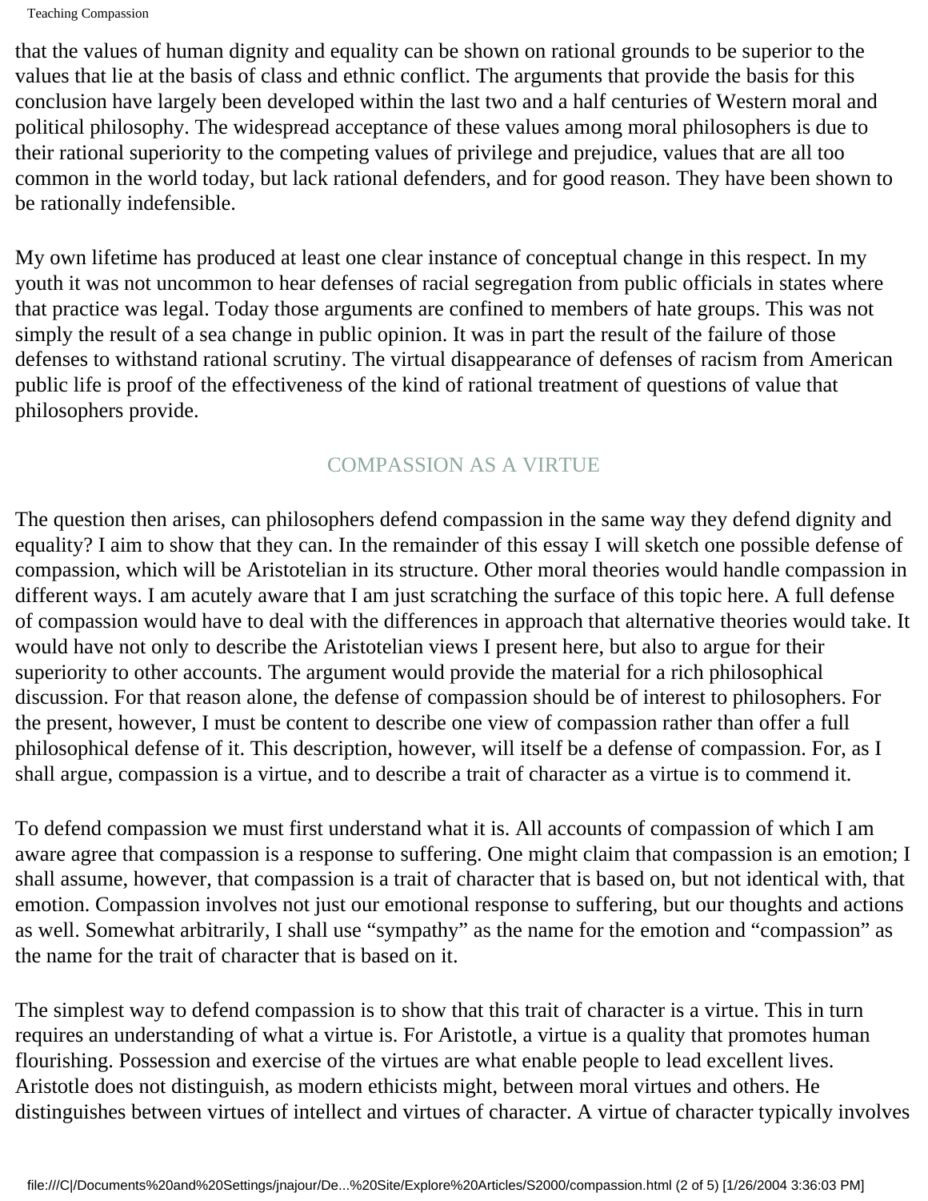that the values of human dignity and equality can be shown on rational grounds to be superior to the values that lie at the basis of class and ethnic conflict. The arguments that provide the basis for this conclusion have largely been developed within the last two and a half centuries of Western moral and political philosophy. The widespread acceptance of these values among moral philosophers is due to their rational superiority to the competing values of privilege and prejudice, values that are all too common in the world today, but lack rational defenders, and for good reason. They have been shown to be rationally indefensible.

My own lifetime has produced at least one clear instance of conceptual change in this respect. In my youth it was not uncommon to hear defenses of racial segregation from public officials in states where that practice was legal. Today those arguments are confined to members of hate groups. This was not simply the result of a sea change in public opinion. It was in part the result of the failure of those defenses to withstand rational scrutiny. The virtual disappearance of defenses of racism from American public life is proof of the effectiveness of the kind of rational treatment of questions of value that philosophers provide.

## COMPASSION AS A VIRTUE

The question then arises, can philosophers defend compassion in the same way they defend dignity and equality? I aim to show that they can. In the remainder of this essay I will sketch one possible defense of compassion, which will be Aristotelian in its structure. Other moral theories would handle compassion in different ways. I am acutely aware that I am just scratching the surface of this topic here. A full defense of compassion would have to deal with the differences in approach that alternative theories would take. It would have not only to describe the Aristotelian views I present here, but also to argue for their superiority to other accounts. The argument would provide the material for a rich philosophical discussion. For that reason alone, the defense of compassion should be of interest to philosophers. For the present, however, I must be content to describe one view of compassion rather than offer a full philosophical defense of it. This description, however, will itself be a defense of compassion. For, as I shall argue, compassion is a virtue, and to describe a trait of character as a virtue is to commend it.

To defend compassion we must first understand what it is. All accounts of compassion of which I am aware agree that compassion is a response to suffering. One might claim that compassion is an emotion; I shall assume, however, that compassion is a trait of character that is based on, but not identical with, that emotion. Compassion involves not just our emotional response to suffering, but our thoughts and actions as well. Somewhat arbitrarily, I shall use "sympathy" as the name for the emotion and "compassion" as the name for the trait of character that is based on it.

The simplest way to defend compassion is to show that this trait of character is a virtue. This in turn requires an understanding of what a virtue is. For Aristotle, a virtue is a quality that promotes human flourishing. Possession and exercise of the virtues are what enable people to lead excellent lives. Aristotle does not distinguish, as modern ethicists might, between moral virtues and others. He distinguishes between virtues of intellect and virtues of character. A virtue of character typically involves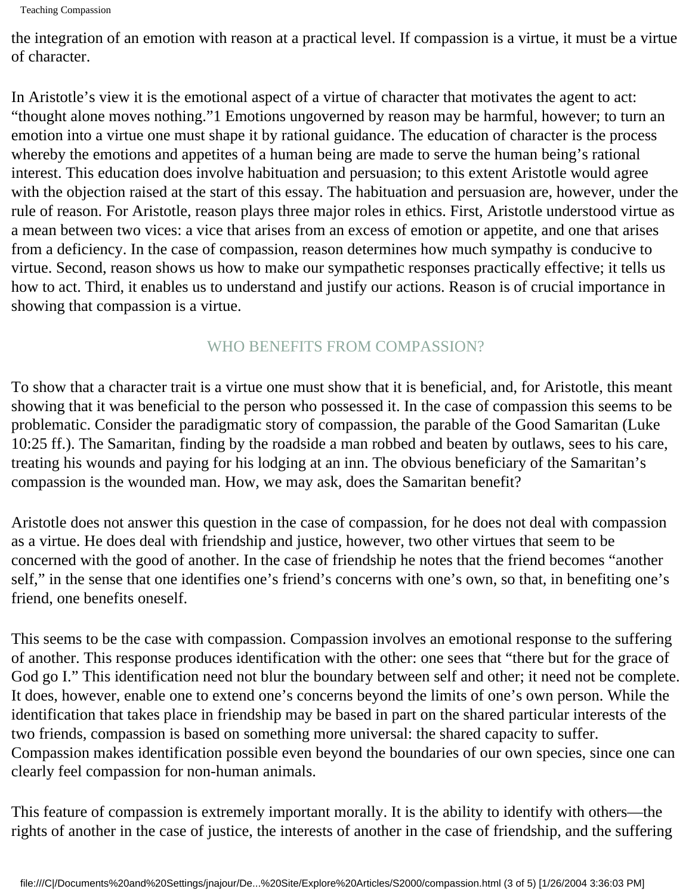the integration of an emotion with reason at a practical level. If compassion is a virtue, it must be a virtue of character.

In Aristotle’s view it is the emotional aspect of a virtue of character that motivates the agent to act: “thought alone moves nothing.”[1] Emotions ungoverned by reason may be harmful, however; to turn an emotion into a virtue one must shape it by rational guidance. The education of character is the process whereby the emotions and appetites of a human being are made to serve the human being’s rational interest. This education does involve habituation and persuasion; to this extent Aristotle would agree with the objection raised at the start of this essay. The habituation and persuasion are, however, under the rule of reason. For Aristotle, reason plays three major roles in ethics. First, Aristotle understood virtue as a mean between two vices: a vice that arises from an excess of emotion or appetite, and one that arises from a deficiency. In the case of compassion, reason determines how much sympathy is conducive to virtue. Second, reason shows us how to make our sympathetic responses practically effective; it tells us how to act. Third, it enables us to understand and justify our actions. Reason is of crucial importance in showing that compassion is a virtue.

## WHO BENEFITS FROM COMPASSION?

To show that a character trait is a virtue one must show that it is beneficial, and, for Aristotle, this meant showing that it was beneficial to the person who possessed it. In the case of compassion this seems to be problematic. Consider the paradigmatic story of compassion, the parable of the Good Samaritan (Luke 10:25 ff.). The Samaritan, finding by the roadside a man robbed and beaten by outlaws, sees to his care, treating his wounds and paying for his lodging at an inn. The obvious beneficiary of the Samaritan’s compassion is the wounded man. How, we may ask, does the Samaritan benefit?

Aristotle does not answer this question in the case of compassion, for he does not deal with compassion as a virtue. He does deal with friendship and justice, however, two other virtues that seem to be concerned with the good of another. In the case of friendship he notes that the friend becomes “another self,” in the sense that one identifies one’s friend’s concerns with one’s own, so that, in benefiting one’s friend, one benefits oneself.

This seems to be the case with compassion. Compassion involves an emotional response to the suffering of another. This response produces identification with the other: one sees that “there but for the grace of God go I.” This identification need not blur the boundary between self and other; it need not be complete. It does, however, enable one to extend one’s concerns beyond the limits of one’s own person. While the identification that takes place in friendship may be based in part on the shared particular interests of the two friends, compassion is based on something more universal: the shared capacity to suffer. Compassion makes identification possible even beyond the boundaries of our own species, since one can clearly feel compassion for non-human animals.

This feature of compassion is extremely important morally. It is the ability to identify with others—the rights of another in the case of justice, the interests of another in the case of friendship, and the suffering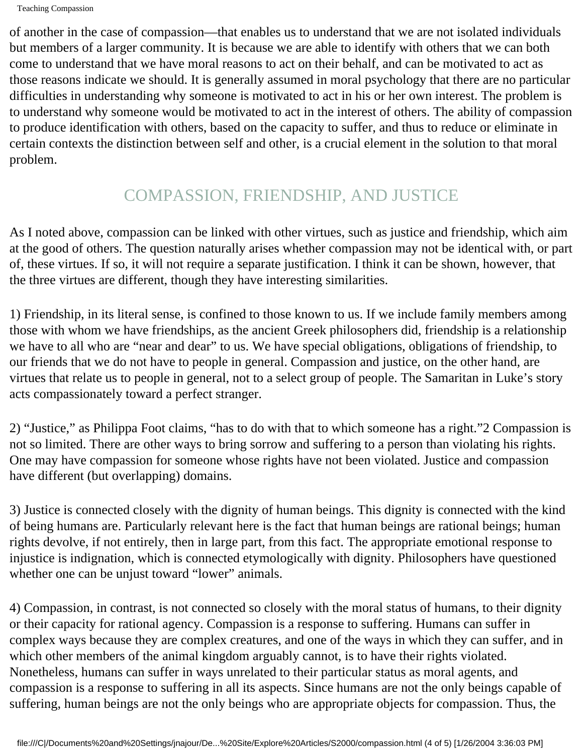of another in the case of compassion—that enables us to understand that we are not isolated individuals but members of a larger community. It is because we are able to identify with others that we can both come to understand that we have moral reasons to act on their behalf, and can be motivated to act as those reasons indicate we should. It is generally assumed in moral psychology that there are no particular difficulties in understanding why someone is motivated to act in his or her own interest. The problem is to understand why someone would be motivated to act in the interest of others. The ability of compassion to produce identification with others, based on the capacity to suffer, and thus to reduce or eliminate in certain contexts the distinction between self and other, is a crucial element in the solution to that moral problem.

## COMPASSION, FRIENDSHIP, AND JUSTICE

As I noted above, compassion can be linked with other virtues, such as justice and friendship, which aim at the good of others. The question naturally arises whether compassion may not be identical with, or part of, these virtues. If so, it will not require a separate justification. I think it can be shown, however, that the three virtues are different, though they have interesting similarities.

1) Friendship, in its literal sense, is confined to those known to us. If we include family members among those with whom we have friendships, as the ancient Greek philosophers did, friendship is a relationship we have to all who are "near and dear" to us. We have special obligations, obligations of friendship, to our friends that we do not have to people in general. Compassion and justice, on the other hand, are virtues that relate us to people in general, not to a select group of people. The Samaritan in Luke's story acts compassionately toward a perfect stranger.

2) "Justice," as Philippa Foot claims, "has to do with that to which someone has a right."[2] Compassion is not so limited. There are other ways to bring sorrow and suffering to a person than violating his rights. One may have compassion for someone whose rights have not been violated. Justice and compassion have different (but overlapping) domains.

3) Justice is connected closely with the dignity of human beings. This dignity is connected with the kind of being humans are. Particularly relevant here is the fact that human beings are rational beings; human rights devolve, if not entirely, then in large part, from this fact. The appropriate emotional response to injustice is indignation, which is connected etymologically with dignity. Philosophers have questioned whether one can be unjust toward "lower" animals.

4) Compassion, in contrast, is not connected so closely with the moral status of humans, to their dignity or their capacity for rational agency. Compassion is a response to suffering. Humans can suffer in complex ways because they are complex creatures, and one of the ways in which they can suffer, and in which other members of the animal kingdom arguably cannot, is to have their rights violated. Nonetheless, humans can suffer in ways unrelated to their particular status as moral agents, and compassion is a response to suffering in all its aspects. Since humans are not the only beings capable of suffering, human beings are not the only beings who are appropriate objects for compassion. Thus, the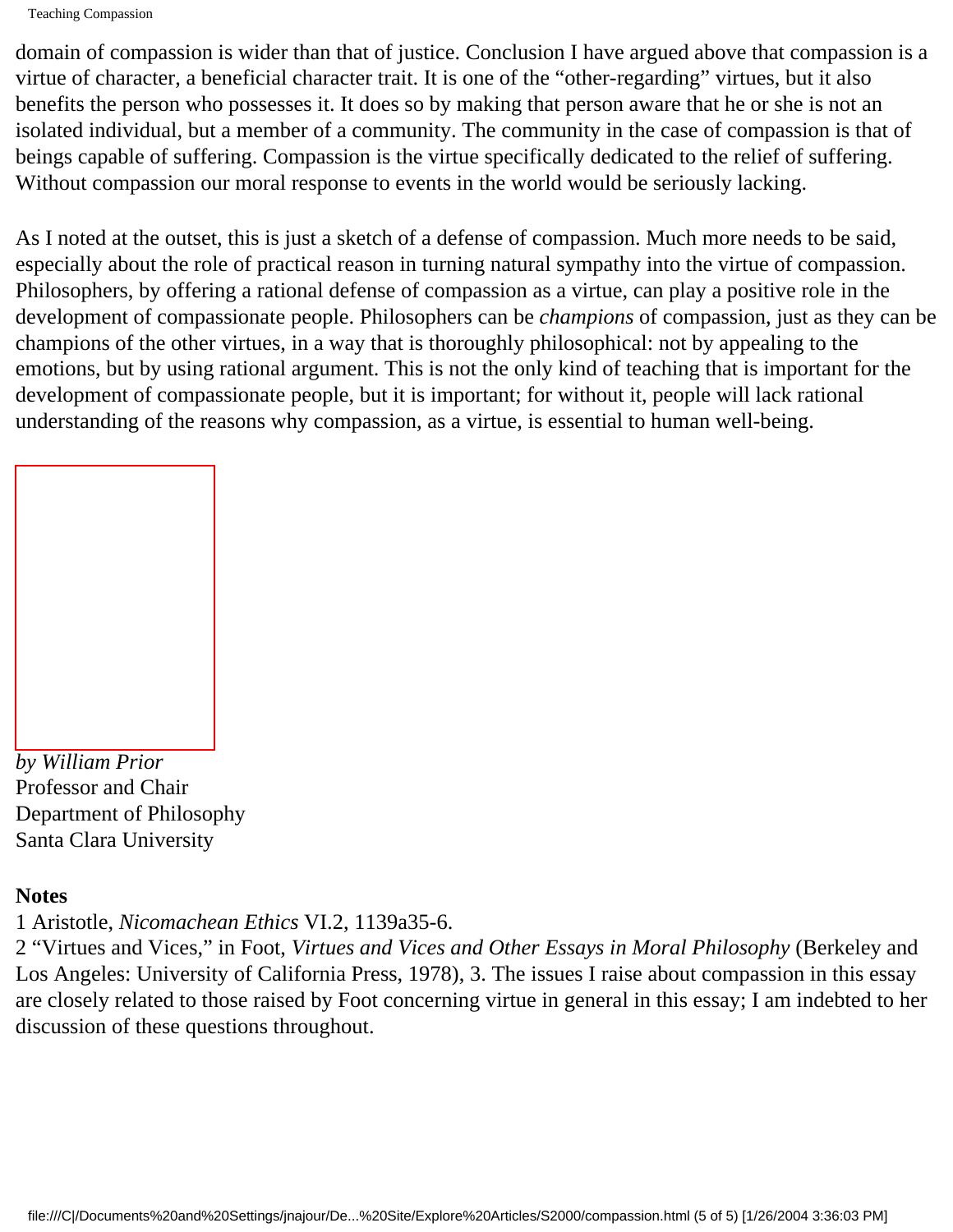domain of compassion is wider than that of justice. Conclusion I have argued above that compassion is a virtue of character, a beneficial character trait. It is one of the "other-regarding" virtues, but it also benefits the person who possesses it. It does so by making that person aware that he or she is not an isolated individual, but a member of a community. The community in the case of compassion is that of beings capable of suffering. Compassion is the virtue specifically dedicated to the relief of suffering. Without compassion our moral response to events in the world would be seriously lacking.

As I noted at the outset, this is just a sketch of a defense of compassion. Much more needs to be said, especially about the role of practical reason in turning natural sympathy into the virtue of compassion. Philosophers, by offering a rational defense of compassion as a virtue, can play a positive role in the development of compassionate people. Philosophers can be *champions* of compassion, just as they can be champions of the other virtues, in a way that is thoroughly philosophical: not by appealing to the emotions, but by using rational argument. This is not the only kind of teaching that is important for the development of compassionate people, but it is important; for without it, people will lack rational understanding of the reasons why compassion, as a virtue, is essential to human well-being.

*by William Prior*
Professor and Chair
Department of Philosophy
Santa Clara University

**Notes**

1 Aristotle, *Nicomachean Ethics* VI.2, 1139a35-6.
2 "Virtues and Vices," in Foot, *Virtues and Vices and Other Essays in Moral Philosophy* (Berkeley and Los Angeles: University of California Press, 1978), 3. The issues I raise about compassion in this essay are closely related to those raised by Foot concerning virtue in general in this essay; I am indebted to her discussion of these questions throughout.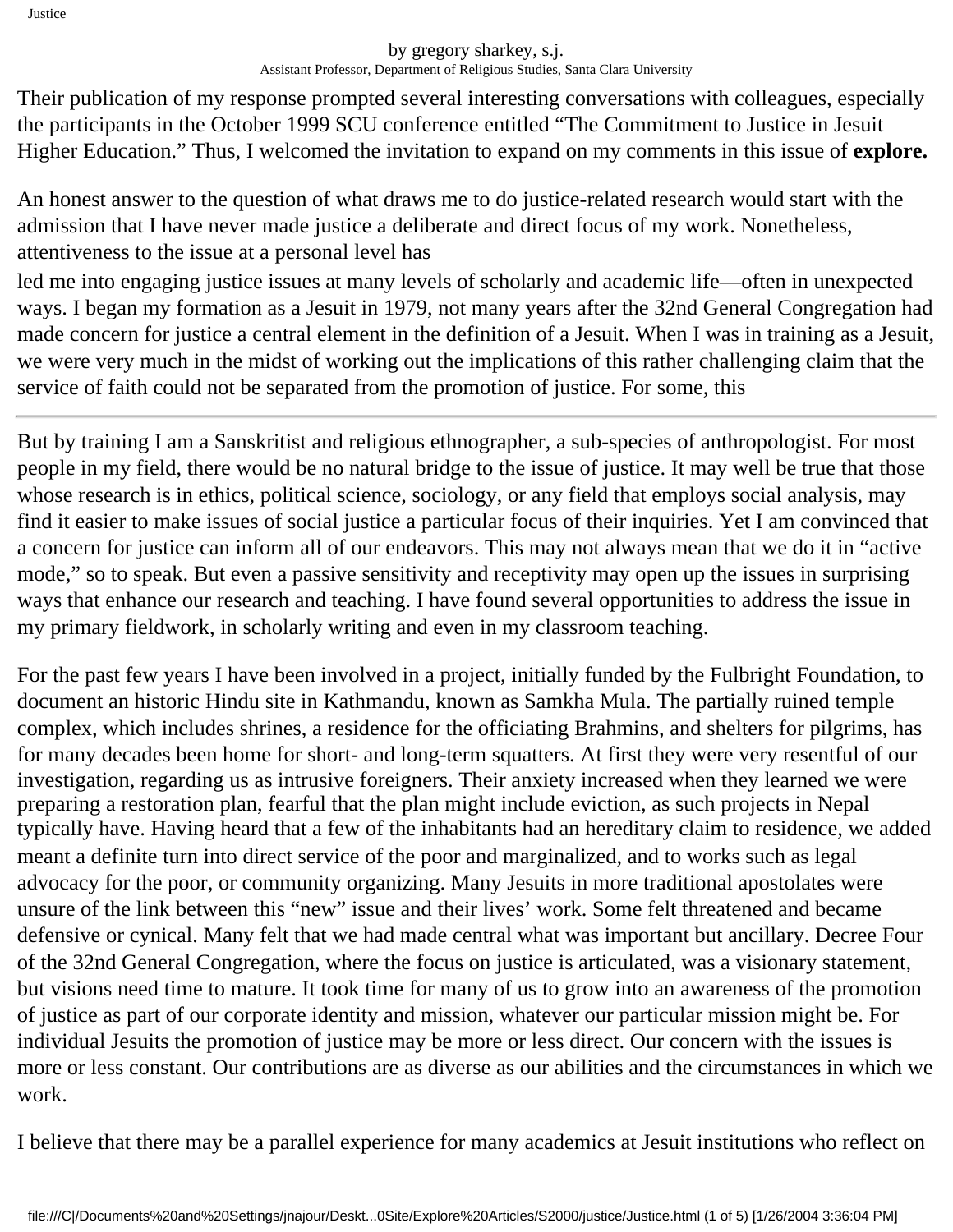by gregory sharkey, s.j.
Assistant Professor, Department of Religious Studies, Santa Clara University

Their publication of my response prompted several interesting conversations with colleagues, especially the participants in the October 1999 SCU conference entitled "The Commitment to Justice in Jesuit Higher Education." Thus, I welcomed the invitation to expand on my comments in this issue of **explore.**

An honest answer to the question of what draws me to do justice-related research would start with the admission that I have never made justice a deliberate and direct focus of my work. Nonetheless, attentiveness to the issue at a personal level has

led me into engaging justice issues at many levels of scholarly and academic life—often in unexpected ways. I began my formation as a Jesuit in 1979, not many years after the 32nd General Congregation had made concern for justice a central element in the definition of a Jesuit. When I was in training as a Jesuit, we were very much in the midst of working out the implications of this rather challenging claim that the service of faith could not be separated from the promotion of justice. For some, this

---

But by training I am a Sanskritist and religious ethnographer, a sub-species of anthropologist. For most people in my field, there would be no natural bridge to the issue of justice. It may well be true that those whose research is in ethics, political science, sociology, or any field that employs social analysis, may find it easier to make issues of social justice a particular focus of their inquiries. Yet I am convinced that a concern for justice can inform all of our endeavors. This may not always mean that we do it in "active mode," so to speak. But even a passive sensitivity and receptivity may open up the issues in surprising ways that enhance our research and teaching. I have found several opportunities to address the issue in my primary fieldwork, in scholarly writing and even in my classroom teaching.

For the past few years I have been involved in a project, initially funded by the Fulbright Foundation, to document an historic Hindu site in Kathmandu, known as Samkha Mula. The partially ruined temple complex, which includes shrines, a residence for the officiating Brahmins, and shelters for pilgrims, has for many decades been home for short- and long-term squatters. At first they were very resentful of our investigation, regarding us as intrusive foreigners. Their anxiety increased when they learned we were preparing a restoration plan, fearful that the plan might include eviction, as such projects in Nepal typically have. Having heard that a few of the inhabitants had an hereditary claim to residence, we added meant a definite turn into direct service of the poor and marginalized, and to works such as legal advocacy for the poor, or community organizing. Many Jesuits in more traditional apostolates were unsure of the link between this "new" issue and their lives' work. Some felt threatened and became defensive or cynical. Many felt that we had made central what was important but ancillary. Decree Four of the 32nd General Congregation, where the focus on justice is articulated, was a visionary statement, but visions need time to mature. It took time for many of us to grow into an awareness of the promotion of justice as part of our corporate identity and mission, whatever our particular mission might be. For individual Jesuits the promotion of justice may be more or less direct. Our concern with the issues is more or less constant. Our contributions are as diverse as our abilities and the circumstances in which we work.

I believe that there may be a parallel experience for many academics at Jesuit institutions who reflect on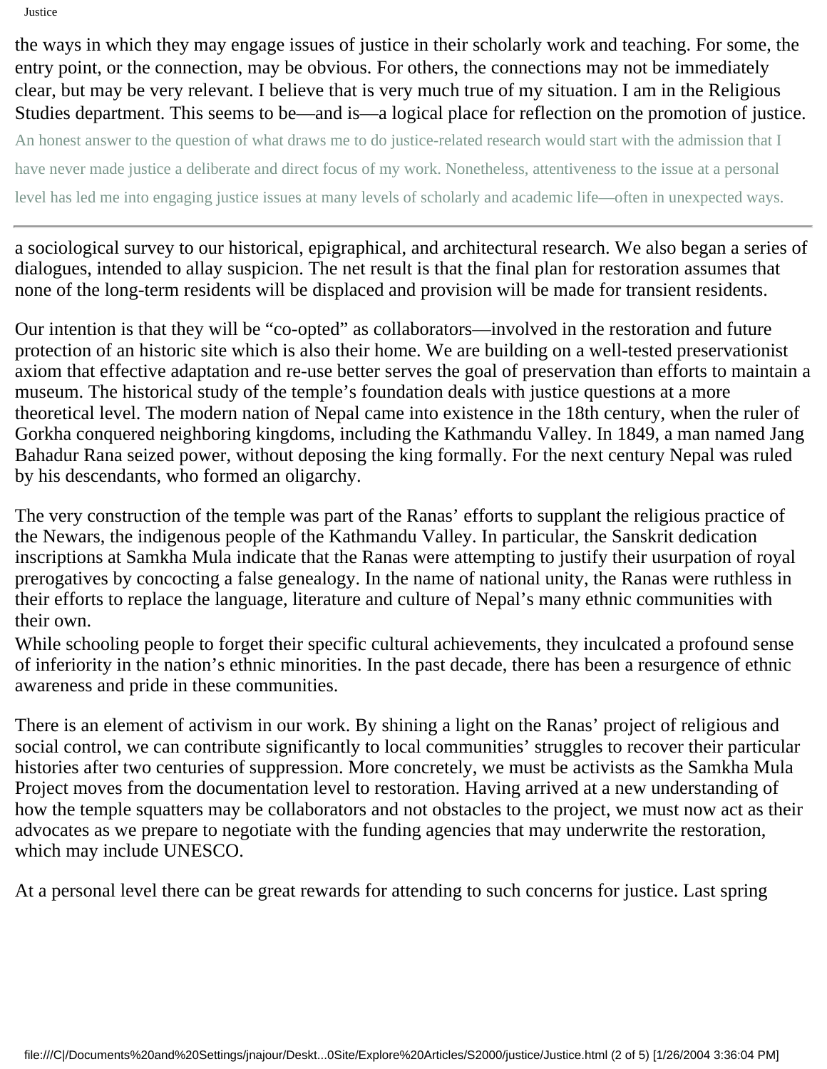the ways in which they may engage issues of justice in their scholarly work and teaching. For some, the entry point, or the connection, may be obvious. For others, the connections may not be immediately clear, but may be very relevant. I believe that is very much true of my situation. I am in the Religious Studies department. This seems to be—and is—a logical place for reflection on the promotion of justice.

An honest answer to the question of what draws me to do justice-related research would start with the admission that I have never made justice a deliberate and direct focus of my work. Nonetheless, attentiveness to the issue at a personal level has led me into engaging justice issues at many levels of scholarly and academic life—often in unexpected ways.

---

a sociological survey to our historical, epigraphical, and architectural research. We also began a series of dialogues, intended to allay suspicion. The net result is that the final plan for restoration assumes that none of the long-term residents will be displaced and provision will be made for transient residents.

Our intention is that they will be "co-opted" as collaborators—involved in the restoration and future protection of an historic site which is also their home. We are building on a well-tested preservationist axiom that effective adaptation and re-use better serves the goal of preservation than efforts to maintain a museum. The historical study of the temple's foundation deals with justice questions at a more theoretical level. The modern nation of Nepal came into existence in the 18th century, when the ruler of Gorkha conquered neighboring kingdoms, including the Kathmandu Valley. In 1849, a man named Jang Bahadur Rana seized power, without deposing the king formally. For the next century Nepal was ruled by his descendants, who formed an oligarchy.

The very construction of the temple was part of the Ranas' efforts to supplant the religious practice of the Newars, the indigenous people of the Kathmandu Valley. In particular, the Sanskrit dedication inscriptions at Samkha Mula indicate that the Ranas were attempting to justify their usurpation of royal prerogatives by concocting a false genealogy. In the name of national unity, the Ranas were ruthless in their efforts to replace the language, literature and culture of Nepal's many ethnic communities with their own.

While schooling people to forget their specific cultural achievements, they inculcated a profound sense of inferiority in the nation's ethnic minorities. In the past decade, there has been a resurgence of ethnic awareness and pride in these communities.

There is an element of activism in our work. By shining a light on the Ranas' project of religious and social control, we can contribute significantly to local communities' struggles to recover their particular histories after two centuries of suppression. More concretely, we must be activists as the Samkha Mula Project moves from the documentation level to restoration. Having arrived at a new understanding of how the temple squatters may be collaborators and not obstacles to the project, we must now act as their advocates as we prepare to negotiate with the funding agencies that may underwrite the restoration, which may include UNESCO.

At a personal level there can be great rewards for attending to such concerns for justice. Last spring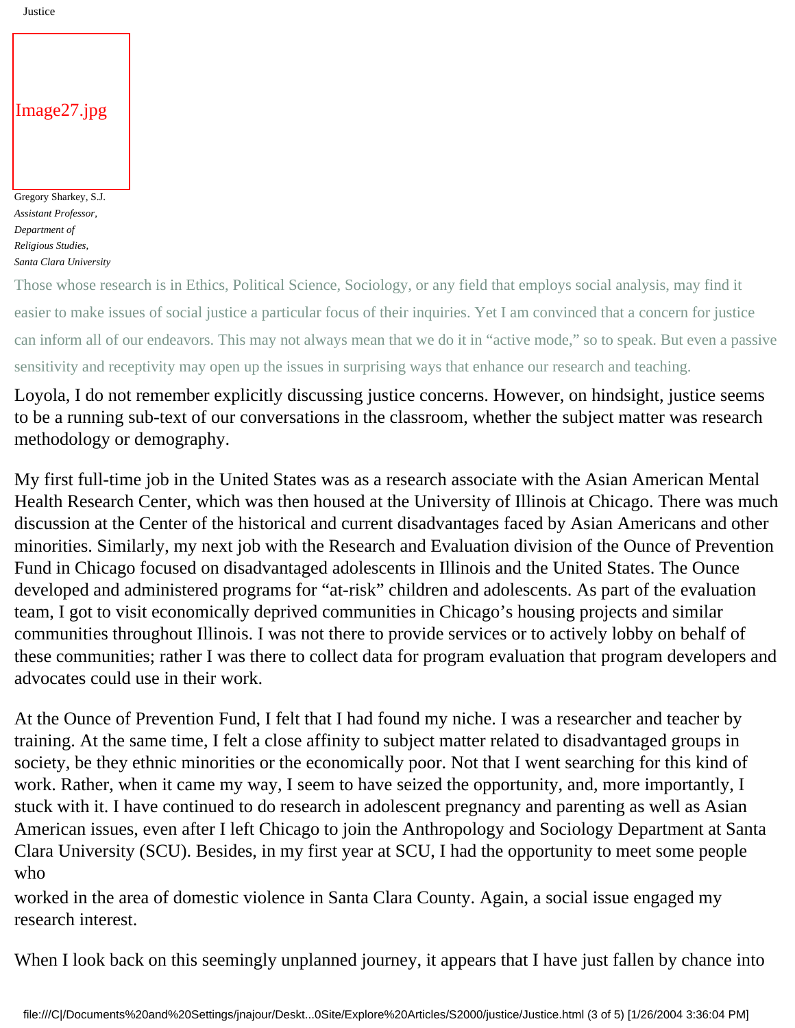Gregory Sharkey, S.J.
*Assistant Professor, Department of Religious Studies, Santa Clara University*

Those whose research is in Ethics, Political Science, Sociology, or any field that employs social analysis, may find it easier to make issues of social justice a particular focus of their inquiries. Yet I am convinced that a concern for justice can inform all of our endeavors. This may not always mean that we do it in "active mode," so to speak. But even a passive sensitivity and receptivity may open up the issues in surprising ways that enhance our research and teaching.

Loyola, I do not remember explicitly discussing justice concerns. However, on hindsight, justice seems to be a running sub-text of our conversations in the classroom, whether the subject matter was research methodology or demography.

My first full-time job in the United States was as a research associate with the Asian American Mental Health Research Center, which was then housed at the University of Illinois at Chicago. There was much discussion at the Center of the historical and current disadvantages faced by Asian Americans and other minorities. Similarly, my next job with the Research and Evaluation division of the Ounce of Prevention Fund in Chicago focused on disadvantaged adolescents in Illinois and the United States. The Ounce developed and administered programs for "at-risk" children and adolescents. As part of the evaluation team, I got to visit economically deprived communities in Chicago's housing projects and similar communities throughout Illinois. I was not there to provide services or to actively lobby on behalf of these communities; rather I was there to collect data for program evaluation that program developers and advocates could use in their work.

At the Ounce of Prevention Fund, I felt that I had found my niche. I was a researcher and teacher by training. At the same time, I felt a close affinity to subject matter related to disadvantaged groups in society, be they ethnic minorities or the economically poor. Not that I went searching for this kind of work. Rather, when it came my way, I seem to have seized the opportunity, and, more importantly, I stuck with it. I have continued to do research in adolescent pregnancy and parenting as well as Asian American issues, even after I left Chicago to join the Anthropology and Sociology Department at Santa Clara University (SCU). Besides, in my first year at SCU, I had the opportunity to meet some people who worked in the area of domestic violence in Santa Clara County. Again, a social issue engaged my research interest.

When I look back on this seemingly unplanned journey, it appears that I have just fallen by chance into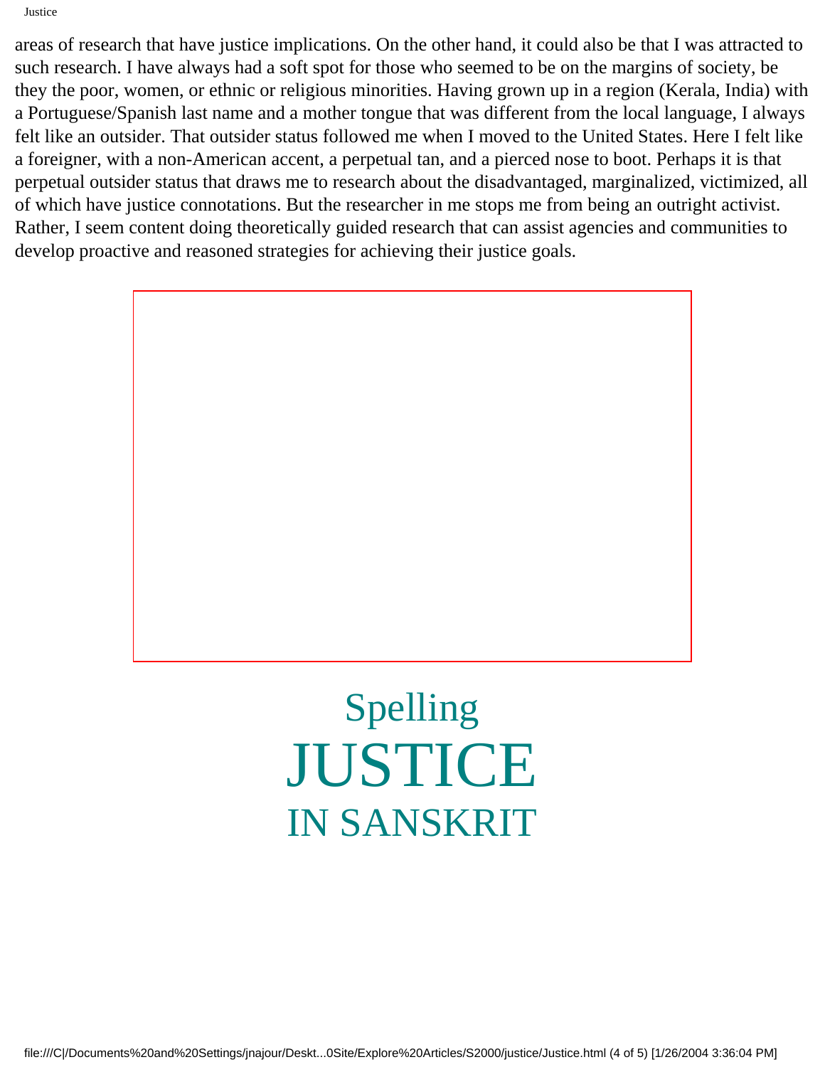areas of research that have justice implications. On the other hand, it could also be that I was attracted to such research. I have always had a soft spot for those who seemed to be on the margins of society, be they the poor, women, or ethnic or religious minorities. Having grown up in a region (Kerala, India) with a Portuguese/Spanish last name and a mother tongue that was different from the local language, I always felt like an outsider. That outsider status followed me when I moved to the United States. Here I felt like a foreigner, with a non-American accent, a perpetual tan, and a pierced nose to boot. Perhaps it is that perpetual outsider status that draws me to research about the disadvantaged, marginalized, victimized, all of which have justice connotations. But the researcher in me stops me from being an outright activist. Rather, I seem content doing theoretically guided research that can assist agencies and communities to develop proactive and reasoned strategies for achieving their justice goals.

# Spelling JUSTICE IN SANSKRIT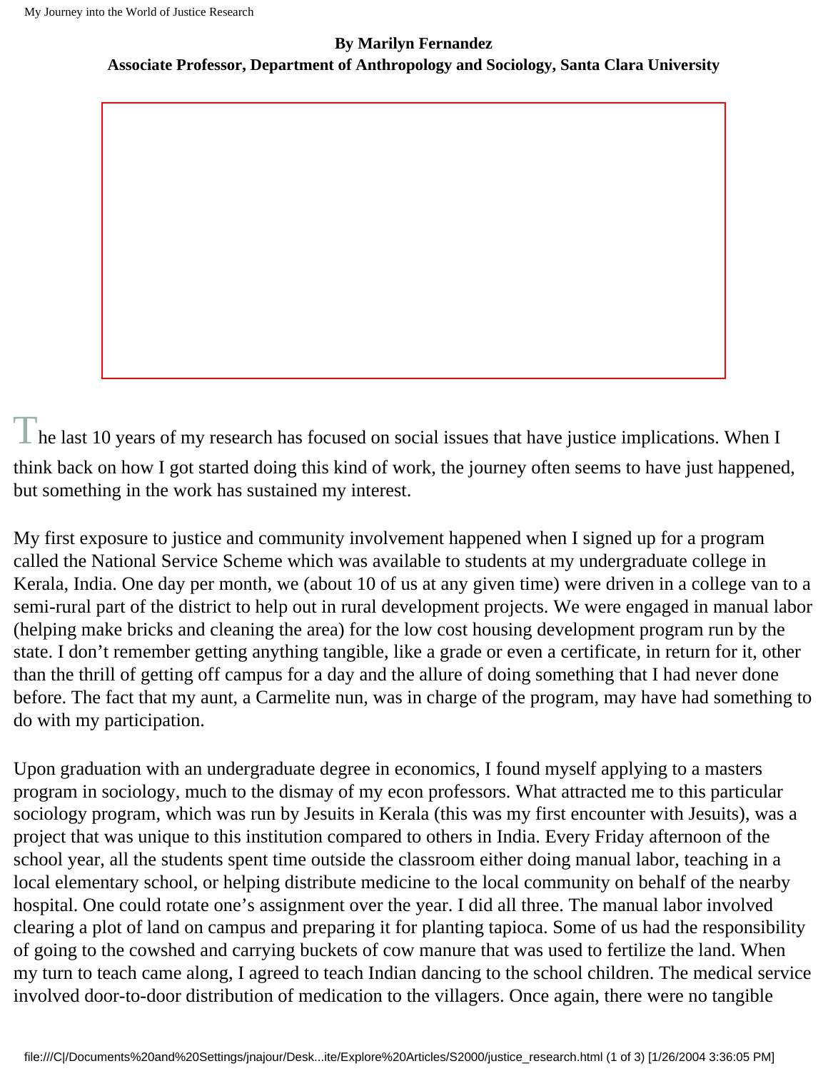**By Marilyn Fernandez**
**Associate Professor, Department of Anthropology and Sociology, Santa Clara University**

The last 10 years of my research has focused on social issues that have justice implications. When I think back on how I got started doing this kind of work, the journey often seems to have just happened, but something in the work has sustained my interest.

My first exposure to justice and community involvement happened when I signed up for a program called the National Service Scheme which was available to students at my undergraduate college in Kerala, India. One day per month, we (about 10 of us at any given time) were driven in a college van to a semi-rural part of the district to help out in rural development projects. We were engaged in manual labor (helping make bricks and cleaning the area) for the low cost housing development program run by the state. I don't remember getting anything tangible, like a grade or even a certificate, in return for it, other than the thrill of getting off campus for a day and the allure of doing something that I had never done before. The fact that my aunt, a Carmelite nun, was in charge of the program, may have had something to do with my participation.

Upon graduation with an undergraduate degree in economics, I found myself applying to a masters program in sociology, much to the dismay of my econ professors. What attracted me to this particular sociology program, which was run by Jesuits in Kerala (this was my first encounter with Jesuits), was a project that was unique to this institution compared to others in India. Every Friday afternoon of the school year, all the students spent time outside the classroom either doing manual labor, teaching in a local elementary school, or helping distribute medicine to the local community on behalf of the nearby hospital. One could rotate one's assignment over the year. I did all three. The manual labor involved clearing a plot of land on campus and preparing it for planting tapioca. Some of us had the responsibility of going to the cowshed and carrying buckets of cow manure that was used to fertilize the land. When my turn to teach came along, I agreed to teach Indian dancing to the school children. The medical service involved door-to-door distribution of medication to the villagers. Once again, there were no tangible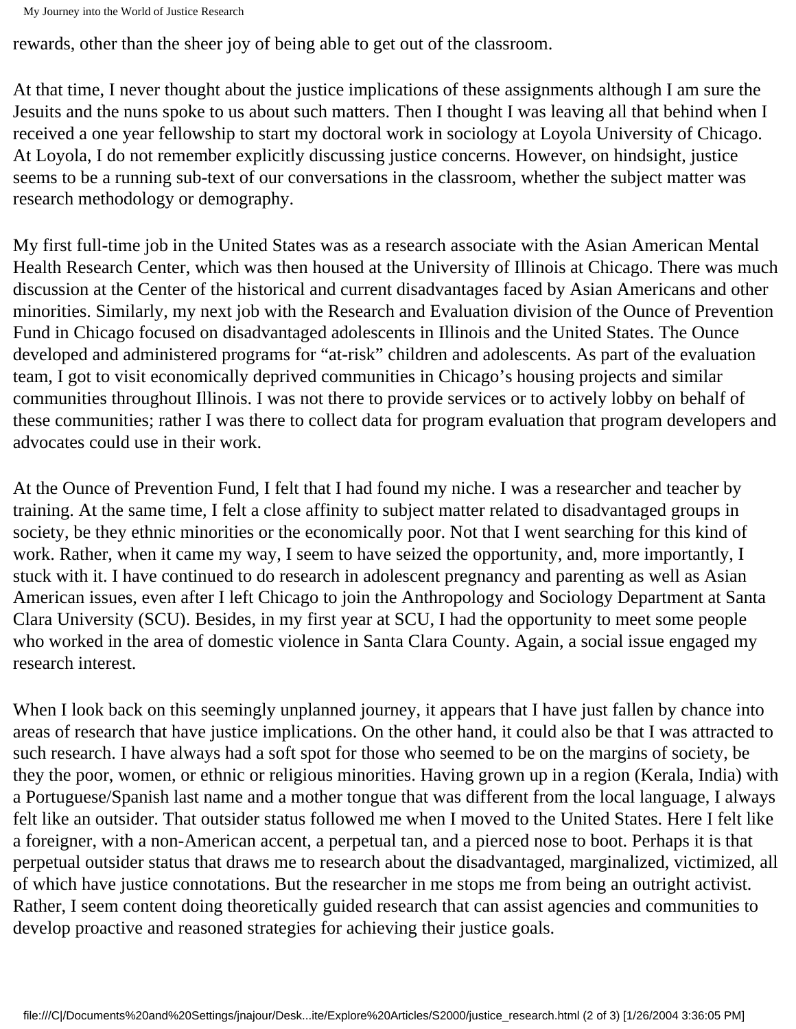rewards, other than the sheer joy of being able to get out of the classroom.

At that time, I never thought about the justice implications of these assignments although I am sure the Jesuits and the nuns spoke to us about such matters. Then I thought I was leaving all that behind when I received a one year fellowship to start my doctoral work in sociology at Loyola University of Chicago. At Loyola, I do not remember explicitly discussing justice concerns. However, on hindsight, justice seems to be a running sub-text of our conversations in the classroom, whether the subject matter was research methodology or demography.

My first full-time job in the United States was as a research associate with the Asian American Mental Health Research Center, which was then housed at the University of Illinois at Chicago. There was much discussion at the Center of the historical and current disadvantages faced by Asian Americans and other minorities. Similarly, my next job with the Research and Evaluation division of the Ounce of Prevention Fund in Chicago focused on disadvantaged adolescents in Illinois and the United States. The Ounce developed and administered programs for "at-risk" children and adolescents. As part of the evaluation team, I got to visit economically deprived communities in Chicago's housing projects and similar communities throughout Illinois. I was not there to provide services or to actively lobby on behalf of these communities; rather I was there to collect data for program evaluation that program developers and advocates could use in their work.

At the Ounce of Prevention Fund, I felt that I had found my niche. I was a researcher and teacher by training. At the same time, I felt a close affinity to subject matter related to disadvantaged groups in society, be they ethnic minorities or the economically poor. Not that I went searching for this kind of work. Rather, when it came my way, I seem to have seized the opportunity, and, more importantly, I stuck with it. I have continued to do research in adolescent pregnancy and parenting as well as Asian American issues, even after I left Chicago to join the Anthropology and Sociology Department at Santa Clara University (SCU). Besides, in my first year at SCU, I had the opportunity to meet some people who worked in the area of domestic violence in Santa Clara County. Again, a social issue engaged my research interest.

When I look back on this seemingly unplanned journey, it appears that I have just fallen by chance into areas of research that have justice implications. On the other hand, it could also be that I was attracted to such research. I have always had a soft spot for those who seemed to be on the margins of society, be they the poor, women, or ethnic or religious minorities. Having grown up in a region (Kerala, India) with a Portuguese/Spanish last name and a mother tongue that was different from the local language, I always felt like an outsider. That outsider status followed me when I moved to the United States. Here I felt like a foreigner, with a non-American accent, a perpetual tan, and a pierced nose to boot. Perhaps it is that perpetual outsider status that draws me to research about the disadvantaged, marginalized, victimized, all of which have justice connotations. But the researcher in me stops me from being an outright activist. Rather, I seem content doing theoretically guided research that can assist agencies and communities to develop proactive and reasoned strategies for achieving their justice goals.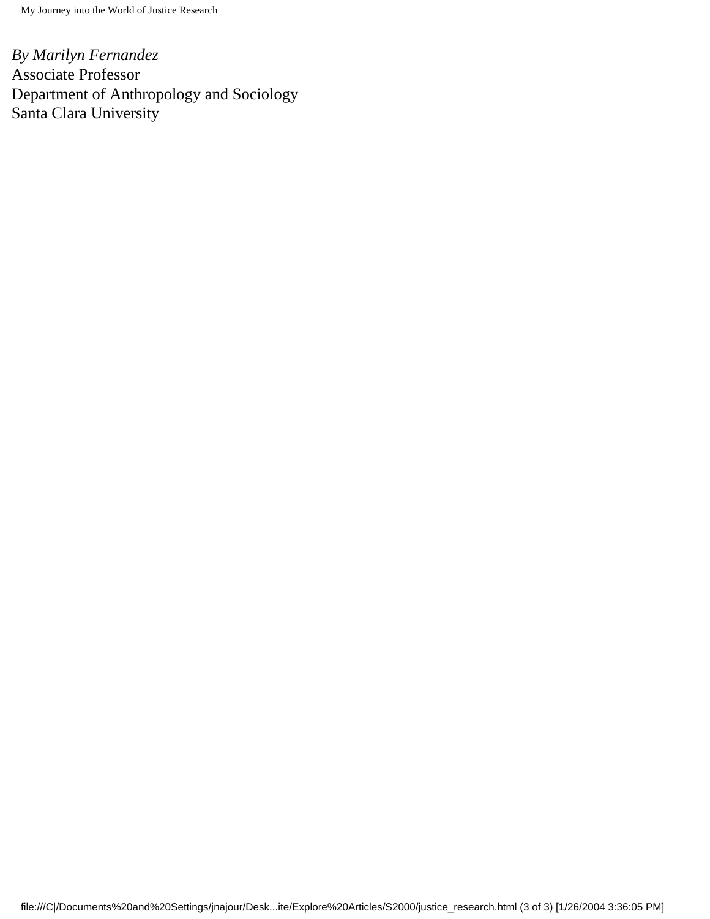*By Marilyn Fernandez*
Associate Professor
Department of Anthropology and Sociology
Santa Clara University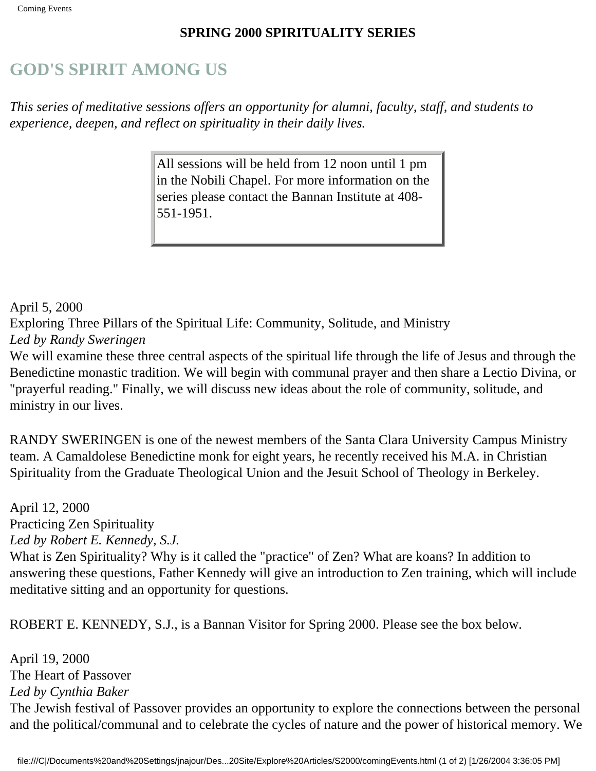**SPRING 2000 SPIRITUALITY SERIES**

# GOD'S SPIRIT AMONG US

*This series of meditative sessions offers an opportunity for alumni, faculty, staff, and students to experience, deepen, and reflect on spirituality in their daily lives.*

All sessions will be held from 12 noon until 1 pm in the Nobili Chapel. For more information on the series please contact the Bannan Institute at 408-551-1951.

April 5, 2000
Exploring Three Pillars of the Spiritual Life: Community, Solitude, and Ministry
*Led by Randy Sweringen*
We will examine these three central aspects of the spiritual life through the life of Jesus and through the Benedictine monastic tradition. We will begin with communal prayer and then share a Lectio Divina, or "prayerful reading." Finally, we will discuss new ideas about the role of community, solitude, and ministry in our lives.

RANDY SWERINGEN is one of the newest members of the Santa Clara University Campus Ministry team. A Camaldolese Benedictine monk for eight years, he recently received his M.A. in Christian Spirituality from the Graduate Theological Union and the Jesuit School of Theology in Berkeley.

April 12, 2000
Practicing Zen Spirituality
*Led by Robert E. Kennedy, S.J.*
What is Zen Spirituality? Why is it called the "practice" of Zen? What are koans? In addition to answering these questions, Father Kennedy will give an introduction to Zen training, which will include meditative sitting and an opportunity for questions.

ROBERT E. KENNEDY, S.J., is a Bannan Visitor for Spring 2000. Please see the box below.

April 19, 2000
The Heart of Passover
*Led by Cynthia Baker*
The Jewish festival of Passover provides an opportunity to explore the connections between the personal and the political/communal and to celebrate the cycles of nature and the power of historical memory. We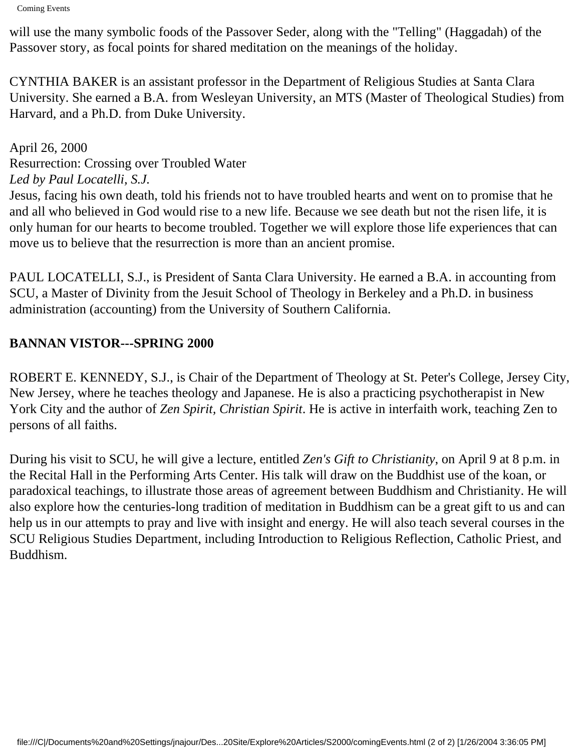will use the many symbolic foods of the Passover Seder, along with the "Telling" (Haggadah) of the Passover story, as focal points for shared meditation on the meanings of the holiday.

CYNTHIA BAKER is an assistant professor in the Department of Religious Studies at Santa Clara University. She earned a B.A. from Wesleyan University, an MTS (Master of Theological Studies) from Harvard, and a Ph.D. from Duke University.

April 26, 2000
Resurrection: Crossing over Troubled Water
*Led by Paul Locatelli, S.J.*
Jesus, facing his own death, told his friends not to have troubled hearts and went on to promise that he and all who believed in God would rise to a new life. Because we see death but not the risen life, it is only human for our hearts to become troubled. Together we will explore those life experiences that can move us to believe that the resurrection is more than an ancient promise.

PAUL LOCATELLI, S.J., is President of Santa Clara University. He earned a B.A. in accounting from SCU, a Master of Divinity from the Jesuit School of Theology in Berkeley and a Ph.D. in business administration (accounting) from the University of Southern California.

**BANNAN VISTOR---SPRING 2000**

ROBERT E. KENNEDY, S.J., is Chair of the Department of Theology at St. Peter's College, Jersey City, New Jersey, where he teaches theology and Japanese. He is also a practicing psychotherapist in New York City and the author of *Zen Spirit, Christian Spirit*. He is active in interfaith work, teaching Zen to persons of all faiths.

During his visit to SCU, he will give a lecture, entitled *Zen's Gift to Christianity*, on April 9 at 8 p.m. in the Recital Hall in the Performing Arts Center. His talk will draw on the Buddhist use of the koan, or paradoxical teachings, to illustrate those areas of agreement between Buddhism and Christianity. He will also explore how the centuries-long tradition of meditation in Buddhism can be a great gift to us and can help us in our attempts to pray and live with insight and energy. He will also teach several courses in the SCU Religious Studies Department, including Introduction to Religious Reflection, Catholic Priest, and Buddhism.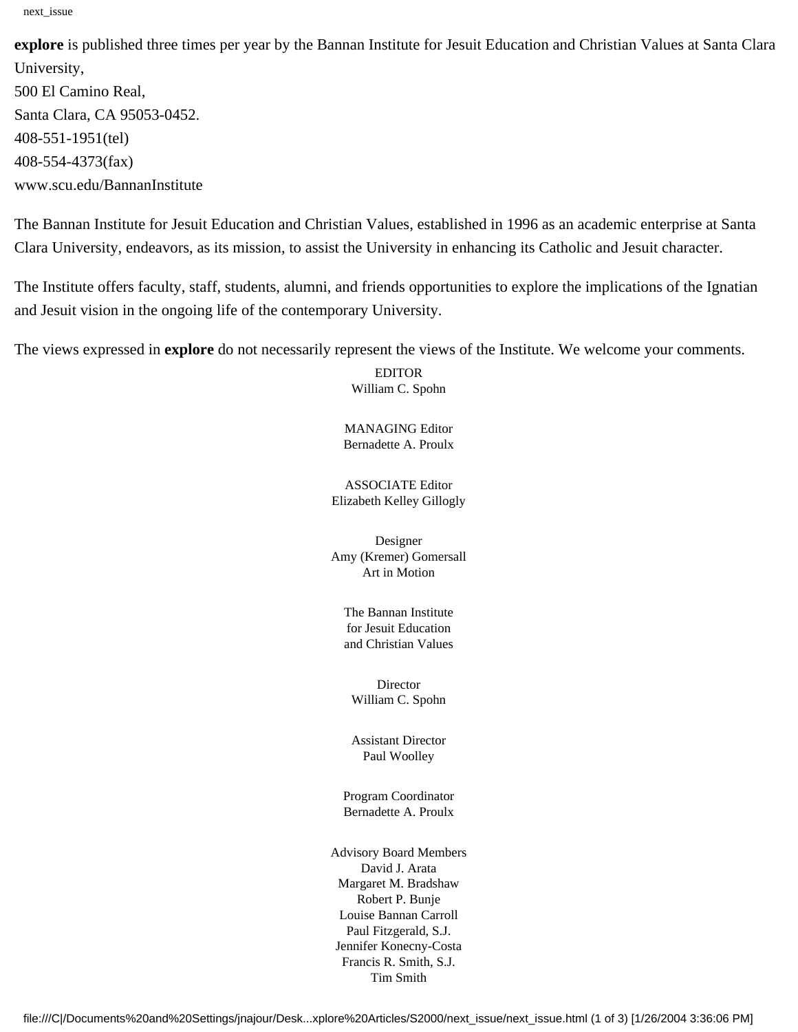**explore** is published three times per year by the Bannan Institute for Jesuit Education and Christian Values at Santa Clara University,
500 El Camino Real,
Santa Clara, CA 95053-0452.
408-551-1951(tel)
408-554-4373(fax)
www.scu.edu/BannanInstitute

The Bannan Institute for Jesuit Education and Christian Values, established in 1996 as an academic enterprise at Santa Clara University, endeavors, as its mission, to assist the University in enhancing its Catholic and Jesuit character.

The Institute offers faculty, staff, students, alumni, and friends opportunities to explore the implications of the Ignatian and Jesuit vision in the ongoing life of the contemporary University.

The views expressed in **explore** do not necessarily represent the views of the Institute. We welcome your comments.

EDITOR
William C. Spohn

MANAGING Editor
Bernadette A. Proulx

ASSOCIATE Editor
Elizabeth Kelley Gillogly

Designer
Amy (Kremer) Gomersall
Art in Motion

The Bannan Institute
for Jesuit Education
and Christian Values

Director
William C. Spohn

Assistant Director
Paul Woolley

Program Coordinator
Bernadette A. Proulx

Advisory Board Members
David J. Arata
Margaret M. Bradshaw
Robert P. Bunje
Louise Bannan Carroll
Paul Fitzgerald, S.J.
Jennifer Konecny-Costa
Francis R. Smith, S.J.
Tim Smith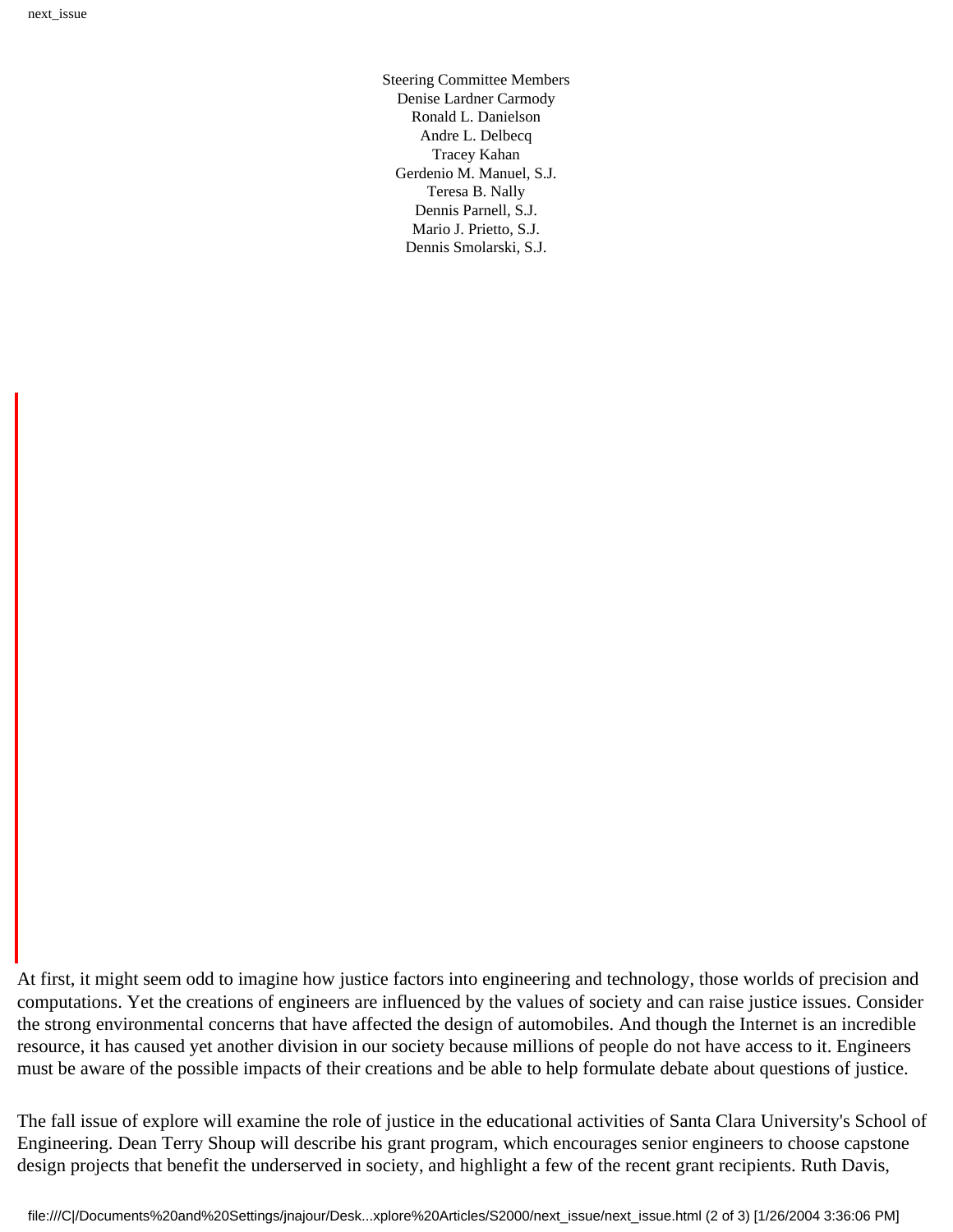Steering Committee Members
Denise Lardner Carmody
Ronald L. Danielson
Andre L. Delbecq
Tracey Kahan
Gerdenio M. Manuel, S.J.
Teresa B. Nally
Dennis Parnell, S.J.
Mario J. Prietto, S.J.
Dennis Smolarski, S.J.

At first, it might seem odd to imagine how justice factors into engineering and technology, those worlds of precision and computations. Yet the creations of engineers are influenced by the values of society and can raise justice issues. Consider the strong environmental concerns that have affected the design of automobiles. And though the Internet is an incredible resource, it has caused yet another division in our society because millions of people do not have access to it. Engineers must be aware of the possible impacts of their creations and be able to help formulate debate about questions of justice.

The fall issue of explore will examine the role of justice in the educational activities of Santa Clara University's School of Engineering. Dean Terry Shoup will describe his grant program, which encourages senior engineers to choose capstone design projects that benefit the underserved in society, and highlight a few of the recent grant recipients. Ruth Davis,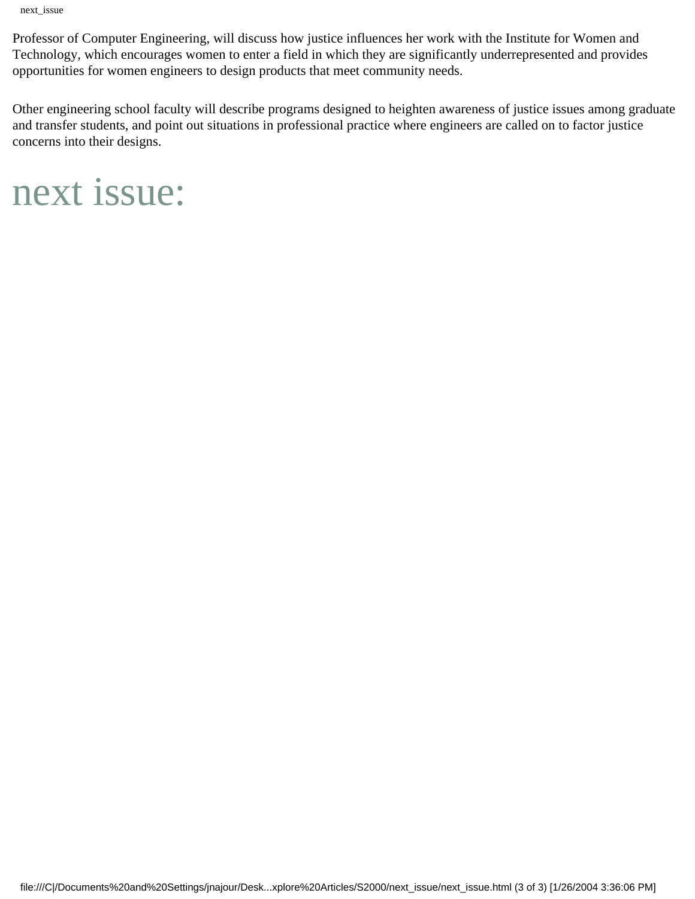Professor of Computer Engineering, will discuss how justice influences her work with the Institute for Women and Technology, which encourages women to enter a field in which they are significantly underrepresented and provides opportunities for women engineers to design products that meet community needs.

Other engineering school faculty will describe programs designed to heighten awareness of justice issues among graduate and transfer students, and point out situations in professional practice where engineers are called on to factor justice concerns into their designs.

# next issue: